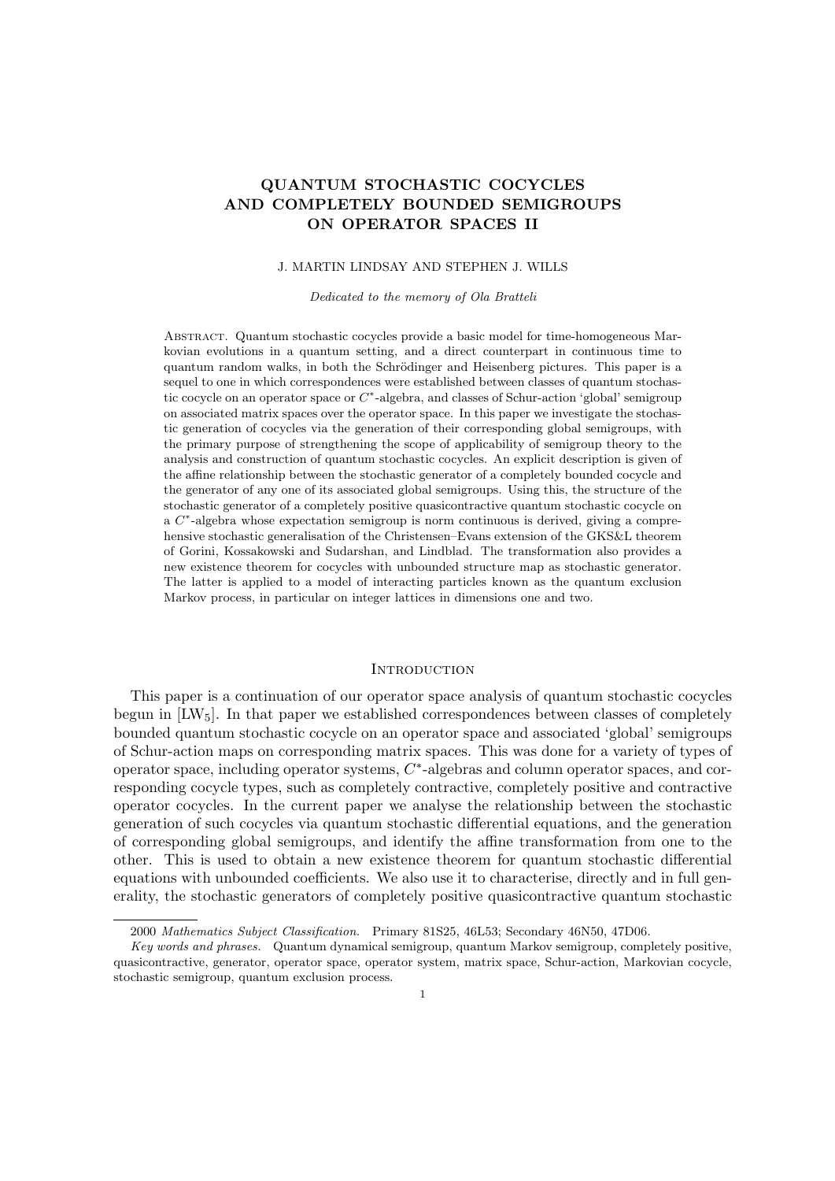# QUANTUM STOCHASTIC COCYCLES AND COMPLETELY BOUNDED SEMIGROUPS ON OPERATOR SPACES II

J. MARTIN LINDSAY AND STEPHEN J. WILLS

*Dedicated to the memory of Ola Bratteli*

Abstract. Quantum stochastic cocycles provide a basic model for time-homogeneous Markovian evolutions in a quantum setting, and a direct counterpart in continuous time to quantum random walks, in both the Schrödinger and Heisenberg pictures. This paper is a sequel to one in which correspondences were established between classes of quantum stochastic cocycle on an operator space or $C^*$-algebra, and classes of Schur-action 'global' semigroup on associated matrix spaces over the operator space. In this paper we investigate the stochastic generation of cocycles via the generation of their corresponding global semigroups, with the primary purpose of strengthening the scope of applicability of semigroup theory to the analysis and construction of quantum stochastic cocycles. An explicit description is given of the affine relationship between the stochastic generator of a completely bounded cocycle and the generator of any one of its associated global semigroups. Using this, the structure of the stochastic generator of a completely positive quasicontractive quantum stochastic cocycle on a $C^*$-algebra whose expectation semigroup is norm continuous is derived, giving a comprehensive stochastic generalisation of the Christensen–Evans extension of the GKS&L theorem of Gorini, Kossakowski and Sudarshan, and Lindblad. The transformation also provides a new existence theorem for cocycles with unbounded structure map as stochastic generator. The latter is applied to a model of interacting particles known as the quantum exclusion Markov process, in particular on integer lattices in dimensions one and two.

## Introduction

This paper is a continuation of our operator space analysis of quantum stochastic cocycles begun in [LW$_5$]. In that paper we established correspondences between classes of completely bounded quantum stochastic cocycle on an operator space and associated 'global' semigroups of Schur-action maps on corresponding matrix spaces. This was done for a variety of types of operator space, including operator systems, $C^*$-algebras and column operator spaces, and corresponding cocycle types, such as completely contractive, completely positive and contractive operator cocycles. In the current paper we analyse the relationship between the stochastic generation of such cocycles via quantum stochastic differential equations, and the generation of corresponding global semigroups, and identify the affine transformation from one to the other. This is used to obtain a new existence theorem for quantum stochastic differential equations with unbounded coefficients. We also use it to characterise, directly and in full generality, the stochastic generators of completely positive quasicontractive quantum stochastic

2000 *Mathematics Subject Classification.* Primary 81S25, 46L53; Secondary 46N50, 47D06.

*Key words and phrases.* Quantum dynamical semigroup, quantum Markov semigroup, completely positive, quasicontractive, generator, operator space, operator system, matrix space, Schur-action, Markovian cocycle, stochastic semigroup, quantum exclusion process.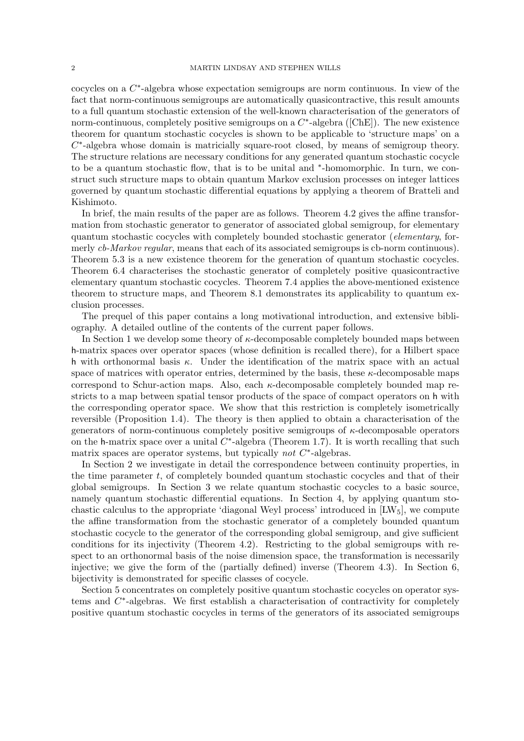cocycles on a $C^*$-algebra whose expectation semigroups are norm continuous. In view of the fact that norm-continuous semigroups are automatically quasicontractive, this result amounts to a full quantum stochastic extension of the well-known characterisation of the generators of norm-continuous, completely positive semigroups on a $C^*$-algebra ([ChE]). The new existence theorem for quantum stochastic cocycles is shown to be applicable to 'structure maps' on a $C^*$-algebra whose domain is matricially square-root closed, by means of semigroup theory. The structure relations are necessary conditions for any generated quantum stochastic cocycle to be a quantum stochastic flow, that is to be unital and $^*$-homomorphic. In turn, we construct such structure maps to obtain quantum Markov exclusion processes on integer lattices governed by quantum stochastic differential equations by applying a theorem of Bratteli and Kishimoto.

In brief, the main results of the paper are as follows. Theorem 4.2 gives the affine transformation from stochastic generator to generator of associated global semigroup, for elementary quantum stochastic cocycles with completely bounded stochastic generator (*elementary*, formerly *cb-Markov regular*, means that each of its associated semigroups is cb-norm continuous). Theorem 5.3 is a new existence theorem for the generation of quantum stochastic cocycles. Theorem 6.4 characterises the stochastic generator of completely positive quasicontractive elementary quantum stochastic cocycles. Theorem 7.4 applies the above-mentioned existence theorem to structure maps, and Theorem 8.1 demonstrates its applicability to quantum exclusion processes.

The prequel of this paper contains a long motivational introduction, and extensive bibliography. A detailed outline of the contents of the current paper follows.

In Section 1 we develop some theory of $\kappa$-decomposable completely bounded maps between $\mathsf{h}$-matrix spaces over operator spaces (whose definition is recalled there), for a Hilbert space $\mathsf{h}$ with orthonormal basis $\kappa$. Under the identification of the matrix space with an actual space of matrices with operator entries, determined by the basis, these $\kappa$-decomposable maps correspond to Schur-action maps. Also, each $\kappa$-decomposable completely bounded map restricts to a map between spatial tensor products of the space of compact operators on $\mathsf{h}$ with the corresponding operator space. We show that this restriction is completely isometrically reversible (Proposition 1.4). The theory is then applied to obtain a characterisation of the generators of norm-continuous completely positive semigroups of $\kappa$-decomposable operators on the $\mathsf{h}$-matrix space over a unital $C^*$-algebra (Theorem 1.7). It is worth recalling that such matrix spaces are operator systems, but typically *not* $C^*$-algebras.

In Section 2 we investigate in detail the correspondence between continuity properties, in the time parameter $t$, of completely bounded quantum stochastic cocycles and that of their global semigroups. In Section 3 we relate quantum stochastic cocycles to a basic source, namely quantum stochastic differential equations. In Section 4, by applying quantum stochastic calculus to the appropriate 'diagonal Weyl process' introduced in [LW$_5$], we compute the affine transformation from the stochastic generator of a completely bounded quantum stochastic cocycle to the generator of the corresponding global semigroup, and give sufficient conditions for its injectivity (Theorem 4.2). Restricting to the global semigroups with respect to an orthonormal basis of the noise dimension space, the transformation is necessarily injective; we give the form of the (partially defined) inverse (Theorem 4.3). In Section 6, bijectivity is demonstrated for specific classes of cocycle.

Section 5 concentrates on completely positive quantum stochastic cocycles on operator systems and $C^*$-algebras. We first establish a characterisation of contractivity for completely positive quantum stochastic cocycles in terms of the generators of its associated semigroups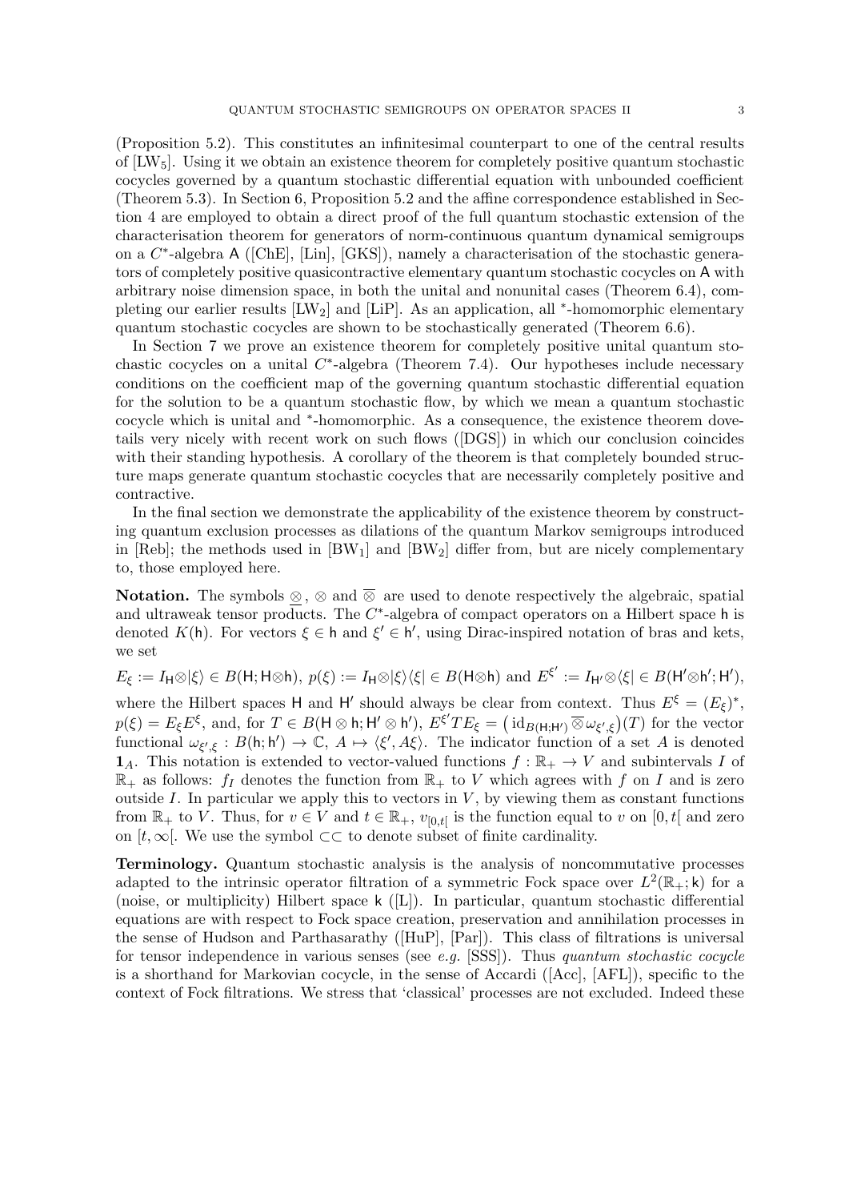(Proposition 5.2). This constitutes an infinitesimal counterpart to one of the central results of [LW$_5$]. Using it we obtain an existence theorem for completely positive quantum stochastic cocycles governed by a quantum stochastic differential equation with unbounded coefficient (Theorem 5.3). In Section 6, Proposition 5.2 and the affine correspondence established in Section 4 are employed to obtain a direct proof of the full quantum stochastic extension of the characterisation theorem for generators of norm-continuous quantum dynamical semigroups on a $C^*$-algebra $\mathsf{A}$ ([ChE], [Lin], [GKS]), namely a characterisation of the stochastic generators of completely positive quasicontractive elementary quantum stochastic cocycles on $\mathsf{A}$ with arbitrary noise dimension space, in both the unital and nonunital cases (Theorem 6.4), completing our earlier results [LW$_2$] and [LiP]. As an application, all $^*$-homomorphic elementary quantum stochastic cocycles are shown to be stochastically generated (Theorem 6.6).

In Section 7 we prove an existence theorem for completely positive unital quantum stochastic cocycles on a unital $C^*$-algebra (Theorem 7.4). Our hypotheses include necessary conditions on the coefficient map of the governing quantum stochastic differential equation for the solution to be a quantum stochastic flow, by which we mean a quantum stochastic cocycle which is unital and $^*$-homomorphic. As a consequence, the existence theorem dovetails very nicely with recent work on such flows ([DGS]) in which our conclusion coincides with their standing hypothesis. A corollary of the theorem is that completely bounded structure maps generate quantum stochastic cocycles that are necessarily completely positive and contractive.

In the final section we demonstrate the applicability of the existence theorem by constructing quantum exclusion processes as dilations of the quantum Markov semigroups introduced in [Reb]; the methods used in [BW$_1$] and [BW$_2$] differ from, but are nicely complementary to, those employed here.

**Notation.** The symbols $\underline{\otimes}$, $\otimes$ and $\overline{\otimes}$ are used to denote respectively the algebraic, spatial and ultraweak tensor products. The $C^*$-algebra of compact operators on a Hilbert space $\mathsf{h}$ is denoted $K(\mathsf{h})$. For vectors $\xi \in \mathsf{h}$ and $\xi' \in \mathsf{h}'$, using Dirac-inspired notation of bras and kets, we set

$E_\xi := I_{\mathsf{H}} \otimes |\xi\rangle \in B(\mathsf{H}; \mathsf{H} \otimes \mathsf{h})$, $p(\xi) := I_{\mathsf{H}} \otimes |\xi\rangle\langle\xi| \in B(\mathsf{H} \otimes \mathsf{h})$ and $E^{\xi'} := I_{\mathsf{H}'} \otimes \langle\xi| \in B(\mathsf{H}' \otimes \mathsf{h}'; \mathsf{H}')$,

where the Hilbert spaces $\mathsf{H}$ and $\mathsf{H}'$ should always be clear from context. Thus $E^\xi = (E_\xi)^*$, $p(\xi) = E_\xi E^\xi$, and, for $T \in B(\mathsf{H} \otimes \mathsf{h}; \mathsf{H}' \otimes \mathsf{h}')$, $E^{\xi'} T E_\xi = \big(\mathrm{id}_{B(\mathsf{H};\mathsf{H}')} \overline{\otimes}\, \omega_{\xi',\xi}\big)(T)$ for the vector functional $\omega_{\xi',\xi} : B(\mathsf{h}; \mathsf{h}') \to \mathbb{C}$, $A \mapsto \langle \xi', A\xi\rangle$. The indicator function of a set $A$ is denoted $\mathbf{1}_A$. This notation is extended to vector-valued functions $f : \mathbb{R}_+ \to V$ and subintervals $I$ of $\mathbb{R}_+$ as follows: $f_I$ denotes the function from $\mathbb{R}_+$ to $V$ which agrees with $f$ on $I$ and is zero outside $I$. In particular we apply this to vectors in $V$, by viewing them as constant functions from $\mathbb{R}_+$ to $V$. Thus, for $v \in V$ and $t \in \mathbb{R}_+$, $v_{[0,t[}$ is the function equal to $v$ on $[0, t[$ and zero on $[t, \infty[$. We use the symbol $\subset\subset$ to denote subset of finite cardinality.

**Terminology.** Quantum stochastic analysis is the analysis of noncommutative processes adapted to the intrinsic operator filtration of a symmetric Fock space over $L^2(\mathbb{R}_+; \mathsf{k})$ for a (noise, or multiplicity) Hilbert space $\mathsf{k}$ ([L]). In particular, quantum stochastic differential equations are with respect to Fock space creation, preservation and annihilation processes in the sense of Hudson and Parthasarathy ([HuP], [Par]). This class of filtrations is universal for tensor independence in various senses (see *e.g.* [SSS]). Thus *quantum stochastic cocycle* is a shorthand for Markovian cocycle, in the sense of Accardi ([Acc], [AFL]), specific to the context of Fock filtrations. We stress that 'classical' processes are not excluded. Indeed these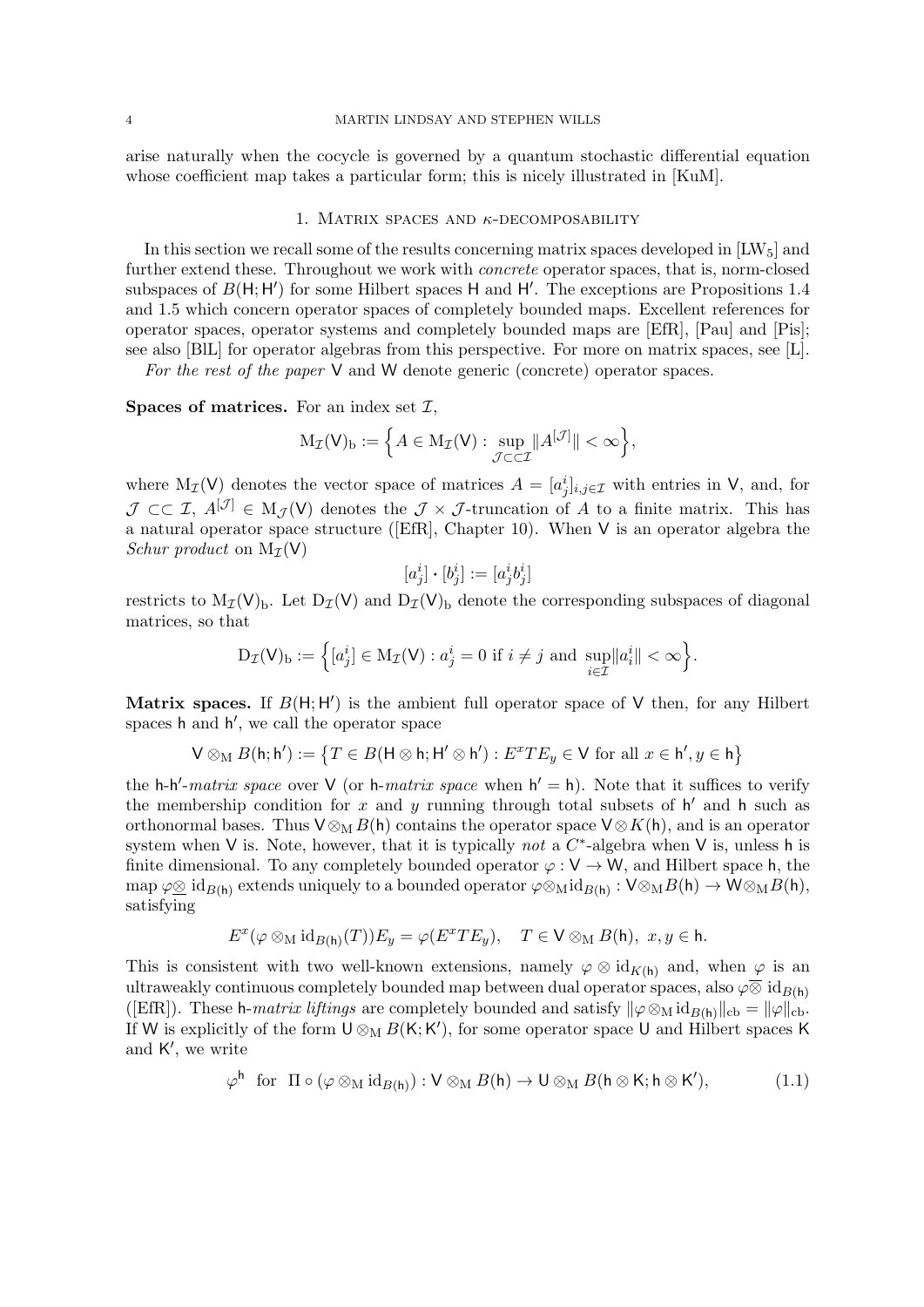arise naturally when the cocycle is governed by a quantum stochastic differential equation whose coefficient map takes a particular form; this is nicely illustrated in [KuM].

## 1. Matrix spaces and $\kappa$-decomposability

In this section we recall some of the results concerning matrix spaces developed in [LW$_5$] and further extend these. Throughout we work with *concrete* operator spaces, that is, norm-closed subspaces of $B(\mathsf{H};\mathsf{H}')$ for some Hilbert spaces $\mathsf{H}$ and $\mathsf{H}'$. The exceptions are Propositions 1.4 and 1.5 which concern operator spaces of completely bounded maps. Excellent references for operator spaces, operator systems and completely bounded maps are [EfR], [Pau] and [Pis]; see also [BlL] for operator algebras from this perspective. For more on matrix spaces, see [L].

*For the rest of the paper* $\mathsf{V}$ and $\mathsf{W}$ denote generic (concrete) operator spaces.

**Spaces of matrices.** For an index set $\mathcal{I}$,

$$\mathrm{M}_{\mathcal{I}}(\mathsf{V})_{\mathrm{b}} := \Big\{ A \in \mathrm{M}_{\mathcal{I}}(\mathsf{V}) : \sup_{\mathcal{J} \subset\subset \mathcal{I}} \|A^{[\mathcal{J}]}\| < \infty \Big\},$$

where $\mathrm{M}_{\mathcal{I}}(\mathsf{V})$ denotes the vector space of matrices $A = [a^i_j]_{i,j\in\mathcal{I}}$ with entries in $\mathsf{V}$, and, for $\mathcal{J} \subset\subset \mathcal{I}$, $A^{[\mathcal{J}]} \in \mathrm{M}_{\mathcal{J}}(\mathsf{V})$ denotes the $\mathcal{J}\times\mathcal{J}$-truncation of $A$ to a finite matrix. This has a natural operator space structure ([EfR], Chapter 10). When $\mathsf{V}$ is an operator algebra the *Schur product* on $\mathrm{M}_{\mathcal{I}}(\mathsf{V})$

$$[a^i_j] \cdot [b^i_j] := [a^i_j b^i_j]$$

restricts to $\mathrm{M}_{\mathcal{I}}(\mathsf{V})_{\mathrm{b}}$. Let $\mathrm{D}_{\mathcal{I}}(\mathsf{V})$ and $\mathrm{D}_{\mathcal{I}}(\mathsf{V})_{\mathrm{b}}$ denote the corresponding subspaces of diagonal matrices, so that

$$\mathrm{D}_{\mathcal{I}}(\mathsf{V})_{\mathrm{b}} := \Big\{ [a^i_j] \in \mathrm{M}_{\mathcal{I}}(\mathsf{V}) : a^i_j = 0 \text{ if } i \neq j \text{ and } \sup_{i\in\mathcal{I}} \|a^i_i\| < \infty \Big\}.$$

**Matrix spaces.** If $B(\mathsf{H};\mathsf{H}')$ is the ambient full operator space of $\mathsf{V}$ then, for any Hilbert spaces $\mathsf{h}$ and $\mathsf{h}'$, we call the operator space

$$\mathsf{V} \otimes_{\mathrm{M}} B(\mathsf{h};\mathsf{h}') := \big\{ T \in B(\mathsf{H}\otimes\mathsf{h};\mathsf{H}'\otimes\mathsf{h}') : E^x T E_y \in \mathsf{V} \text{ for all } x \in \mathsf{h}', y \in \mathsf{h} \big\}$$

the $\mathsf{h}$-$\mathsf{h}'$-*matrix space* over $\mathsf{V}$ (or $\mathsf{h}$-*matrix space* when $\mathsf{h}' = \mathsf{h}$). Note that it suffices to verify the membership condition for $x$ and $y$ running through total subsets of $\mathsf{h}'$ and $\mathsf{h}$ such as orthonormal bases. Thus $\mathsf{V}\otimes_{\mathrm{M}} B(\mathsf{h})$ contains the operator space $\mathsf{V}\otimes K(\mathsf{h})$, and is an operator system when $\mathsf{V}$ is. Note, however, that it is typically *not* a $C^*$-algebra when $\mathsf{V}$ is, unless $\mathsf{h}$ is finite dimensional. To any completely bounded operator $\varphi : \mathsf{V} \to \mathsf{W}$, and Hilbert space $\mathsf{h}$, the map $\varphi \underline{\otimes} \mathrm{id}_{B(\mathsf{h})}$ extends uniquely to a bounded operator $\varphi\otimes_{\mathrm{M}}\mathrm{id}_{B(\mathsf{h})} : \mathsf{V}\otimes_{\mathrm{M}} B(\mathsf{h}) \to \mathsf{W}\otimes_{\mathrm{M}} B(\mathsf{h})$, satisfying

$$E^x(\varphi\otimes_{\mathrm{M}}\mathrm{id}_{B(\mathsf{h})}(T))E_y = \varphi(E^x T E_y), \quad T \in \mathsf{V}\otimes_{\mathrm{M}} B(\mathsf{h}),\ x, y \in \mathsf{h}.$$

This is consistent with two well-known extensions, namely $\varphi\otimes\mathrm{id}_{K(\mathsf{h})}$ and, when $\varphi$ is an ultraweakly continuous completely bounded map between dual operator spaces, also $\varphi\overline{\otimes}\,\mathrm{id}_{B(\mathsf{h})}$ ([EfR]). These $\mathsf{h}$-*matrix liftings* are completely bounded and satisfy $\|\varphi\otimes_{\mathrm{M}}\mathrm{id}_{B(\mathsf{h})}\|_{\mathrm{cb}} = \|\varphi\|_{\mathrm{cb}}$. If $\mathsf{W}$ is explicitly of the form $\mathsf{U}\otimes_{\mathrm{M}} B(\mathsf{K};\mathsf{K}')$, for some operator space $\mathsf{U}$ and Hilbert spaces $\mathsf{K}$ and $\mathsf{K}'$, we write

$$\varphi^{\mathsf{h}} \ \text{ for } \ \Pi\circ(\varphi\otimes_{\mathrm{M}}\mathrm{id}_{B(\mathsf{h})}) : \mathsf{V}\otimes_{\mathrm{M}} B(\mathsf{h}) \to \mathsf{U}\otimes_{\mathrm{M}} B(\mathsf{h}\otimes\mathsf{K};\mathsf{h}\otimes\mathsf{K}'), \tag{1.1}$$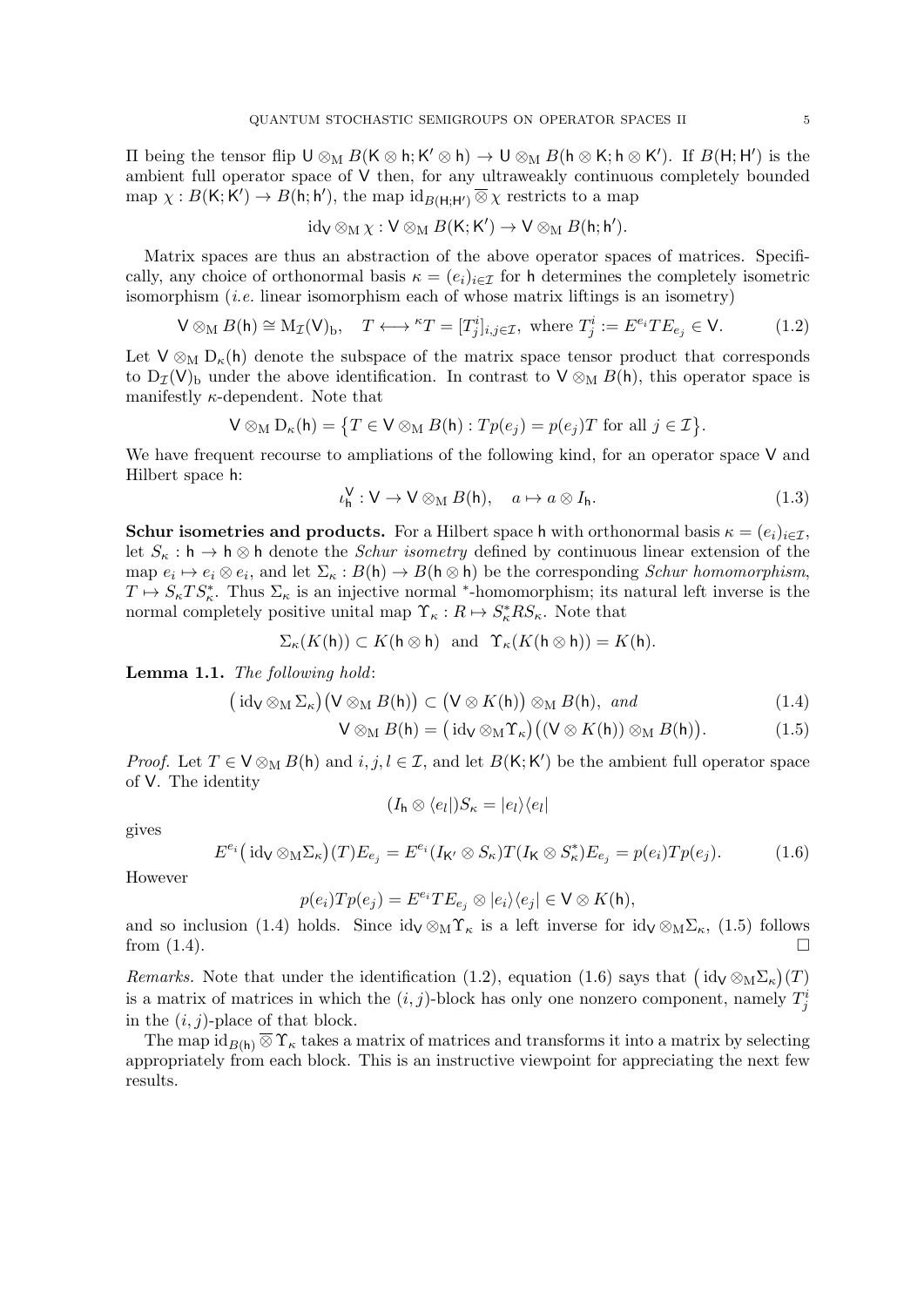$\Pi$ being the tensor flip $\mathsf{U} \otimes_{\mathrm{M}} B(\mathsf{K} \otimes \mathsf{h}; \mathsf{K}' \otimes \mathsf{h}) \to \mathsf{U} \otimes_{\mathrm{M}} B(\mathsf{h} \otimes \mathsf{K}; \mathsf{h} \otimes \mathsf{K}')$. If $B(\mathsf{H}; \mathsf{H}')$ is the ambient full operator space of $\mathsf{V}$ then, for any ultraweakly continuous completely bounded map $\chi : B(\mathsf{K}; \mathsf{K}') \to B(\mathsf{h}; \mathsf{h}')$, the map $\mathrm{id}_{B(\mathsf{H};\mathsf{H}')} \overline{\otimes} \chi$ restricts to a map

$$\mathrm{id}_{\mathsf{V}} \otimes_{\mathrm{M}} \chi : \mathsf{V} \otimes_{\mathrm{M}} B(\mathsf{K}; \mathsf{K}') \to \mathsf{V} \otimes_{\mathrm{M}} B(\mathsf{h}; \mathsf{h}').$$

Matrix spaces are thus an abstraction of the above operator spaces of matrices. Specifically, any choice of orthonormal basis $\kappa = (e_i)_{i \in \mathcal{I}}$ for $\mathsf{h}$ determines the completely isometric isomorphism (*i.e.* linear isomorphism each of whose matrix liftings is an isometry)

$$\mathsf{V} \otimes_{\mathrm{M}} B(\mathsf{h}) \cong \mathrm{M}_{\mathcal{I}}(\mathsf{V})_{\mathrm{b}}, \quad T \longleftrightarrow {}^{\kappa}T = [T^i_j]_{i,j \in \mathcal{I}}, \text{ where } T^i_j := E^{e_i} T E_{e_j} \in \mathsf{V}. \tag{1.2}$$

Let $\mathsf{V} \otimes_{\mathrm{M}} \mathrm{D}_\kappa(\mathsf{h})$ denote the subspace of the matrix space tensor product that corresponds to $\mathrm{D}_{\mathcal{I}}(\mathsf{V})_{\mathrm{b}}$ under the above identification. In contrast to $\mathsf{V} \otimes_{\mathrm{M}} B(\mathsf{h})$, this operator space is manifestly $\kappa$-dependent. Note that

$$\mathsf{V} \otimes_{\mathrm{M}} \mathrm{D}_\kappa(\mathsf{h}) = \{ T \in \mathsf{V} \otimes_{\mathrm{M}} B(\mathsf{h}) : Tp(e_j) = p(e_j)T \text{ for all } j \in \mathcal{I} \}.$$

We have frequent recourse to ampliations of the following kind, for an operator space $\mathsf{V}$ and Hilbert space $\mathsf{h}$:

$$\iota^{\mathsf{V}}_{\mathsf{h}} : \mathsf{V} \to \mathsf{V} \otimes_{\mathrm{M}} B(\mathsf{h}), \quad a \mapsto a \otimes I_{\mathsf{h}}. \tag{1.3}$$

**Schur isometries and products.** For a Hilbert space $\mathsf{h}$ with orthonormal basis $\kappa = (e_i)_{i \in \mathcal{I}}$, let $S_\kappa : \mathsf{h} \to \mathsf{h} \otimes \mathsf{h}$ denote the *Schur isometry* defined by continuous linear extension of the map $e_i \mapsto e_i \otimes e_i$, and let $\Sigma_\kappa : B(\mathsf{h}) \to B(\mathsf{h} \otimes \mathsf{h})$ be the corresponding *Schur homomorphism*, $T \mapsto S_\kappa T S_\kappa^*$. Thus $\Sigma_\kappa$ is an injective normal $^*$-homomorphism; its natural left inverse is the normal completely positive unital map $\Upsilon_\kappa : R \mapsto S_\kappa^* R S_\kappa$. Note that

$$\Sigma_\kappa(K(\mathsf{h})) \subset K(\mathsf{h} \otimes \mathsf{h}) \quad \text{and} \quad \Upsilon_\kappa(K(\mathsf{h} \otimes \mathsf{h})) = K(\mathsf{h}).$$

**Lemma 1.1.** *The following hold*:

$$\big(\mathrm{id}_{\mathsf{V}} \otimes_{\mathrm{M}} \Sigma_\kappa\big)\big(\mathsf{V} \otimes_{\mathrm{M}} B(\mathsf{h})\big) \subset \big(\mathsf{V} \otimes K(\mathsf{h})\big) \otimes_{\mathrm{M}} B(\mathsf{h}), \; \textit{and} \tag{1.4}$$

$$\mathsf{V} \otimes_{\mathrm{M}} B(\mathsf{h}) = \big(\mathrm{id}_{\mathsf{V}} \otimes_{\mathrm{M}} \Upsilon_\kappa\big)\big((\mathsf{V} \otimes K(\mathsf{h})) \otimes_{\mathrm{M}} B(\mathsf{h})\big). \tag{1.5}$$

*Proof.* Let $T \in \mathsf{V} \otimes_{\mathrm{M}} B(\mathsf{h})$ and $i, j, l \in \mathcal{I}$, and let $B(\mathsf{K}; \mathsf{K}')$ be the ambient full operator space of $\mathsf{V}$. The identity

$$(I_{\mathsf{h}} \otimes \langle e_l|) S_\kappa = |e_l\rangle\langle e_l|$$

gives

$$E^{e_i}\big(\mathrm{id}_{\mathsf{V}} \otimes_{\mathrm{M}} \Sigma_\kappa\big)(T) E_{e_j} = E^{e_i}(I_{\mathsf{K}'} \otimes S_\kappa) T (I_{\mathsf{K}} \otimes S_\kappa^*) E_{e_j} = p(e_i) T p(e_j). \tag{1.6}$$

However

$$p(e_i) T p(e_j) = E^{e_i} T E_{e_j} \otimes |e_i\rangle\langle e_j| \in \mathsf{V} \otimes K(\mathsf{h}),$$

and so inclusion (1.4) holds. Since $\mathrm{id}_{\mathsf{V}} \otimes_{\mathrm{M}} \Upsilon_\kappa$ is a left inverse for $\mathrm{id}_{\mathsf{V}} \otimes_{\mathrm{M}} \Sigma_\kappa$, (1.5) follows from (1.4). $\square$

*Remarks.* Note that under the identification (1.2), equation (1.6) says that $\big(\mathrm{id}_{\mathsf{V}} \otimes_{\mathrm{M}} \Sigma_\kappa\big)(T)$ is a matrix of matrices in which the $(i, j)$-block has only one nonzero component, namely $T^i_j$ in the $(i, j)$-place of that block.

The map $\mathrm{id}_{B(\mathsf{h})} \overline{\otimes} \Upsilon_\kappa$ takes a matrix of matrices and transforms it into a matrix by selecting appropriately from each block. This is an instructive viewpoint for appreciating the next few results.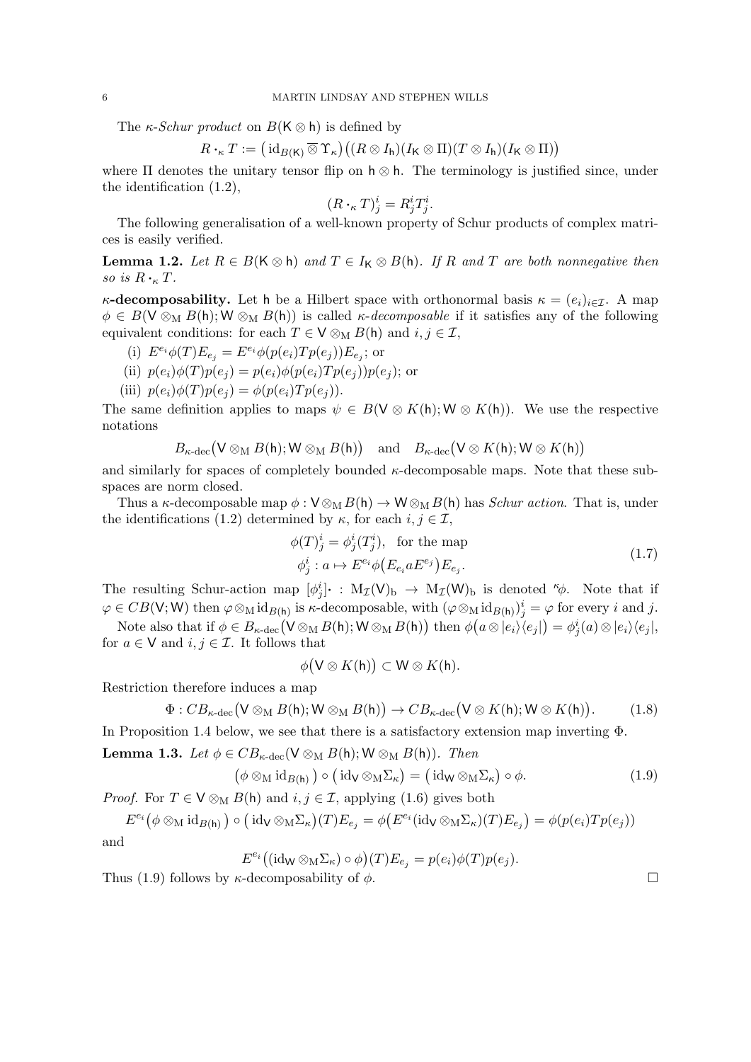The *κ-Schur product* on $B(\mathsf{K}\otimes\mathsf{h})$ is defined by

$$R \bullet_\kappa T := \big(\mathrm{id}_{B(\mathsf{K})} \overline{\otimes}\, \Upsilon_\kappa\big)\big((R\otimes I_\mathsf{h})(I_\mathsf{K}\otimes\Pi)(T\otimes I_\mathsf{h})(I_\mathsf{K}\otimes\Pi)\big)$$

where $\Pi$ denotes the unitary tensor flip on $\mathsf{h}\otimes\mathsf{h}$. The terminology is justified since, under the identification (1.2),

$$(R\bullet_\kappa T)^i_j = R^i_j T^i_j.$$

The following generalisation of a well-known property of Schur products of complex matrices is easily verified.

**Lemma 1.2.** *Let $R \in B(\mathsf{K}\otimes\mathsf{h})$ and $T \in I_\mathsf{K}\otimes B(\mathsf{h})$. If $R$ and $T$ are both nonnegative then so is $R\bullet_\kappa T$.*

**κ-decomposability.** Let $\mathsf{h}$ be a Hilbert space with orthonormal basis $\kappa = (e_i)_{i\in\mathcal{I}}$. A map $\phi \in B(\mathsf{V}\otimes_\mathrm{M} B(\mathsf{h}); \mathsf{W}\otimes_\mathrm{M} B(\mathsf{h}))$ is called *κ-decomposable* if it satisfies any of the following equivalent conditions: for each $T\in \mathsf{V}\otimes_\mathrm{M} B(\mathsf{h})$ and $i,j\in\mathcal{I}$,

(i) $E^{e_i}\phi(T)E_{e_j} = E^{e_i}\phi(p(e_i)Tp(e_j))E_{e_j}$; or

(ii) $p(e_i)\phi(T)p(e_j) = p(e_i)\phi(p(e_i)Tp(e_j))p(e_j)$; or

(iii) $p(e_i)\phi(T)p(e_j) = \phi(p(e_i)Tp(e_j))$.

The same definition applies to maps $\psi \in B(\mathsf{V}\otimes K(\mathsf{h}); \mathsf{W}\otimes K(\mathsf{h}))$. We use the respective notations

$$B_{\kappa\text{-dec}}\big(\mathsf{V}\otimes_\mathrm{M} B(\mathsf{h}); \mathsf{W}\otimes_\mathrm{M} B(\mathsf{h})\big) \quad\text{and}\quad B_{\kappa\text{-dec}}\big(\mathsf{V}\otimes K(\mathsf{h}); \mathsf{W}\otimes K(\mathsf{h})\big)$$

and similarly for spaces of completely bounded κ-decomposable maps. Note that these subspaces are norm closed.

Thus a κ-decomposable map $\phi: \mathsf{V}\otimes_\mathrm{M} B(\mathsf{h}) \to \mathsf{W}\otimes_\mathrm{M} B(\mathsf{h})$ has *Schur action*. That is, under the identifications (1.2) determined by $\kappa$, for each $i,j\in\mathcal{I}$,

$$\begin{aligned} &\phi(T)^i_j = \phi^i_j(T^i_j), \quad \text{for the map} \\ &\phi^i_j : a \mapsto E^{e_i}\phi\big(E_{e_i} a E^{e_j}\big)E_{e_j}. \end{aligned} \tag{1.7}$$

The resulting Schur-action map $[\phi^i_j]_\bullet : \mathrm{M}_\mathcal{I}(\mathsf{V})_\mathrm{b} \to \mathrm{M}_\mathcal{I}(\mathsf{W})_\mathrm{b}$ is denoted ${}^\kappa\phi$. Note that if $\varphi \in CB(\mathsf{V};\mathsf{W})$ then $\varphi\otimes_\mathrm{M}\mathrm{id}_{B(\mathsf{h})}$ is κ-decomposable, with $(\varphi\otimes_\mathrm{M}\mathrm{id}_{B(\mathsf{h})})^i_j = \varphi$ for every $i$ and $j$.

Note also that if $\phi \in B_{\kappa\text{-dec}}\big(\mathsf{V}\otimes_\mathrm{M} B(\mathsf{h}); \mathsf{W}\otimes_\mathrm{M} B(\mathsf{h})\big)$ then $\phi\big(a\otimes|e_i\rangle\langle e_j|\big) = \phi^i_j(a)\otimes|e_i\rangle\langle e_j|$, for $a\in\mathsf{V}$ and $i,j\in\mathcal{I}$. It follows that

$$\phi\big(\mathsf{V}\otimes K(\mathsf{h})\big) \subset \mathsf{W}\otimes K(\mathsf{h}).$$

Restriction therefore induces a map

$$\Phi: CB_{\kappa\text{-dec}}\big(\mathsf{V}\otimes_\mathrm{M} B(\mathsf{h}); \mathsf{W}\otimes_\mathrm{M} B(\mathsf{h})\big) \to CB_{\kappa\text{-dec}}\big(\mathsf{V}\otimes K(\mathsf{h}); \mathsf{W}\otimes K(\mathsf{h})\big). \tag{1.8}$$

In Proposition 1.4 below, we see that there is a satisfactory extension map inverting $\Phi$.

**Lemma 1.3.** *Let $\phi \in CB_{\kappa\text{-dec}}(\mathsf{V}\otimes_\mathrm{M} B(\mathsf{h}); \mathsf{W}\otimes_\mathrm{M} B(\mathsf{h}))$. Then*

$$\big(\phi\otimes_\mathrm{M}\mathrm{id}_{B(\mathsf{h})}\big)\circ\big(\mathrm{id}_\mathsf{V}\otimes_\mathrm{M}\Sigma_\kappa\big) = \big(\mathrm{id}_\mathsf{W}\otimes_\mathrm{M}\Sigma_\kappa\big)\circ\phi. \tag{1.9}$$

*Proof.* For $T\in\mathsf{V}\otimes_\mathrm{M} B(\mathsf{h})$ and $i,j\in\mathcal{I}$, applying (1.6) gives both

$$E^{e_i}\big(\phi\otimes_\mathrm{M}\mathrm{id}_{B(\mathsf{h})}\big)\circ\big(\mathrm{id}_\mathsf{V}\otimes_\mathrm{M}\Sigma_\kappa\big)(T)E_{e_j} = \phi\big(E^{e_i}(\mathrm{id}_\mathsf{V}\otimes_\mathrm{M}\Sigma_\kappa)(T)E_{e_j}\big) = \phi(p(e_i)Tp(e_j))$$

and

$$E^{e_i}\big((\mathrm{id}_\mathsf{W}\otimes_\mathrm{M}\Sigma_\kappa)\circ\phi\big)(T)E_{e_j} = p(e_i)\phi(T)p(e_j).$$

Thus (1.9) follows by κ-decomposability of $\phi$. $\square$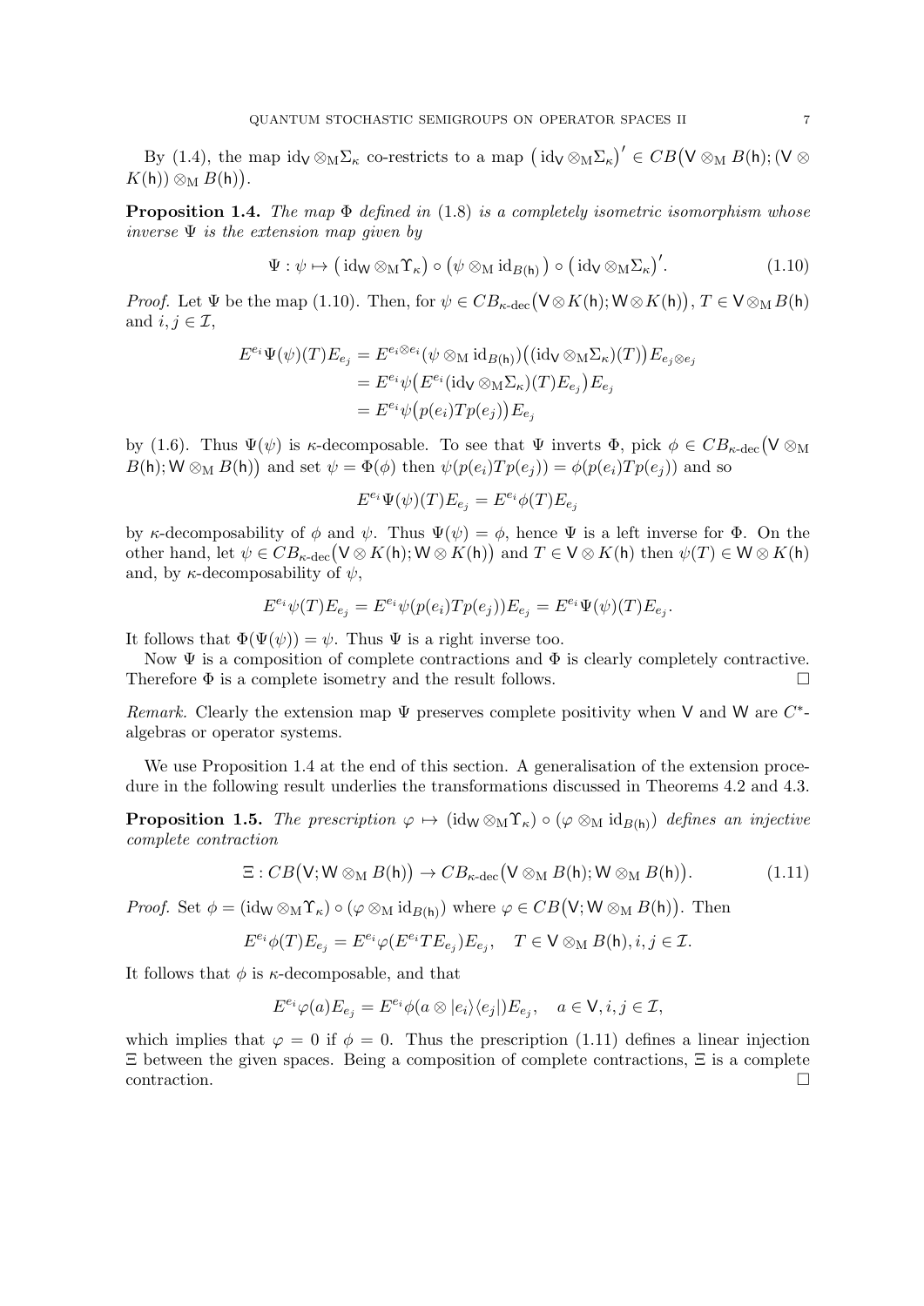By (1.4), the map $\mathrm{id}_{\mathsf{V}} \otimes_{\mathrm{M}} \Sigma_\kappa$ co-restricts to a map $\big(\mathrm{id}_{\mathsf{V}} \otimes_{\mathrm{M}} \Sigma_\kappa\big)' \in CB\big(\mathsf{V} \otimes_{\mathrm{M}} B(\mathsf{h}); (\mathsf{V} \otimes K(\mathsf{h})) \otimes_{\mathrm{M}} B(\mathsf{h})\big)$.

**Proposition 1.4.** *The map $\Phi$ defined in* (1.8) *is a completely isometric isomorphism whose inverse $\Psi$ is the extension map given by*

$$\Psi : \psi \mapsto \big(\mathrm{id}_{\mathsf{W}} \otimes_{\mathrm{M}} \Upsilon_\kappa\big) \circ \big(\psi \otimes_{\mathrm{M}} \mathrm{id}_{B(\mathsf{h})}\big) \circ \big(\mathrm{id}_{\mathsf{V}} \otimes_{\mathrm{M}} \Sigma_\kappa\big)'. \tag{1.10}$$

*Proof.* Let $\Psi$ be the map (1.10). Then, for $\psi \in CB_{\kappa\text{-dec}}\big(\mathsf{V} \otimes K(\mathsf{h}); \mathsf{W} \otimes K(\mathsf{h})\big)$, $T \in \mathsf{V} \otimes_{\mathrm{M}} B(\mathsf{h})$ and $i, j \in \mathcal{I}$,

$$\begin{aligned}
E^{e_i} \Psi(\psi)(T) E_{e_j} &= E^{e_i \otimes e_i} (\psi \otimes_{\mathrm{M}} \mathrm{id}_{B(\mathsf{h})}) \big((\mathrm{id}_{\mathsf{V}} \otimes_{\mathrm{M}} \Sigma_\kappa)(T)\big) E_{e_j \otimes e_j} \\
&= E^{e_i} \psi\big(E^{e_i} (\mathrm{id}_{\mathsf{V}} \otimes_{\mathrm{M}} \Sigma_\kappa)(T) E_{e_j}\big) E_{e_j} \\
&= E^{e_i} \psi\big(p(e_i) T p(e_j)\big) E_{e_j}
\end{aligned}$$

by (1.6). Thus $\Psi(\psi)$ is $\kappa$-decomposable. To see that $\Psi$ inverts $\Phi$, pick $\phi \in CB_{\kappa\text{-dec}}\big(\mathsf{V} \otimes_{\mathrm{M}} B(\mathsf{h}); \mathsf{W} \otimes_{\mathrm{M}} B(\mathsf{h})\big)$ and set $\psi = \Phi(\phi)$ then $\psi(p(e_i) T p(e_j)) = \phi(p(e_i) T p(e_j))$ and so

$$E^{e_i} \Psi(\psi)(T) E_{e_j} = E^{e_i} \phi(T) E_{e_j}$$

by $\kappa$-decomposability of $\phi$ and $\psi$. Thus $\Psi(\psi) = \phi$, hence $\Psi$ is a left inverse for $\Phi$. On the other hand, let $\psi \in CB_{\kappa\text{-dec}}\big(\mathsf{V} \otimes K(\mathsf{h}); \mathsf{W} \otimes K(\mathsf{h})\big)$ and $T \in \mathsf{V} \otimes K(\mathsf{h})$ then $\psi(T) \in \mathsf{W} \otimes K(\mathsf{h})$ and, by $\kappa$-decomposability of $\psi$,

$$E^{e_i} \psi(T) E_{e_j} = E^{e_i} \psi(p(e_i) T p(e_j)) E_{e_j} = E^{e_i} \Psi(\psi)(T) E_{e_j}.$$

It follows that $\Phi(\Psi(\psi)) = \psi$. Thus $\Psi$ is a right inverse too.

Now $\Psi$ is a composition of complete contractions and $\Phi$ is clearly completely contractive. Therefore $\Phi$ is a complete isometry and the result follows. □

*Remark.* Clearly the extension map $\Psi$ preserves complete positivity when $\mathsf{V}$ and $\mathsf{W}$ are $C^*$-algebras or operator systems.

We use Proposition 1.4 at the end of this section. A generalisation of the extension procedure in the following result underlies the transformations discussed in Theorems 4.2 and 4.3.

**Proposition 1.5.** *The prescription $\varphi \mapsto (\mathrm{id}_{\mathsf{W}} \otimes_{\mathrm{M}} \Upsilon_\kappa) \circ (\varphi \otimes_{\mathrm{M}} \mathrm{id}_{B(\mathsf{h})})$ defines an injective complete contraction*

$$\Xi : CB\big(\mathsf{V}; \mathsf{W} \otimes_{\mathrm{M}} B(\mathsf{h})\big) \to CB_{\kappa\text{-dec}}\big(\mathsf{V} \otimes_{\mathrm{M}} B(\mathsf{h}); \mathsf{W} \otimes_{\mathrm{M}} B(\mathsf{h})\big). \tag{1.11}$$

*Proof.* Set $\phi = (\mathrm{id}_{\mathsf{W}} \otimes_{\mathrm{M}} \Upsilon_\kappa) \circ (\varphi \otimes_{\mathrm{M}} \mathrm{id}_{B(\mathsf{h})})$ where $\varphi \in CB\big(\mathsf{V}; \mathsf{W} \otimes_{\mathrm{M}} B(\mathsf{h})\big)$. Then

$$E^{e_i} \phi(T) E_{e_j} = E^{e_i} \varphi(E^{e_i} T E_{e_j}) E_{e_j}, \quad T \in \mathsf{V} \otimes_{\mathrm{M}} B(\mathsf{h}), i, j \in \mathcal{I}.$$

It follows that $\phi$ is $\kappa$-decomposable, and that

$$E^{e_i} \varphi(a) E_{e_j} = E^{e_i} \phi(a \otimes |e_i\rangle\langle e_j|) E_{e_j}, \quad a \in \mathsf{V}, i, j \in \mathcal{I},$$

which implies that $\varphi = 0$ if $\phi = 0$. Thus the prescription (1.11) defines a linear injection $\Xi$ between the given spaces. Being a composition of complete contractions, $\Xi$ is a complete contraction. □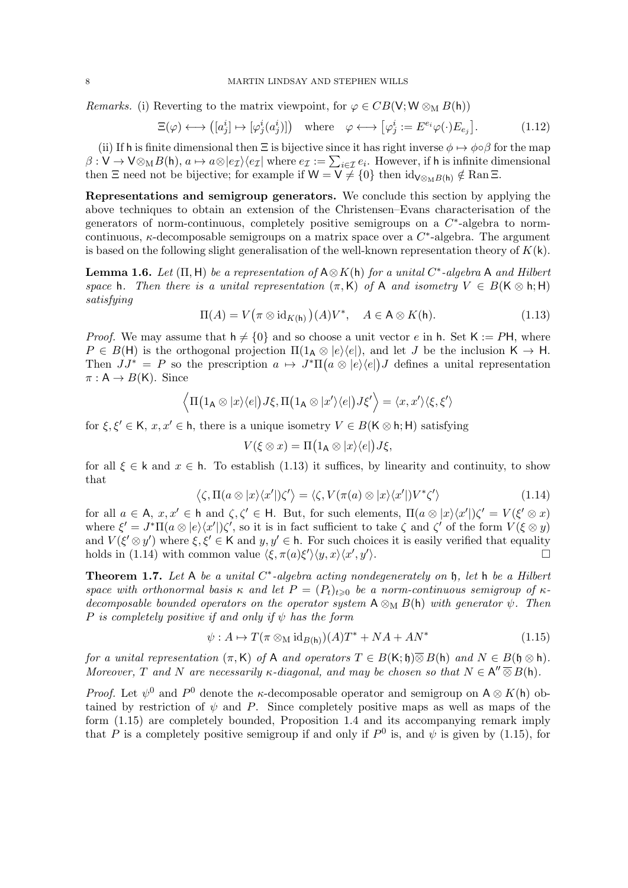*Remarks.* (i) Reverting to the matrix viewpoint, for $\varphi \in CB(\mathsf{V}; \mathsf{W} \otimes_{\mathrm{M}} B(\mathsf{h}))$

$$\Xi(\varphi) \longleftrightarrow \big([a^i_j] \mapsto [\varphi^i_j(a^i_j)]\big) \quad \text{where} \quad \varphi \longleftrightarrow \big[\varphi^i_j := E^{e_i}\varphi(\cdot)E_{e_j}\big]. \tag{1.12}$$

(ii) If $\mathsf{h}$ is finite dimensional then $\Xi$ is bijective since it has right inverse $\phi \mapsto \phi \circ \beta$ for the map $\beta : \mathsf{V} \to \mathsf{V} \otimes_{\mathrm{M}} B(\mathsf{h})$, $a \mapsto a \otimes |e_{\mathcal{I}}\rangle\langle e_{\mathcal{I}}|$ where $e_{\mathcal{I}} := \sum_{i \in \mathcal{I}} e_i$. However, if $\mathsf{h}$ is infinite dimensional then $\Xi$ need not be bijective; for example if $\mathsf{W} = \mathsf{V} \neq \{0\}$ then $\mathrm{id}_{\mathsf{V} \otimes_{\mathrm{M}} B(\mathsf{h})} \notin \operatorname{Ran} \Xi$.

**Representations and semigroup generators.** We conclude this section by applying the above techniques to obtain an extension of the Christensen–Evans characterisation of the generators of norm-continuous, completely positive semigroups on a $C^*$-algebra to norm-continuous, $\kappa$-decomposable semigroups on a matrix space over a $C^*$-algebra. The argument is based on the following slight generalisation of the well-known representation theory of $K(\mathsf{k})$.

**Lemma 1.6.** *Let $(\Pi, \mathsf{H})$ be a representation of $\mathsf{A} \otimes K(\mathsf{h})$ for a unital $C^*$-algebra $\mathsf{A}$ and Hilbert space $\mathsf{h}$. Then there is a unital representation $(\pi, \mathsf{K})$ of $\mathsf{A}$ and isometry $V \in B(\mathsf{K} \otimes \mathsf{h}; \mathsf{H})$ satisfying*

$$\Pi(A) = V\big(\pi \otimes \mathrm{id}_{K(\mathsf{h})}\big)(A)V^*, \quad A \in \mathsf{A} \otimes K(\mathsf{h}). \tag{1.13}$$

*Proof.* We may assume that $\mathsf{h} \neq \{0\}$ and so choose a unit vector $e$ in $\mathsf{h}$. Set $\mathsf{K} := P\mathsf{H}$, where $P \in B(\mathsf{H})$ is the orthogonal projection $\Pi(1_{\mathsf{A}} \otimes |e\rangle\langle e|)$, and let $J$ be the inclusion $\mathsf{K} \to \mathsf{H}$. Then $JJ^* = P$ so the prescription $a \mapsto J^*\Pi\big(a \otimes |e\rangle\langle e|\big)J$ defines a unital representation $\pi : \mathsf{A} \to B(\mathsf{K})$. Since

$$\Big\langle \Pi\big(1_{\mathsf{A}} \otimes |x\rangle\langle e|\big)J\xi, \Pi\big(1_{\mathsf{A}} \otimes |x'\rangle\langle e|\big)J\xi' \Big\rangle = \langle x, x'\rangle\langle \xi, \xi'\rangle$$

for $\xi, \xi' \in \mathsf{K}$, $x, x' \in \mathsf{h}$, there is a unique isometry $V \in B(\mathsf{K} \otimes \mathsf{h}; \mathsf{H})$ satisfying

$$V(\xi \otimes x) = \Pi\big(1_{\mathsf{A}} \otimes |x\rangle\langle e|\big)J\xi,$$

for all $\xi \in \mathsf{k}$ and $x \in \mathsf{h}$. To establish (1.13) it suffices, by linearity and continuity, to show that

$$\big\langle \zeta, \Pi(a \otimes |x\rangle\langle x'|)\zeta' \big\rangle = \langle \zeta, V(\pi(a) \otimes |x\rangle\langle x'|)V^*\zeta' \rangle \tag{1.14}$$

for all $a \in \mathsf{A}$, $x, x' \in \mathsf{h}$ and $\zeta, \zeta' \in \mathsf{H}$. But, for such elements, $\Pi(a \otimes |x\rangle\langle x'|)\zeta' = V(\xi' \otimes x)$ where $\xi' = J^*\Pi(a \otimes |e\rangle\langle x'|)\zeta'$, so it is in fact sufficient to take $\zeta$ and $\zeta'$ of the form $V(\xi \otimes y)$ and $V(\xi' \otimes y')$ where $\xi, \xi' \in \mathsf{K}$ and $y, y' \in \mathsf{h}$. For such choices it is easily verified that equality holds in (1.14) with common value $\langle \xi, \pi(a)\xi'\rangle\langle y, x\rangle\langle x', y'\rangle$. $\square$

**Theorem 1.7.** *Let $\mathsf{A}$ be a unital $C^*$-algebra acting nondegenerately on $\mathfrak{h}$, let $\mathsf{h}$ be a Hilbert space with orthonormal basis $\kappa$ and let $P = (P_t)_{t \geqslant 0}$ be a norm-continuous semigroup of $\kappa$-decomposable bounded operators on the operator system $\mathsf{A} \otimes_{\mathrm{M}} B(\mathsf{h})$ with generator $\psi$. Then $P$ is completely positive if and only if $\psi$ has the form*

$$\psi : A \mapsto T(\pi \otimes_{\mathrm{M}} \mathrm{id}_{B(\mathsf{h})})(A)T^* + NA + AN^* \tag{1.15}$$

*for a unital representation $(\pi, \mathsf{K})$ of $\mathsf{A}$ and operators $T \in B(\mathsf{K}; \mathfrak{h}) \overline{\otimes} B(\mathsf{h})$ and $N \in B(\mathfrak{h} \otimes \mathsf{h})$. Moreover, $T$ and $N$ are necessarily $\kappa$-diagonal, and may be chosen so that $N \in \mathsf{A}'' \overline{\otimes} B(\mathsf{h})$.*

*Proof.* Let $\psi^0$ and $P^0$ denote the $\kappa$-decomposable operator and semigroup on $\mathsf{A} \otimes K(\mathsf{h})$ obtained by restriction of $\psi$ and $P$. Since completely positive maps as well as maps of the form (1.15) are completely bounded, Proposition 1.4 and its accompanying remark imply that $P$ is a completely positive semigroup if and only if $P^0$ is, and $\psi$ is given by (1.15), for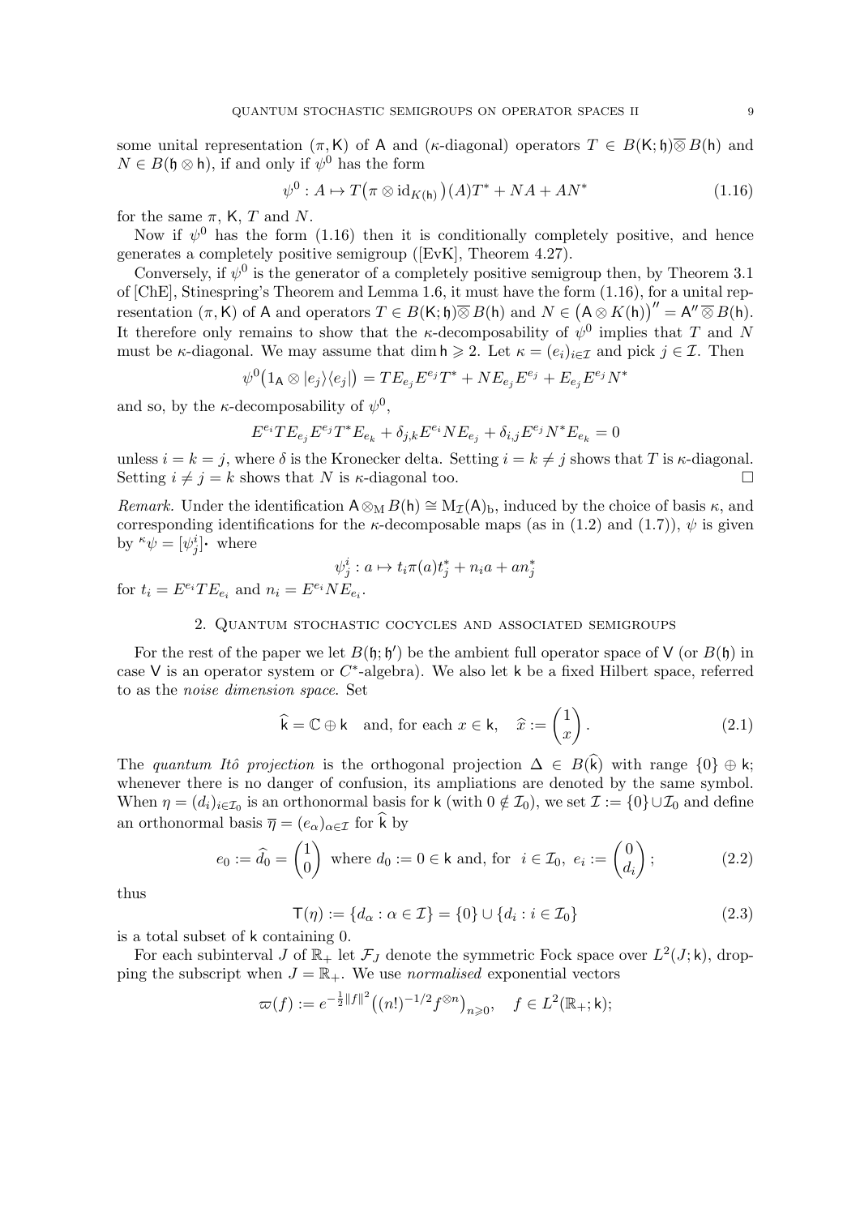some unital representation $(\pi, \mathsf{K})$ of $\mathsf{A}$ and ($\kappa$-diagonal) operators $T \in B(\mathsf{K};\mathfrak{h})\overline{\otimes} B(\mathsf{h})$ and $N \in B(\mathfrak{h} \otimes \mathsf{h})$, if and only if $\psi^0$ has the form

$$\psi^0 : A \mapsto T\big(\pi \otimes \mathrm{id}_{K(\mathsf{h})}\big)(A)T^* + NA + AN^* \tag{1.16}$$

for the same $\pi$, $\mathsf{K}$, $T$ and $N$.

Now if $\psi^0$ has the form (1.16) then it is conditionally completely positive, and hence generates a completely positive semigroup ([EvK], Theorem 4.27).

Conversely, if $\psi^0$ is the generator of a completely positive semigroup then, by Theorem 3.1 of [ChE], Stinespring's Theorem and Lemma 1.6, it must have the form (1.16), for a unital representation $(\pi, \mathsf{K})$ of $\mathsf{A}$ and operators $T \in B(\mathsf{K};\mathfrak{h})\overline{\otimes} B(\mathsf{h})$ and $N \in \big(\mathsf{A} \otimes K(\mathsf{h})\big)'' = \mathsf{A}''\overline{\otimes} B(\mathsf{h})$. It therefore only remains to show that the $\kappa$-decomposability of $\psi^0$ implies that $T$ and $N$ must be $\kappa$-diagonal. We may assume that $\dim \mathsf{h} \geqslant 2$. Let $\kappa = (e_i)_{i\in\mathcal{I}}$ and pick $j \in \mathcal{I}$. Then

$$\psi^0\big(1_{\mathsf{A}} \otimes |e_j\rangle\langle e_j|\big) = TE_{e_j}E^{e_j}T^* + NE_{e_j}E^{e_j} + E_{e_j}E^{e_j}N^*$$

and so, by the $\kappa$-decomposability of $\psi^0$,

$$E^{e_i}TE_{e_j}E^{e_j}T^*E_{e_k} + \delta_{j,k}E^{e_i}NE_{e_j} + \delta_{i,j}E^{e_j}N^*E_{e_k} = 0$$

unless $i = k = j$, where $\delta$ is the Kronecker delta. Setting $i = k \neq j$ shows that $T$ is $\kappa$-diagonal. Setting $i \neq j = k$ shows that $N$ is $\kappa$-diagonal too. □

*Remark.* Under the identification $\mathsf{A} \otimes_{\mathrm{M}} B(\mathsf{h}) \cong \mathrm{M}_{\mathcal{I}}(\mathsf{A})_{\mathrm{b}}$, induced by the choice of basis $\kappa$, and corresponding identifications for the $\kappa$-decomposable maps (as in (1.2) and (1.7)), $\psi$ is given by ${}^{\kappa}\psi = [\psi^i_j]_{\boldsymbol{\cdot}}$ where

$$\psi^i_j : a \mapsto t_i\pi(a)t_j^* + n_ia + an_j^*$$

for $t_i = E^{e_i}TE_{e_i}$ and $n_i = E^{e_i}NE_{e_i}$.

## 2. Quantum stochastic cocycles and associated semigroups

For the rest of the paper we let $B(\mathfrak{h};\mathfrak{h}')$ be the ambient full operator space of $\mathsf{V}$ (or $B(\mathfrak{h})$ in case $\mathsf{V}$ is an operator system or $C^*$-algebra). We also let $\mathsf{k}$ be a fixed Hilbert space, referred to as the *noise dimension space*. Set

$$\widehat{\mathsf{k}} = \mathbb{C} \oplus \mathsf{k} \quad \text{and, for each } x \in \mathsf{k}, \quad \widehat{x} := \begin{pmatrix} 1 \\ x \end{pmatrix}. \tag{2.1}$$

The *quantum Itô projection* is the orthogonal projection $\Delta \in B(\widehat{\mathsf{k}})$ with range $\{0\} \oplus \mathsf{k}$; whenever there is no danger of confusion, its ampliations are denoted by the same symbol. When $\eta = (d_i)_{i\in\mathcal{I}_0}$ is an orthonormal basis for $\mathsf{k}$ (with $0 \notin \mathcal{I}_0$), we set $\mathcal{I} := \{0\}\cup\mathcal{I}_0$ and define an orthonormal basis $\overline{\eta} = (e_\alpha)_{\alpha\in\mathcal{I}}$ for $\widehat{\mathsf{k}}$ by

$$e_0 := \widehat{d}_0 = \begin{pmatrix} 1 \\ 0 \end{pmatrix} \text{ where } d_0 := 0 \in \mathsf{k} \text{ and, for } \ i \in \mathcal{I}_0, \ e_i := \begin{pmatrix} 0 \\ d_i \end{pmatrix}; \tag{2.2}$$

thus

$$\mathsf{T}(\eta) := \{d_\alpha : \alpha \in \mathcal{I}\} = \{0\} \cup \{d_i : i \in \mathcal{I}_0\} \tag{2.3}$$

is a total subset of $\mathsf{k}$ containing 0.

For each subinterval $J$ of $\mathbb{R}_+$ let $\mathcal{F}_J$ denote the symmetric Fock space over $L^2(J;\mathsf{k})$, dropping the subscript when $J = \mathbb{R}_+$. We use *normalised* exponential vectors

$$\varpi(f) := e^{-\frac{1}{2}\|f\|^2}\big((n!)^{-1/2}f^{\otimes n}\big)_{n\geqslant 0}, \quad f \in L^2(\mathbb{R}_+;\mathsf{k});$$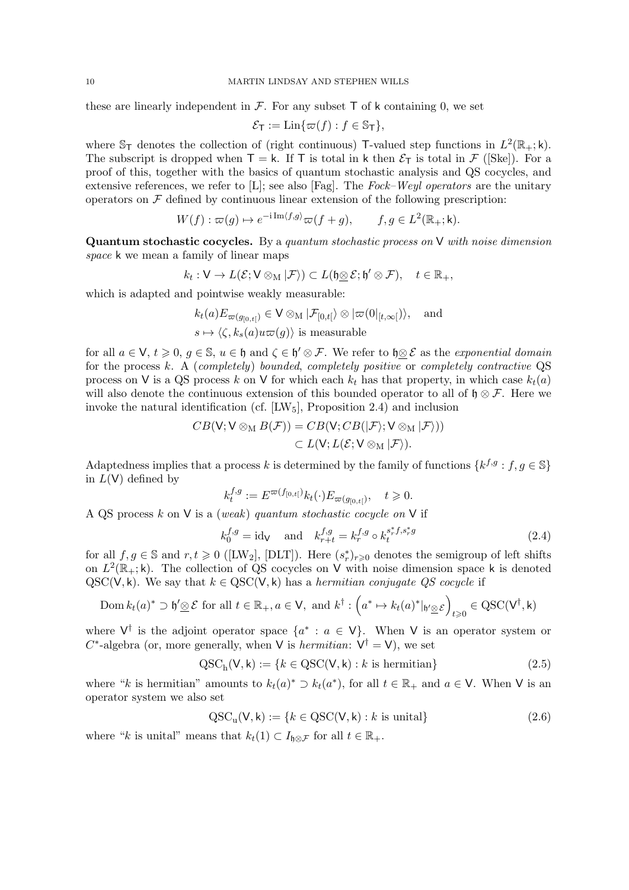these are linearly independent in $\mathcal{F}$. For any subset $\mathsf{T}$ of $\mathsf{k}$ containing 0, we set

$$\mathcal{E}_{\mathsf{T}} := \operatorname{Lin}\{\varpi(f) : f \in \mathbb{S}_{\mathsf{T}}\},$$

where $\mathbb{S}_{\mathsf{T}}$ denotes the collection of (right continuous) $\mathsf{T}$-valued step functions in $L^2(\mathbb{R}_+;\mathsf{k})$. The subscript is dropped when $\mathsf{T} = \mathsf{k}$. If $\mathsf{T}$ is total in $\mathsf{k}$ then $\mathcal{E}_{\mathsf{T}}$ is total in $\mathcal{F}$ ([Ske]). For a proof of this, together with the basics of quantum stochastic analysis and QS cocycles, and extensive references, we refer to [L]; see also [Fag]. The *Fock–Weyl operators* are the unitary operators on $\mathcal{F}$ defined by continuous linear extension of the following prescription:

$$W(f) : \varpi(g) \mapsto e^{-\mathrm{i}\,\mathrm{Im}\langle f,g\rangle}\varpi(f+g), \qquad f,g \in L^2(\mathbb{R}_+;\mathsf{k}).$$

**Quantum stochastic cocycles.** By a *quantum stochastic process on* $\mathsf{V}$ *with noise dimension space* $\mathsf{k}$ we mean a family of linear maps

$$k_t : \mathsf{V} \to L(\mathcal{E}; \mathsf{V} \otimes_{\mathrm{M}} |\mathcal{F}\rangle) \subset L(\mathfrak{h}\underline{\otimes}\mathcal{E}; \mathfrak{h}' \otimes \mathcal{F}), \quad t \in \mathbb{R}_+,$$

which is adapted and pointwise weakly measurable:

$$\begin{aligned}
&k_t(a)E_{\varpi(g_{[0,t[})} \in \mathsf{V} \otimes_{\mathrm{M}} |\mathcal{F}_{[0,t[}\rangle \otimes |\varpi(0|_{[t,\infty[})\rangle, \quad \text{and}\\
&s \mapsto \langle \zeta, k_s(a)u\varpi(g)\rangle \text{ is measurable}
\end{aligned}$$

for all $a \in \mathsf{V}$, $t \geqslant 0$, $g \in \mathbb{S}$, $u \in \mathfrak{h}$ and $\zeta \in \mathfrak{h}' \otimes \mathcal{F}$. We refer to $\mathfrak{h}\underline{\otimes}\mathcal{E}$ as the *exponential domain* for the process $k$. A (*completely*) *bounded*, *completely positive* or *completely contractive* QS process on $\mathsf{V}$ is a QS process $k$ on $\mathsf{V}$ for which each $k_t$ has that property, in which case $k_t(a)$ will also denote the continuous extension of this bounded operator to all of $\mathfrak{h} \otimes \mathcal{F}$. Here we invoke the natural identification (cf. [LW$_5$], Proposition 2.4) and inclusion

$$\begin{aligned}
CB(\mathsf{V}; \mathsf{V} \otimes_{\mathrm{M}} B(\mathcal{F})) &= CB(\mathsf{V}; CB(|\mathcal{F}\rangle; \mathsf{V} \otimes_{\mathrm{M}} |\mathcal{F}\rangle))\\
&\subset L(\mathsf{V}; L(\mathcal{E}; \mathsf{V} \otimes_{\mathrm{M}} |\mathcal{F}\rangle).
\end{aligned}$$

Adaptedness implies that a process $k$ is determined by the family of functions $\{k^{f,g} : f,g \in \mathbb{S}\}$ in $L(\mathsf{V})$ defined by

$$k_t^{f,g} := E^{\varpi(f_{[0,t[})}k_t(\cdot)E_{\varpi(g_{[0,t[})}, \quad t \geqslant 0.$$

A QS process $k$ on $\mathsf{V}$ is a (*weak*) *quantum stochastic cocycle on* $\mathsf{V}$ if

$$k_0^{f,g} = \mathrm{id}_{\mathsf{V}} \quad \text{and} \quad k_{r+t}^{f,g} = k_r^{f,g} \circ k_t^{s_r^* f, s_r^* g} \tag{2.4}$$

for all $f,g \in \mathbb{S}$ and $r,t \geqslant 0$ ([LW$_2$], [DLT]). Here $(s_r^*)_{r\geqslant 0}$ denotes the semigroup of left shifts on $L^2(\mathbb{R}_+;\mathsf{k})$. The collection of QS cocycles on $\mathsf{V}$ with noise dimension space $\mathsf{k}$ is denoted $\mathrm{QSC}(\mathsf{V},\mathsf{k})$. We say that $k \in \mathrm{QSC}(\mathsf{V},\mathsf{k})$ has a *hermitian conjugate QS cocycle* if

$$\operatorname{Dom} k_t(a)^* \supset \mathfrak{h}'\underline{\otimes}\mathcal{E} \text{ for all } t \in \mathbb{R}_+, a \in \mathsf{V}, \text{ and } k^\dagger : \Big(a^* \mapsto k_t(a)^*|_{\mathfrak{h}'\underline{\otimes}\mathcal{E}}\Big)_{t\geqslant 0} \in \mathrm{QSC}(\mathsf{V}^\dagger,\mathsf{k})$$

where $\mathsf{V}^\dagger$ is the adjoint operator space $\{a^* : a \in \mathsf{V}\}$. When $\mathsf{V}$ is an operator system or $C^*$-algebra (or, more generally, when $\mathsf{V}$ is *hermitian*: $\mathsf{V}^\dagger = \mathsf{V}$), we set

$$\mathrm{QSC}_{\mathrm{h}}(\mathsf{V},\mathsf{k}) := \{k \in \mathrm{QSC}(\mathsf{V},\mathsf{k}) : k \text{ is hermitian}\} \tag{2.5}$$

where "$k$ is hermitian" amounts to $k_t(a)^* \supset k_t(a^*)$, for all $t \in \mathbb{R}_+$ and $a \in \mathsf{V}$. When $\mathsf{V}$ is an operator system we also set

$$\mathrm{QSC}_{\mathrm{u}}(\mathsf{V},\mathsf{k}) := \{k \in \mathrm{QSC}(\mathsf{V},\mathsf{k}) : k \text{ is unital}\} \tag{2.6}$$

where "$k$ is unital" means that $k_t(1) \subset I_{\mathfrak{h}\otimes\mathcal{F}}$ for all $t \in \mathbb{R}_+$.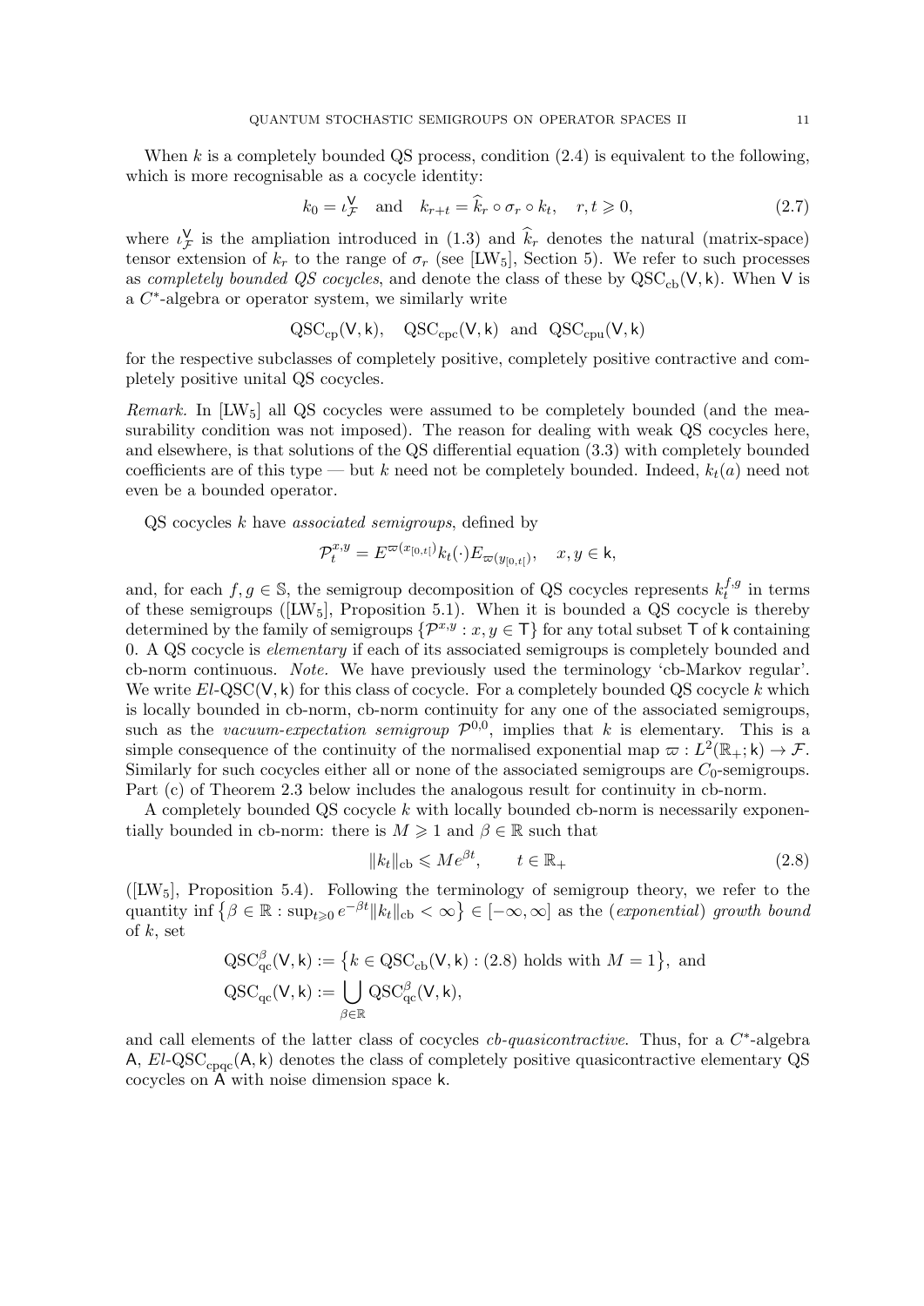When $k$ is a completely bounded QS process, condition (2.4) is equivalent to the following, which is more recognisable as a cocycle identity:

$$k_0 = \iota_{\mathcal{F}}^{\mathsf{V}} \quad \text{and} \quad k_{r+t} = \widehat{k}_r \circ \sigma_r \circ k_t, \quad r, t \geqslant 0, \tag{2.7}$$

where $\iota_{\mathcal{F}}^{\mathsf{V}}$ is the ampliation introduced in (1.3) and $\widehat{k}_r$ denotes the natural (matrix-space) tensor extension of $k_r$ to the range of $\sigma_r$ (see [LW$_5$], Section 5). We refer to such processes as *completely bounded QS cocycles*, and denote the class of these by $\mathrm{QSC}_{\mathrm{cb}}(\mathsf{V}, \mathsf{k})$. When $\mathsf{V}$ is a $C^*$-algebra or operator system, we similarly write

$$\mathrm{QSC}_{\mathrm{cp}}(\mathsf{V}, \mathsf{k}), \quad \mathrm{QSC}_{\mathrm{cpc}}(\mathsf{V}, \mathsf{k}) \text{ and } \mathrm{QSC}_{\mathrm{cpu}}(\mathsf{V}, \mathsf{k})$$

for the respective subclasses of completely positive, completely positive contractive and completely positive unital QS cocycles.

*Remark.* In [LW$_5$] all QS cocycles were assumed to be completely bounded (and the measurability condition was not imposed). The reason for dealing with weak QS cocycles here, and elsewhere, is that solutions of the QS differential equation (3.3) with completely bounded coefficients are of this type — but $k$ need not be completely bounded. Indeed, $k_t(a)$ need not even be a bounded operator.

QS cocycles $k$ have *associated semigroups*, defined by

$$\mathcal{P}_t^{x,y} = E^{\varpi(x_{[0,t[})} k_t(\cdot) E_{\varpi(y_{[0,t[})}, \quad x, y \in \mathsf{k},$$

and, for each $f, g \in \mathbb{S}$, the semigroup decomposition of QS cocycles represents $k_t^{f,g}$ in terms of these semigroups ([LW$_5$], Proposition 5.1). When it is bounded a QS cocycle is thereby determined by the family of semigroups $\{\mathcal{P}^{x,y} : x, y \in \mathsf{T}\}$ for any total subset $\mathsf{T}$ of $\mathsf{k}$ containing 0. A QS cocycle is *elementary* if each of its associated semigroups is completely bounded and cb-norm continuous. *Note.* We have previously used the terminology 'cb-Markov regular'. We write $El$-$\mathrm{QSC}(\mathsf{V}, \mathsf{k})$ for this class of cocycle. For a completely bounded QS cocycle $k$ which is locally bounded in cb-norm, cb-norm continuity for any one of the associated semigroups, such as the *vacuum-expectation semigroup* $\mathcal{P}^{0,0}$, implies that $k$ is elementary. This is a simple consequence of the continuity of the normalised exponential map $\varpi : L^2(\mathbb{R}_+; \mathsf{k}) \to \mathcal{F}$. Similarly for such cocycles either all or none of the associated semigroups are $C_0$-semigroups. Part (c) of Theorem 2.3 below includes the analogous result for continuity in cb-norm.

A completely bounded QS cocycle $k$ with locally bounded cb-norm is necessarily exponentially bounded in cb-norm: there is $M \geqslant 1$ and $\beta \in \mathbb{R}$ such that

$$\|k_t\|_{\mathrm{cb}} \leqslant M e^{\beta t}, \qquad t \in \mathbb{R}_+ \tag{2.8}$$

([LW$_5$], Proposition 5.4). Following the terminology of semigroup theory, we refer to the quantity $\inf \{\beta \in \mathbb{R} : \sup_{t \geqslant 0} e^{-\beta t} \|k_t\|_{\mathrm{cb}} < \infty\} \in [-\infty, \infty]$ as the (*exponential*) *growth bound* of $k$, set

$$\mathrm{QSC}_{\mathrm{qc}}^{\beta}(\mathsf{V}, \mathsf{k}) := \{k \in \mathrm{QSC}_{\mathrm{cb}}(\mathsf{V}, \mathsf{k}) : (2.8) \text{ holds with } M = 1\}, \text{ and}$$
$$\mathrm{QSC}_{\mathrm{qc}}(\mathsf{V}, \mathsf{k}) := \bigcup_{\beta \in \mathbb{R}} \mathrm{QSC}_{\mathrm{qc}}^{\beta}(\mathsf{V}, \mathsf{k}),$$

and call elements of the latter class of cocycles *cb-quasicontractive*. Thus, for a $C^*$-algebra $\mathsf{A}$, $El$-$\mathrm{QSC}_{\mathrm{cpqc}}(\mathsf{A}, \mathsf{k})$ denotes the class of completely positive quasicontractive elementary QS cocycles on $\mathsf{A}$ with noise dimension space $\mathsf{k}$.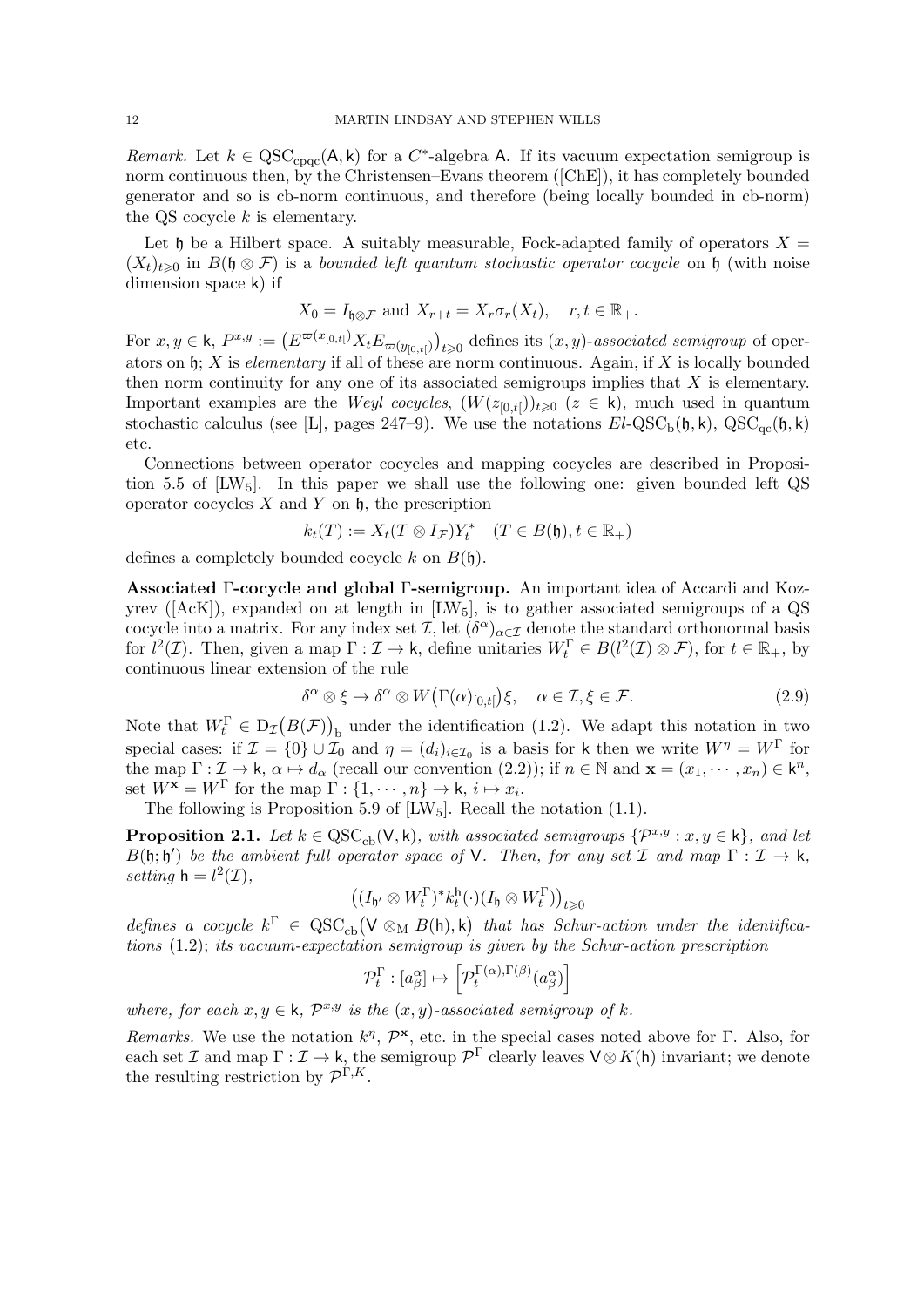*Remark.* Let $k \in \mathrm{QSC}_{\mathrm{cpqc}}(\mathsf{A}, \mathsf{k})$ for a $C^*$-algebra $\mathsf{A}$. If its vacuum expectation semigroup is norm continuous then, by the Christensen–Evans theorem ([ChE]), it has completely bounded generator and so is cb-norm continuous, and therefore (being locally bounded in cb-norm) the QS cocycle $k$ is elementary.

Let $\mathfrak{h}$ be a Hilbert space. A suitably measurable, Fock-adapted family of operators $X = (X_t)_{t \geqslant 0}$ in $B(\mathfrak{h} \otimes \mathcal{F})$ is a *bounded left quantum stochastic operator cocycle* on $\mathfrak{h}$ (with noise dimension space $\mathsf{k}$) if

$$X_0 = I_{\mathfrak{h}\otimes\mathcal{F}} \text{ and } X_{r+t} = X_r \sigma_r(X_t), \quad r, t \in \mathbb{R}_+.$$

For $x, y \in \mathsf{k}$, $P^{x,y} := \big(E^{\varpi(x_{[0,t[})} X_t E_{\varpi(y_{[0,t[})}\big)_{t \geqslant 0}$ defines its $(x,y)$-*associated semigroup* of operators on $\mathfrak{h}$; $X$ is *elementary* if all of these are norm continuous. Again, if $X$ is locally bounded then norm continuity for any one of its associated semigroups implies that $X$ is elementary. Important examples are the *Weyl cocycles*, $(W(z_{[0,t[}))_{t \geqslant 0}$ $(z \in \mathsf{k})$, much used in quantum stochastic calculus (see [L], pages 247–9). We use the notations $El$-$\mathrm{QSC}_{\mathrm{b}}(\mathfrak{h}, \mathsf{k})$, $\mathrm{QSC}_{\mathrm{qc}}(\mathfrak{h}, \mathsf{k})$ etc.

Connections between operator cocycles and mapping cocycles are described in Proposition 5.5 of [LW$_5$]. In this paper we shall use the following one: given bounded left QS operator cocycles $X$ and $Y$ on $\mathfrak{h}$, the prescription

$$k_t(T) := X_t(T \otimes I_{\mathcal{F}})Y_t^* \quad (T \in B(\mathfrak{h}), t \in \mathbb{R}_+)$$

defines a completely bounded cocycle $k$ on $B(\mathfrak{h})$.

**Associated $\Gamma$-cocycle and global $\Gamma$-semigroup.** An important idea of Accardi and Kozyrev ([AcK]), expanded on at length in [LW$_5$], is to gather associated semigroups of a QS cocycle into a matrix. For any index set $\mathcal{I}$, let $(\delta^\alpha)_{\alpha \in \mathcal{I}}$ denote the standard orthonormal basis for $l^2(\mathcal{I})$. Then, given a map $\Gamma : \mathcal{I} \to \mathsf{k}$, define unitaries $W_t^\Gamma \in B(l^2(\mathcal{I}) \otimes \mathcal{F})$, for $t \in \mathbb{R}_+$, by continuous linear extension of the rule

$$\delta^\alpha \otimes \xi \mapsto \delta^\alpha \otimes W\big(\Gamma(\alpha)_{[0,t[}\big)\xi, \quad \alpha \in \mathcal{I}, \xi \in \mathcal{F}. \tag{2.9}$$

Note that $W_t^\Gamma \in \mathrm{D}_{\mathcal{I}}\big(B(\mathcal{F})\big)_{\mathrm{b}}$ under the identification (1.2). We adapt this notation in two special cases: if $\mathcal{I} = \{0\} \cup \mathcal{I}_0$ and $\eta = (d_i)_{i \in \mathcal{I}_0}$ is a basis for $\mathsf{k}$ then we write $W^\eta = W^\Gamma$ for the map $\Gamma : \mathcal{I} \to \mathsf{k}$, $\alpha \mapsto d_\alpha$ (recall our convention (2.2)); if $n \in \mathbb{N}$ and $\mathbf{x} = (x_1, \cdots, x_n) \in \mathsf{k}^n$, set $W^{\mathbf{x}} = W^\Gamma$ for the map $\Gamma : \{1, \cdots, n\} \to \mathsf{k}$, $i \mapsto x_i$.

The following is Proposition 5.9 of [LW$_5$]. Recall the notation (1.1).

**Proposition 2.1.** *Let $k \in \mathrm{QSC}_{\mathrm{cb}}(\mathsf{V}, \mathsf{k})$, with associated semigroups $\{\mathcal{P}^{x,y} : x, y \in \mathsf{k}\}$, and let $B(\mathfrak{h}; \mathfrak{h}')$ be the ambient full operator space of $\mathsf{V}$. Then, for any set $\mathcal{I}$ and map $\Gamma : \mathcal{I} \to \mathsf{k}$, setting $\mathsf{h} = l^2(\mathcal{I})$,*

$$\big((I_{\mathfrak{h}'} \otimes W_t^\Gamma)^* k_t^{\mathsf{h}}(\cdot)(I_{\mathfrak{h}} \otimes W_t^\Gamma)\big)_{t \geqslant 0}$$

*defines a cocycle $k^\Gamma \in \mathrm{QSC}_{\mathrm{cb}}\big(\mathsf{V} \otimes_{\mathrm{M}} B(\mathsf{h}), \mathsf{k}\big)$ that has Schur-action under the identifications (1.2); its vacuum-expectation semigroup is given by the Schur-action prescription*

$$\mathcal{P}_t^\Gamma : [a_\beta^\alpha] \mapsto \Big[\mathcal{P}_t^{\Gamma(\alpha),\Gamma(\beta)}(a_\beta^\alpha)\Big]$$

*where, for each $x, y \in \mathsf{k}$, $\mathcal{P}^{x,y}$ is the $(x,y)$-associated semigroup of $k$.*

*Remarks.* We use the notation $k^\eta$, $\mathcal{P}^{\mathbf{x}}$, etc. in the special cases noted above for $\Gamma$. Also, for each set $\mathcal{I}$ and map $\Gamma : \mathcal{I} \to \mathsf{k}$, the semigroup $\mathcal{P}^\Gamma$ clearly leaves $\mathsf{V} \otimes K(\mathsf{h})$ invariant; we denote the resulting restriction by $\mathcal{P}^{\Gamma,K}$.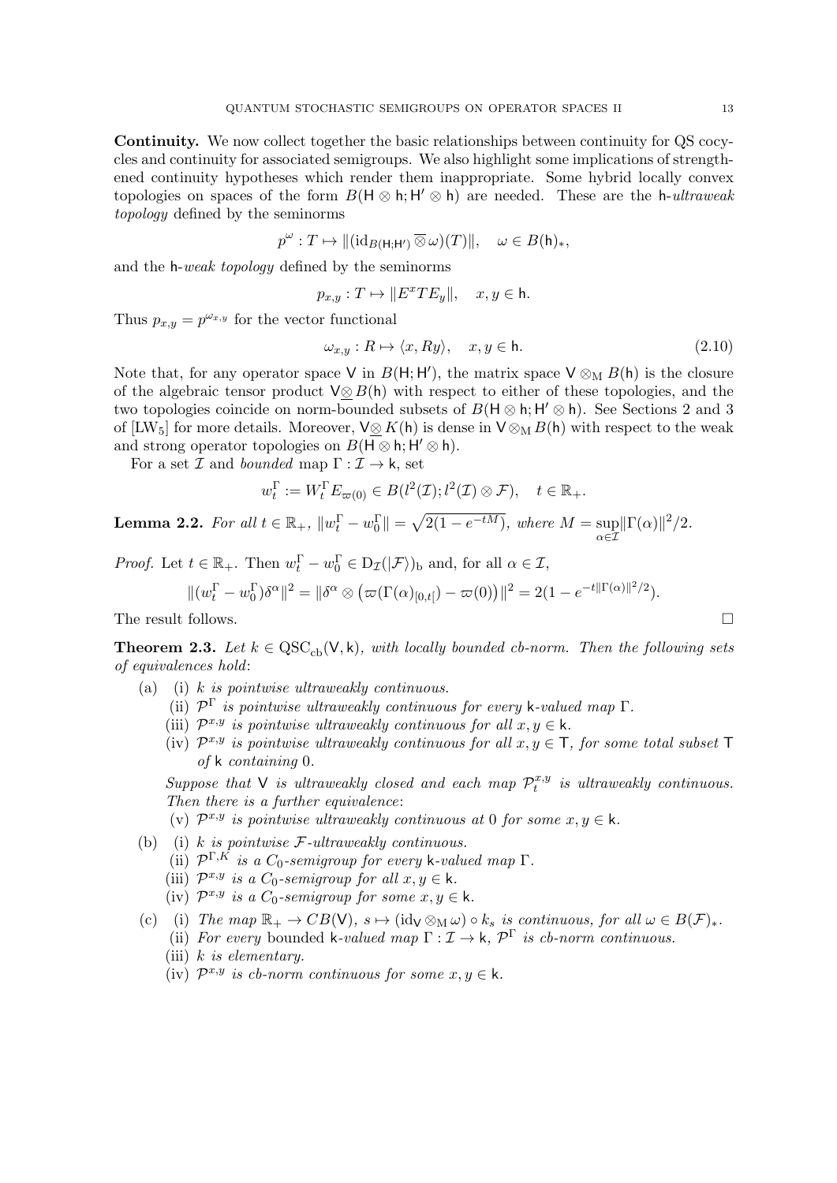**Continuity.** We now collect together the basic relationships between continuity for QS cocycles and continuity for associated semigroups. We also highlight some implications of strengthened continuity hypotheses which render them inappropriate. Some hybrid locally convex topologies on spaces of the form $B(\mathsf{H} \otimes \mathsf{h}; \mathsf{H}' \otimes \mathsf{h})$ are needed. These are the $\mathsf{h}$-*ultraweak topology* defined by the seminorms

$$p^\omega : T \mapsto \|(\mathrm{id}_{B(\mathsf{H};\mathsf{H}')} \overline{\otimes} \omega)(T)\|, \quad \omega \in B(\mathsf{h})_*,$$

and the $\mathsf{h}$-*weak topology* defined by the seminorms

$$p_{x,y} : T \mapsto \|E^x T E_y\|, \quad x, y \in \mathsf{h}.$$

Thus $p_{x,y} = p^{\omega_{x,y}}$ for the vector functional

$$\omega_{x,y} : R \mapsto \langle x, Ry\rangle, \quad x, y \in \mathsf{h}. \tag{2.10}$$

Note that, for any operator space $\mathsf{V}$ in $B(\mathsf{H}; \mathsf{H}')$, the matrix space $\mathsf{V} \otimes_{\mathrm{M}} B(\mathsf{h})$ is the closure of the algebraic tensor product $\mathsf{V} \underline{\otimes} B(\mathsf{h})$ with respect to either of these topologies, and the two topologies coincide on norm-bounded subsets of $B(\mathsf{H} \otimes \mathsf{h}; \mathsf{H}' \otimes \mathsf{h})$. See Sections 2 and 3 of [LW$_5$] for more details. Moreover, $\mathsf{V} \underline{\otimes} K(\mathsf{h})$ is dense in $\mathsf{V} \otimes_{\mathrm{M}} B(\mathsf{h})$ with respect to the weak and strong operator topologies on $B(\mathsf{H} \otimes \mathsf{h}; \mathsf{H}' \otimes \mathsf{h})$.

For a set $\mathcal{I}$ and *bounded* map $\Gamma : \mathcal{I} \to \mathsf{k}$, set

$$w_t^\Gamma := W_t^\Gamma E_{\varpi(0)} \in B(l^2(\mathcal{I}); l^2(\mathcal{I}) \otimes \mathcal{F}), \quad t \in \mathbb{R}_+.$$

**Lemma 2.2.** *For all $t \in \mathbb{R}_+$, $\|w_t^\Gamma - w_0^\Gamma\| = \sqrt{2(1 - e^{-tM})}$, where $M = \sup_{\alpha\in\mathcal{I}} \|\Gamma(\alpha)\|^2/2$.*

*Proof.* Let $t \in \mathbb{R}_+$. Then $w_t^\Gamma - w_0^\Gamma \in \mathrm{D}_{\mathcal{I}}(|\mathcal{F}\rangle)_{\mathrm{b}}$ and, for all $\alpha \in \mathcal{I}$,

$$\|(w_t^\Gamma - w_0^\Gamma)\delta^\alpha\|^2 = \|\delta^\alpha \otimes \big(\varpi(\Gamma(\alpha)_{[0,t[}) - \varpi(0)\big)\|^2 = 2(1 - e^{-t\|\Gamma(\alpha)\|^2/2}).$$

The result follows. $\square$

**Theorem 2.3.** *Let $k \in \mathrm{QSC}_{\mathrm{cb}}(\mathsf{V}, \mathsf{k})$, with locally bounded cb-norm. Then the following sets of equivalences hold*:

(a) (i) *$k$ is pointwise ultraweakly continuous.*
  (ii) *$\mathcal{P}^\Gamma$ is pointwise ultraweakly continuous for every $\mathsf{k}$-valued map $\Gamma$.*
  (iii) *$\mathcal{P}^{x,y}$ is pointwise ultraweakly continuous for all $x, y \in \mathsf{k}$.*
  (iv) *$\mathcal{P}^{x,y}$ is pointwise ultraweakly continuous for all $x, y \in \mathsf{T}$, for some total subset $\mathsf{T}$ of $\mathsf{k}$ containing $0$.*

  *Suppose that $\mathsf{V}$ is ultraweakly closed and each map $\mathcal{P}^{x,y}_t$ is ultraweakly continuous. Then there is a further equivalence*:
  (v) *$\mathcal{P}^{x,y}$ is pointwise ultraweakly continuous at $0$ for some $x, y \in \mathsf{k}$.*

(b) (i) *$k$ is pointwise $\mathcal{F}$-ultraweakly continuous.*
  (ii) *$\mathcal{P}^{\Gamma,K}$ is a $C_0$-semigroup for every $\mathsf{k}$-valued map $\Gamma$.*
  (iii) *$\mathcal{P}^{x,y}$ is a $C_0$-semigroup for all $x, y \in \mathsf{k}$.*
  (iv) *$\mathcal{P}^{x,y}$ is a $C_0$-semigroup for some $x, y \in \mathsf{k}$.*

(c) (i) *The map $\mathbb{R}_+ \to CB(\mathsf{V})$, $s \mapsto (\mathrm{id}_{\mathsf{V}} \otimes_{\mathrm{M}} \omega) \circ k_s$ is continuous, for all $\omega \in B(\mathcal{F})_*$.*
  (ii) *For every* bounded *$\mathsf{k}$-valued map $\Gamma : \mathcal{I} \to \mathsf{k}$, $\mathcal{P}^\Gamma$ is cb-norm continuous.*
  (iii) *$k$ is elementary.*
  (iv) *$\mathcal{P}^{x,y}$ is cb-norm continuous for some $x, y \in \mathsf{k}$.*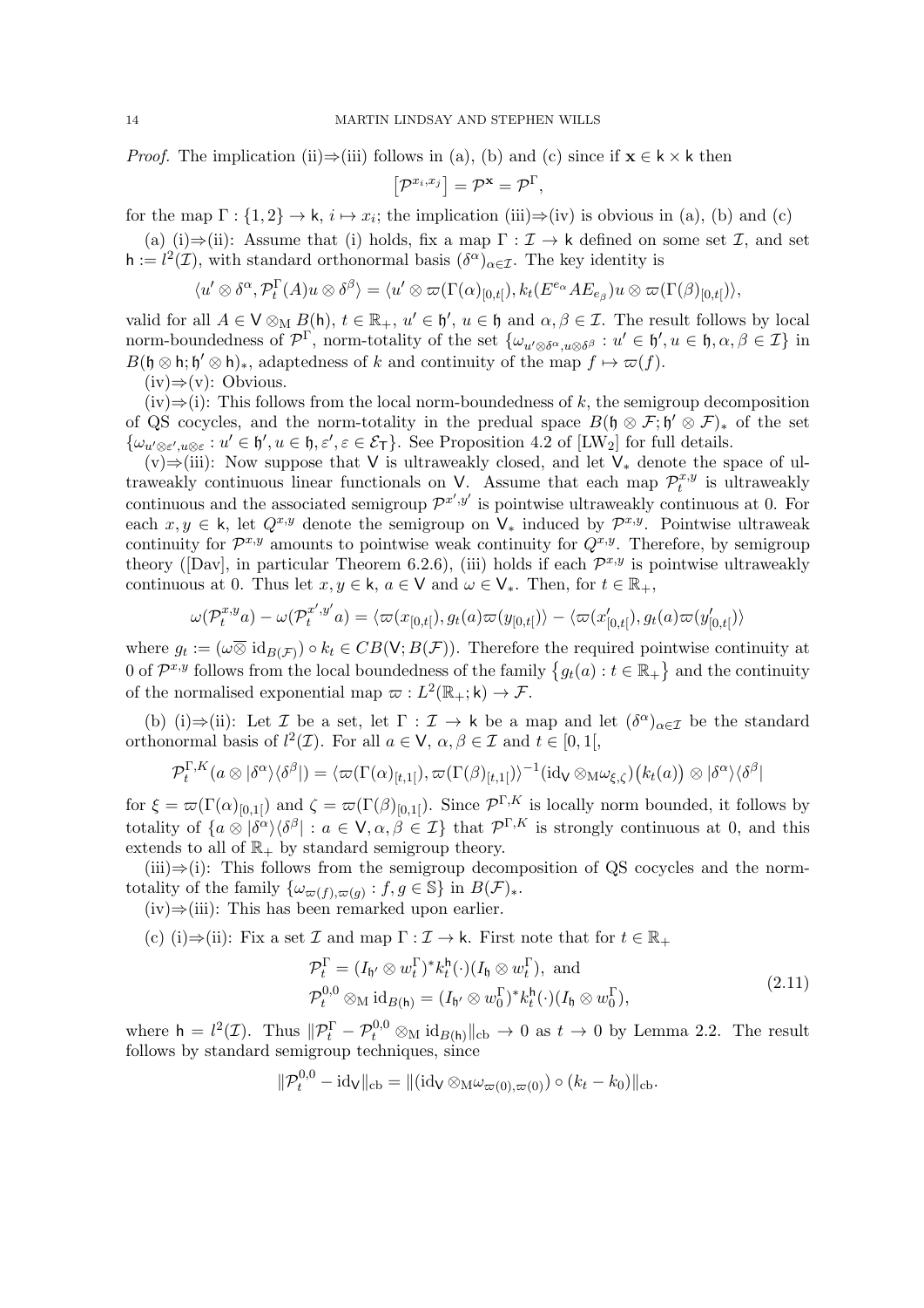*Proof.* The implication (ii)⇒(iii) follows in (a), (b) and (c) since if $\mathbf{x} \in \mathsf{k} \times \mathsf{k}$ then

$$\left[\mathcal{P}^{x_i,x_j}\right] = \mathcal{P}^{\mathbf{x}} = \mathcal{P}^{\Gamma},$$

for the map $\Gamma : \{1,2\} \to \mathsf{k}$, $i \mapsto x_i$; the implication (iii)⇒(iv) is obvious in (a), (b) and (c)

(a) (i)⇒(ii): Assume that (i) holds, fix a map $\Gamma : \mathcal{I} \to \mathsf{k}$ defined on some set $\mathcal{I}$, and set $\mathsf{h} := l^2(\mathcal{I})$, with standard orthonormal basis $(\delta^\alpha)_{\alpha\in\mathcal{I}}$. The key identity is

$$\langle u' \otimes \delta^\alpha, \mathcal{P}^\Gamma_t(A) u \otimes \delta^\beta\rangle = \langle u' \otimes \varpi(\Gamma(\alpha)_{[0,t[}), k_t(E^{e_\alpha} A E_{e_\beta}) u \otimes \varpi(\Gamma(\beta)_{[0,t[})\rangle,$$

valid for all $A \in \mathsf{V} \otimes_{\mathrm{M}} B(\mathsf{h})$, $t \in \mathbb{R}_+$, $u' \in \mathfrak{h}'$, $u \in \mathfrak{h}$ and $\alpha, \beta \in \mathcal{I}$. The result follows by local norm-boundedness of $\mathcal{P}^\Gamma$, norm-totality of the set $\{\omega_{u'\otimes\delta^\alpha, u\otimes\delta^\beta} : u' \in \mathfrak{h}', u \in \mathfrak{h}, \alpha, \beta \in \mathcal{I}\}$ in $B(\mathfrak{h} \otimes \mathsf{h}; \mathfrak{h}' \otimes \mathsf{h})_*$, adaptedness of $k$ and continuity of the map $f \mapsto \varpi(f)$.

(iv)⇒(v): Obvious.

(iv)⇒(i): This follows from the local norm-boundedness of $k$, the semigroup decomposition of QS cocycles, and the norm-totality in the predual space $B(\mathfrak{h} \otimes \mathcal{F}; \mathfrak{h}' \otimes \mathcal{F})_*$ of the set $\{\omega_{u'\otimes\varepsilon', u\otimes\varepsilon} : u' \in \mathfrak{h}', u \in \mathfrak{h}, \varepsilon', \varepsilon \in \mathcal{E}_{\mathsf{T}}\}$. See Proposition 4.2 of [LW$_2$] for full details.

(v)⇒(iii): Now suppose that $\mathsf{V}$ is ultraweakly closed, and let $\mathsf{V}_*$ denote the space of ultraweakly continuous linear functionals on $\mathsf{V}$. Assume that each map $\mathcal{P}^{x,y}_t$ is ultraweakly continuous and the associated semigroup $\mathcal{P}^{x',y'}$ is pointwise ultraweakly continuous at 0. For each $x, y \in \mathsf{k}$, let $Q^{x,y}$ denote the semigroup on $\mathsf{V}_*$ induced by $\mathcal{P}^{x,y}$. Pointwise ultraweak continuity for $\mathcal{P}^{x,y}$ amounts to pointwise weak continuity for $Q^{x,y}$. Therefore, by semigroup theory ([Dav], in particular Theorem 6.2.6), (iii) holds if each $\mathcal{P}^{x,y}$ is pointwise ultraweakly continuous at 0. Thus let $x, y \in \mathsf{k}$, $a \in \mathsf{V}$ and $\omega \in \mathsf{V}_*$. Then, for $t \in \mathbb{R}_+$,

$$\omega(\mathcal{P}^{x,y}_t a) - \omega(\mathcal{P}^{x',y'}_t a) = \langle \varpi(x_{[0,t[}), g_t(a) \varpi(y_{[0,t[})\rangle - \langle \varpi(x'_{[0,t[}), g_t(a)\varpi(y'_{[0,t[})\rangle$$

where $g_t := (\omega \overline{\otimes}\, \mathrm{id}_{B(\mathcal{F})}) \circ k_t \in CB(\mathsf{V}; B(\mathcal{F}))$. Therefore the required pointwise continuity at 0 of $\mathcal{P}^{x,y}$ follows from the local boundedness of the family $\{g_t(a) : t \in \mathbb{R}_+\}$ and the continuity of the normalised exponential map $\varpi : L^2(\mathbb{R}_+; \mathsf{k}) \to \mathcal{F}$.

(b) (i)⇒(ii): Let $\mathcal{I}$ be a set, let $\Gamma : \mathcal{I} \to \mathsf{k}$ be a map and let $(\delta^\alpha)_{\alpha\in\mathcal{I}}$ be the standard orthonormal basis of $l^2(\mathcal{I})$. For all $a \in \mathsf{V}$, $\alpha, \beta \in \mathcal{I}$ and $t \in [0, 1[$,

$$\mathcal{P}^{\Gamma,K}_t(a \otimes |\delta^\alpha\rangle\langle\delta^\beta|) = \langle \varpi(\Gamma(\alpha)_{[t,1[}), \varpi(\Gamma(\beta)_{[t,1[})\rangle^{-1} (\mathrm{id}_{\mathsf{V}} \otimes_{\mathrm{M}} \omega_{\xi,\zeta})\big(k_t(a)\big) \otimes |\delta^\alpha\rangle\langle\delta^\beta|$$

for $\xi = \varpi(\Gamma(\alpha)_{[0,1[})$ and $\zeta = \varpi(\Gamma(\beta)_{[0,1[})$. Since $\mathcal{P}^{\Gamma,K}$ is locally norm bounded, it follows by totality of $\{a \otimes |\delta^\alpha\rangle\langle\delta^\beta| : a \in \mathsf{V}, \alpha, \beta \in \mathcal{I}\}$ that $\mathcal{P}^{\Gamma,K}$ is strongly continuous at 0, and this extends to all of $\mathbb{R}_+$ by standard semigroup theory.

(iii)⇒(i): This follows from the semigroup decomposition of QS cocycles and the norm-totality of the family $\{\omega_{\varpi(f),\varpi(g)} : f, g \in \mathbb{S}\}$ in $B(\mathcal{F})_*$.

(iv)⇒(iii): This has been remarked upon earlier.

(c) (i)⇒(ii): Fix a set $\mathcal{I}$ and map $\Gamma : \mathcal{I} \to \mathsf{k}$. First note that for $t \in \mathbb{R}_+$

$$\begin{aligned}\mathcal{P}^\Gamma_t &= (I_{\mathfrak{h}'} \otimes w^\Gamma_t)^* k^{\mathsf{h}}_t(\cdot)(I_{\mathfrak{h}} \otimes w^\Gamma_t), \text{ and}\\ \mathcal{P}^{0,0}_t \otimes_{\mathrm{M}} \mathrm{id}_{B(\mathsf{h})} &= (I_{\mathfrak{h}'} \otimes w^\Gamma_0)^* k^{\mathsf{h}}_t(\cdot)(I_{\mathfrak{h}} \otimes w^\Gamma_0),\end{aligned} \tag{2.11}$$

where $\mathsf{h} = l^2(\mathcal{I})$. Thus $\|\mathcal{P}^\Gamma_t - \mathcal{P}^{0,0}_t \otimes_{\mathrm{M}} \mathrm{id}_{B(\mathsf{h})}\|_{\mathrm{cb}} \to 0$ as $t \to 0$ by Lemma 2.2. The result follows by standard semigroup techniques, since

$$\|\mathcal{P}^{0,0}_t - \mathrm{id}_{\mathsf{V}}\|_{\mathrm{cb}} = \|(\mathrm{id}_{\mathsf{V}} \otimes_{\mathrm{M}} \omega_{\varpi(0),\varpi(0)}) \circ (k_t - k_0)\|_{\mathrm{cb}}.$$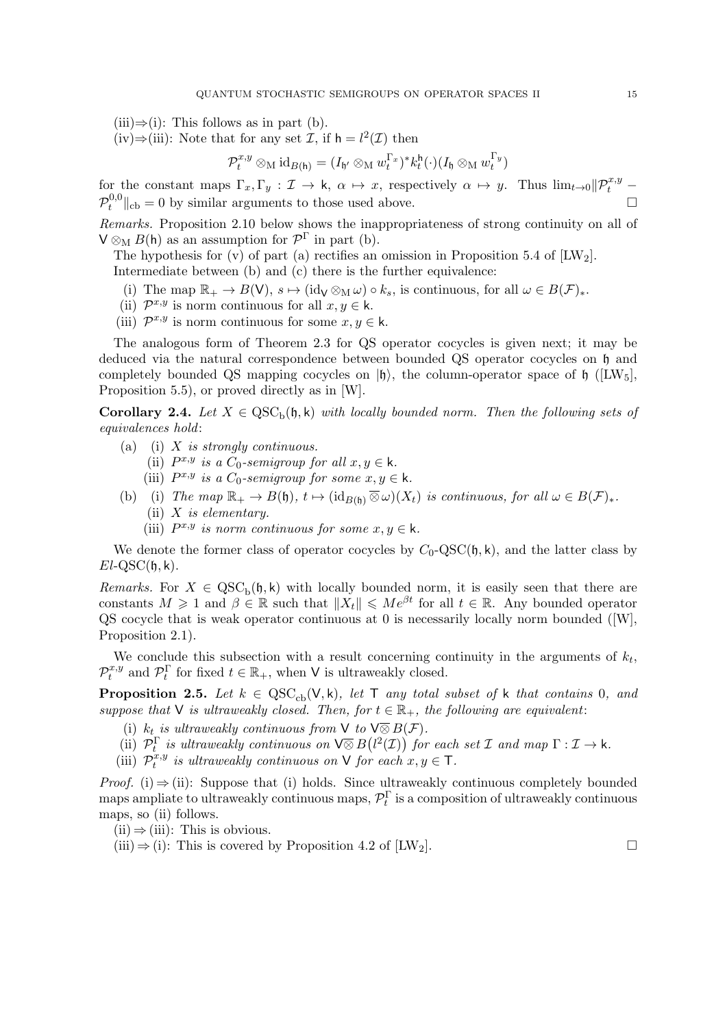(iii)⇒(i): This follows as in part (b).

(iv)⇒(iii): Note that for any set $\mathcal{I}$, if $\mathsf{h} = l^2(\mathcal{I})$ then

$$\mathcal{P}_t^{x,y} \otimes_{\mathrm{M}} \mathrm{id}_{B(\mathsf{h})} = (I_{\mathfrak{h}'} \otimes_{\mathrm{M}} w_t^{\Gamma_x})^* k_t^{\mathsf{h}}(\cdot)(I_{\mathfrak{h}} \otimes_{\mathrm{M}} w_t^{\Gamma_y})$$

for the constant maps $\Gamma_x, \Gamma_y : \mathcal{I} \to \mathsf{k}$, $\alpha \mapsto x$, respectively $\alpha \mapsto y$. Thus $\lim_{t\to 0}\|\mathcal{P}_t^{x,y} - \mathcal{P}_t^{0,0}\|_{\mathrm{cb}} = 0$ by similar arguments to those used above. □

*Remarks.* Proposition 2.10 below shows the inappropriateness of strong continuity on all of $\mathsf{V} \otimes_{\mathrm{M}} B(\mathsf{h})$ as an assumption for $\mathcal{P}^\Gamma$ in part (b).

The hypothesis for (v) of part (a) rectifies an omission in Proposition 5.4 of [LW$_2$].

Intermediate between (b) and (c) there is the further equivalence:

(i) The map $\mathbb{R}_+ \to B(\mathsf{V})$, $s \mapsto (\mathrm{id}_{\mathsf{V}} \otimes_{\mathrm{M}} \omega) \circ k_s$, is continuous, for all $\omega \in B(\mathcal{F})_*$.

(ii) $\mathcal{P}^{x,y}$ is norm continuous for all $x, y \in \mathsf{k}$.

(iii) $\mathcal{P}^{x,y}$ is norm continuous for some $x, y \in \mathsf{k}$.

The analogous form of Theorem 2.3 for QS operator cocycles is given next; it may be deduced via the natural correspondence between bounded QS operator cocycles on $\mathfrak{h}$ and completely bounded QS mapping cocycles on $|\mathfrak{h}\rangle$, the column-operator space of $\mathfrak{h}$ ([LW$_5$], Proposition 5.5), or proved directly as in [W].

**Corollary 2.4.** *Let $X \in \mathrm{QSC}_{\mathrm{b}}(\mathfrak{h}, \mathsf{k})$ with locally bounded norm. Then the following sets of equivalences hold*:

(a) (i) *$X$ is strongly continuous.*

(ii) *$P^{x,y}$ is a $C_0$-semigroup for all $x, y \in \mathsf{k}$.*

(iii) *$P^{x,y}$ is a $C_0$-semigroup for some $x, y \in \mathsf{k}$.*

(b) (i) *The map $\mathbb{R}_+ \to B(\mathfrak{h})$, $t \mapsto (\mathrm{id}_{B(\mathfrak{h})} \overline{\otimes}\, \omega)(X_t)$ is continuous, for all $\omega \in B(\mathcal{F})_*$.*

(ii) *$X$ is elementary.*

(iii) *$P^{x,y}$ is norm continuous for some $x, y \in \mathsf{k}$.*

We denote the former class of operator cocycles by $C_0$-$\mathrm{QSC}(\mathfrak{h}, \mathsf{k})$, and the latter class by $El$-$\mathrm{QSC}(\mathfrak{h}, \mathsf{k})$.

*Remarks.* For $X \in \mathrm{QSC}_{\mathrm{b}}(\mathfrak{h}, \mathsf{k})$ with locally bounded norm, it is easily seen that there are constants $M \geqslant 1$ and $\beta \in \mathbb{R}$ such that $\|X_t\| \leqslant Me^{\beta t}$ for all $t \in \mathbb{R}$. Any bounded operator QS cocycle that is weak operator continuous at 0 is necessarily locally norm bounded ([W], Proposition 2.1).

We conclude this subsection with a result concerning continuity in the arguments of $k_t$, $\mathcal{P}_t^{x,y}$ and $\mathcal{P}_t^\Gamma$ for fixed $t \in \mathbb{R}_+$, when $\mathsf{V}$ is ultraweakly closed.

**Proposition 2.5.** *Let $k \in \mathrm{QSC}_{\mathrm{cb}}(\mathsf{V}, \mathsf{k})$, let $\mathsf{T}$ any total subset of $\mathsf{k}$ that contains 0, and suppose that $\mathsf{V}$ is ultraweakly closed. Then, for $t \in \mathbb{R}_+$, the following are equivalent*:

(i) *$k_t$ is ultraweakly continuous from $\mathsf{V}$ to $\mathsf{V} \overline{\otimes} B(\mathcal{F})$.*

(ii) *$\mathcal{P}_t^\Gamma$ is ultraweakly continuous on $\mathsf{V} \overline{\otimes} B\big(l^2(\mathcal{I})\big)$ for each set $\mathcal{I}$ and map $\Gamma : \mathcal{I} \to \mathsf{k}$.*

(iii) *$\mathcal{P}_t^{x,y}$ is ultraweakly continuous on $\mathsf{V}$ for each $x, y \in \mathsf{T}$.*

*Proof.* (i) ⇒ (ii): Suppose that (i) holds. Since ultraweakly continuous completely bounded maps ampliate to ultraweakly continuous maps, $\mathcal{P}_t^\Gamma$ is a composition of ultraweakly continuous maps, so (ii) follows.

(ii) ⇒ (iii): This is obvious.

(iii) ⇒ (i): This is covered by Proposition 4.2 of [LW$_2$]. □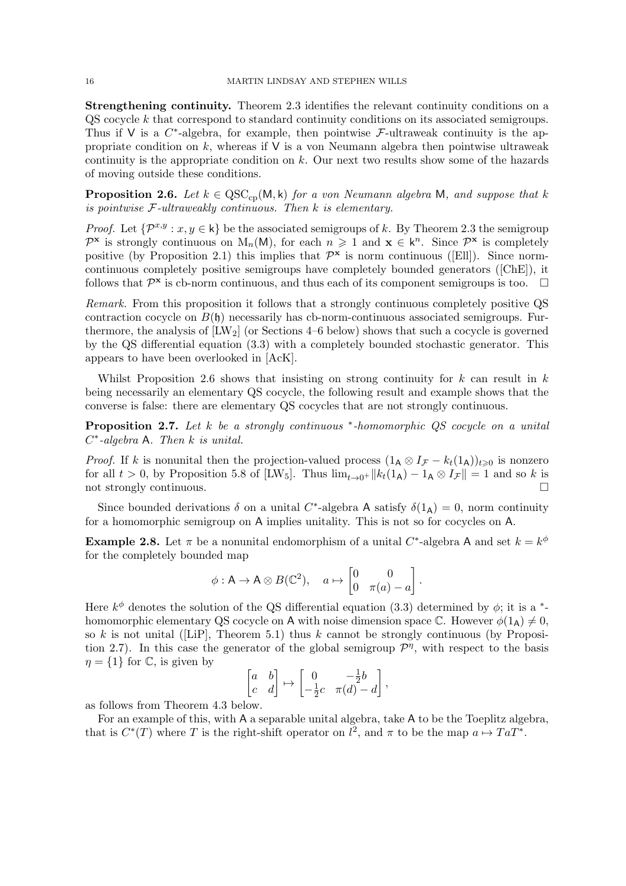**Strengthening continuity.** Theorem 2.3 identifies the relevant continuity conditions on a QS cocycle $k$ that correspond to standard continuity conditions on its associated semigroups. Thus if $\mathsf{V}$ is a $C^*$-algebra, for example, then pointwise $\mathcal{F}$-ultraweak continuity is the appropriate condition on $k$, whereas if $\mathsf{V}$ is a von Neumann algebra then pointwise ultraweak continuity is the appropriate condition on $k$. Our next two results show some of the hazards of moving outside these conditions.

**Proposition 2.6.** *Let $k \in \mathrm{QSC}_{\mathrm{cp}}(\mathsf{M}, \mathsf{k})$ for a von Neumann algebra $\mathsf{M}$, and suppose that $k$ is pointwise $\mathcal{F}$-ultraweakly continuous. Then $k$ is elementary.*

*Proof.* Let $\{\mathcal{P}^{x,y} : x, y \in \mathsf{k}\}$ be the associated semigroups of $k$. By Theorem 2.3 the semigroup $\mathcal{P}^{\mathbf{x}}$ is strongly continuous on $\mathrm{M}_n(\mathsf{M})$, for each $n \geqslant 1$ and $\mathbf{x} \in \mathsf{k}^n$. Since $\mathcal{P}^{\mathbf{x}}$ is completely positive (by Proposition 2.1) this implies that $\mathcal{P}^{\mathbf{x}}$ is norm continuous ([Ell]). Since norm-continuous completely positive semigroups have completely bounded generators ([ChE]), it follows that $\mathcal{P}^{\mathbf{x}}$ is cb-norm continuous, and thus each of its component semigroups is too. $\square$

*Remark.* From this proposition it follows that a strongly continuous completely positive QS contraction cocycle on $B(\mathfrak{h})$ necessarily has cb-norm-continuous associated semigroups. Furthermore, the analysis of [LW$_2$] (or Sections 4–6 below) shows that such a cocycle is governed by the QS differential equation (3.3) with a completely bounded stochastic generator. This appears to have been overlooked in [AcK].

Whilst Proposition 2.6 shows that insisting on strong continuity for $k$ can result in $k$ being necessarily an elementary QS cocycle, the following result and example shows that the converse is false: there are elementary QS cocycles that are not strongly continuous.

**Proposition 2.7.** *Let $k$ be a strongly continuous $^*$-homomorphic QS cocycle on a unital $C^*$-algebra $\mathsf{A}$. Then $k$ is unital.*

*Proof.* If $k$ is nonunital then the projection-valued process $(1_{\mathsf{A}} \otimes I_{\mathcal{F}} - k_t(1_{\mathsf{A}}))_{t \geqslant 0}$ is nonzero for all $t > 0$, by Proposition 5.8 of [LW$_5$]. Thus $\lim_{t \to 0^+} \| k_t(1_{\mathsf{A}}) - 1_{\mathsf{A}} \otimes I_{\mathcal{F}} \| = 1$ and so $k$ is not strongly continuous. $\square$

Since bounded derivations $\delta$ on a unital $C^*$-algebra $\mathsf{A}$ satisfy $\delta(1_{\mathsf{A}}) = 0$, norm continuity for a homomorphic semigroup on $\mathsf{A}$ implies unitality. This is not so for cocycles on $\mathsf{A}$.

**Example 2.8.** Let $\pi$ be a nonunital endomorphism of a unital $C^*$-algebra $\mathsf{A}$ and set $k = k^\phi$ for the completely bounded map

$$\phi : \mathsf{A} \to \mathsf{A} \otimes B(\mathbb{C}^2), \quad a \mapsto \begin{bmatrix} 0 & 0 \\ 0 & \pi(a) - a \end{bmatrix}.$$

Here $k^\phi$ denotes the solution of the QS differential equation (3.3) determined by $\phi$; it is a $^*$-homomorphic elementary QS cocycle on $\mathsf{A}$ with noise dimension space $\mathbb{C}$. However $\phi(1_{\mathsf{A}}) \neq 0$, so $k$ is not unital ([LiP], Theorem 5.1) thus $k$ cannot be strongly continuous (by Proposition 2.7). In this case the generator of the global semigroup $\mathcal{P}^\eta$, with respect to the basis $\eta = \{1\}$ for $\mathbb{C}$, is given by

$$\begin{bmatrix} a & b \\ c & d \end{bmatrix} \mapsto \begin{bmatrix} 0 & -\frac{1}{2} b \\ -\frac{1}{2} c & \pi(d) - d \end{bmatrix},$$

as follows from Theorem 4.3 below.

For an example of this, with $\mathsf{A}$ a separable unital algebra, take $\mathsf{A}$ to be the Toeplitz algebra, that is $C^*(T)$ where $T$ is the right-shift operator on $l^2$, and $\pi$ to be the map $a \mapsto TaT^*$.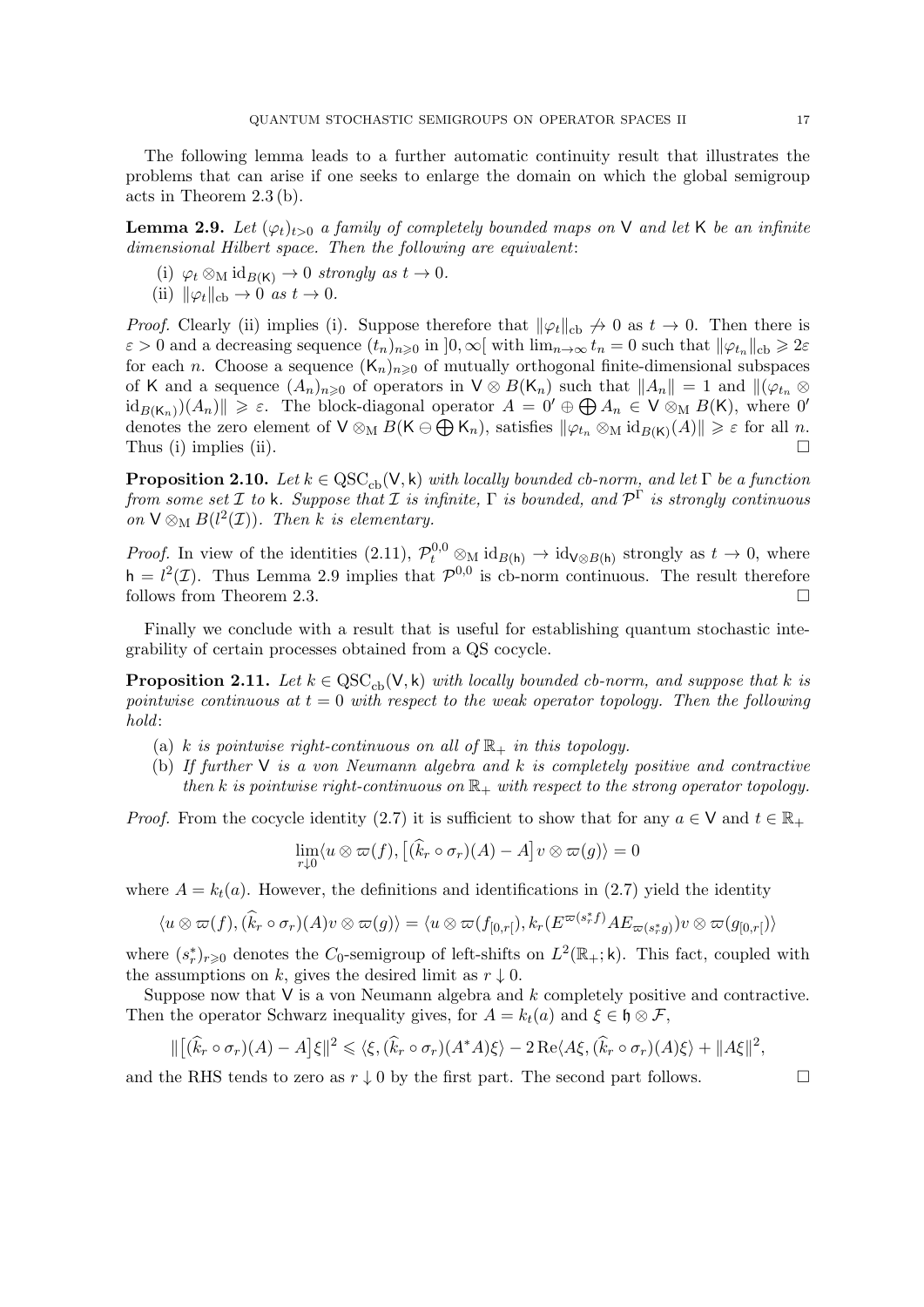The following lemma leads to a further automatic continuity result that illustrates the problems that can arise if one seeks to enlarge the domain on which the global semigroup acts in Theorem 2.3 (b).

**Lemma 2.9.** *Let $(\varphi_t)_{t>0}$ a family of completely bounded maps on $\mathsf{V}$ and let $\mathsf{K}$ be an infinite dimensional Hilbert space. Then the following are equivalent*:

(i) $\varphi_t \otimes_{\mathrm{M}} \mathrm{id}_{B(\mathsf{K})} \to 0$ *strongly as* $t \to 0$.
(ii) $\|\varphi_t\|_{\mathrm{cb}} \to 0$ *as* $t \to 0$.

*Proof.* Clearly (ii) implies (i). Suppose therefore that $\|\varphi_t\|_{\mathrm{cb}} \not\to 0$ as $t \to 0$. Then there is $\varepsilon > 0$ and a decreasing sequence $(t_n)_{n\geqslant 0}$ in $]0,\infty[$ with $\lim_{n\to\infty} t_n = 0$ such that $\|\varphi_{t_n}\|_{\mathrm{cb}} \geqslant 2\varepsilon$ for each $n$. Choose a sequence $(\mathsf{K}_n)_{n\geqslant 0}$ of mutually orthogonal finite-dimensional subspaces of $\mathsf{K}$ and a sequence $(A_n)_{n\geqslant 0}$ of operators in $\mathsf{V} \otimes B(\mathsf{K}_n)$ such that $\|A_n\| = 1$ and $\|(\varphi_{t_n} \otimes \mathrm{id}_{B(\mathsf{K}_n)})(A_n)\| \geqslant \varepsilon$. The block-diagonal operator $A = 0' \oplus \bigoplus A_n \in \mathsf{V} \otimes_{\mathrm{M}} B(\mathsf{K})$, where $0'$ denotes the zero element of $\mathsf{V} \otimes_{\mathrm{M}} B(\mathsf{K} \ominus \bigoplus \mathsf{K}_n)$, satisfies $\|\varphi_{t_n} \otimes_{\mathrm{M}} \mathrm{id}_{B(\mathsf{K})}(A)\| \geqslant \varepsilon$ for all $n$. Thus (i) implies (ii). $\square$

**Proposition 2.10.** *Let $k \in \mathrm{QSC}_{\mathrm{cb}}(\mathsf{V},\mathsf{k})$ with locally bounded cb-norm, and let $\Gamma$ be a function from some set $\mathcal{I}$ to $\mathsf{k}$. Suppose that $\mathcal{I}$ is infinite, $\Gamma$ is bounded, and $\mathcal{P}^\Gamma$ is strongly continuous on $\mathsf{V} \otimes_{\mathrm{M}} B(l^2(\mathcal{I}))$. Then $k$ is elementary.*

*Proof.* In view of the identities (2.11), $\mathcal{P}^{0,0}_t \otimes_{\mathrm{M}} \mathrm{id}_{B(\mathsf{h})} \to \mathrm{id}_{\mathsf{V}\otimes B(\mathsf{h})}$ strongly as $t \to 0$, where $\mathsf{h} = l^2(\mathcal{I})$. Thus Lemma 2.9 implies that $\mathcal{P}^{0,0}$ is cb-norm continuous. The result therefore follows from Theorem 2.3. $\square$

Finally we conclude with a result that is useful for establishing quantum stochastic integrability of certain processes obtained from a QS cocycle.

**Proposition 2.11.** *Let $k \in \mathrm{QSC}_{\mathrm{cb}}(\mathsf{V},\mathsf{k})$ with locally bounded cb-norm, and suppose that $k$ is pointwise continuous at $t = 0$ with respect to the weak operator topology. Then the following hold*:

(a) *$k$ is pointwise right-continuous on all of $\mathbb{R}_+$ in this topology.*
(b) *If further $\mathsf{V}$ is a von Neumann algebra and $k$ is completely positive and contractive then $k$ is pointwise right-continuous on $\mathbb{R}_+$ with respect to the strong operator topology.*

*Proof.* From the cocycle identity (2.7) it is sufficient to show that for any $a \in \mathsf{V}$ and $t \in \mathbb{R}_+$

$$\lim_{r\downarrow 0} \langle u \otimes \varpi(f), \big[(\widehat{k}_r \circ \sigma_r)(A) - A\big] v \otimes \varpi(g)\rangle = 0$$

where $A = k_t(a)$. However, the definitions and identifications in (2.7) yield the identity

$$\langle u \otimes \varpi(f), (\widehat{k}_r \circ \sigma_r)(A) v \otimes \varpi(g)\rangle = \langle u \otimes \varpi(f_{[0,r[}), k_r(E^{\varpi(s_r^* f)} A E_{\varpi(s_r^* g)}) v \otimes \varpi(g_{[0,r[})\rangle$$

where $(s_r^*)_{r\geqslant 0}$ denotes the $C_0$-semigroup of left-shifts on $L^2(\mathbb{R}_+;\mathsf{k})$. This fact, coupled with the assumptions on $k$, gives the desired limit as $r \downarrow 0$.

Suppose now that $\mathsf{V}$ is a von Neumann algebra and $k$ completely positive and contractive. Then the operator Schwarz inequality gives, for $A = k_t(a)$ and $\xi \in \mathfrak{h} \otimes \mathcal{F}$,

$$\|\big[(\widehat{k}_r \circ \sigma_r)(A) - A\big]\xi\|^2 \leqslant \langle \xi, (\widehat{k}_r \circ \sigma_r)(A^*A)\xi\rangle - 2\,\mathrm{Re}\langle A\xi, (\widehat{k}_r \circ \sigma_r)(A)\xi\rangle + \|A\xi\|^2,$$

and the RHS tends to zero as $r \downarrow 0$ by the first part. The second part follows. $\square$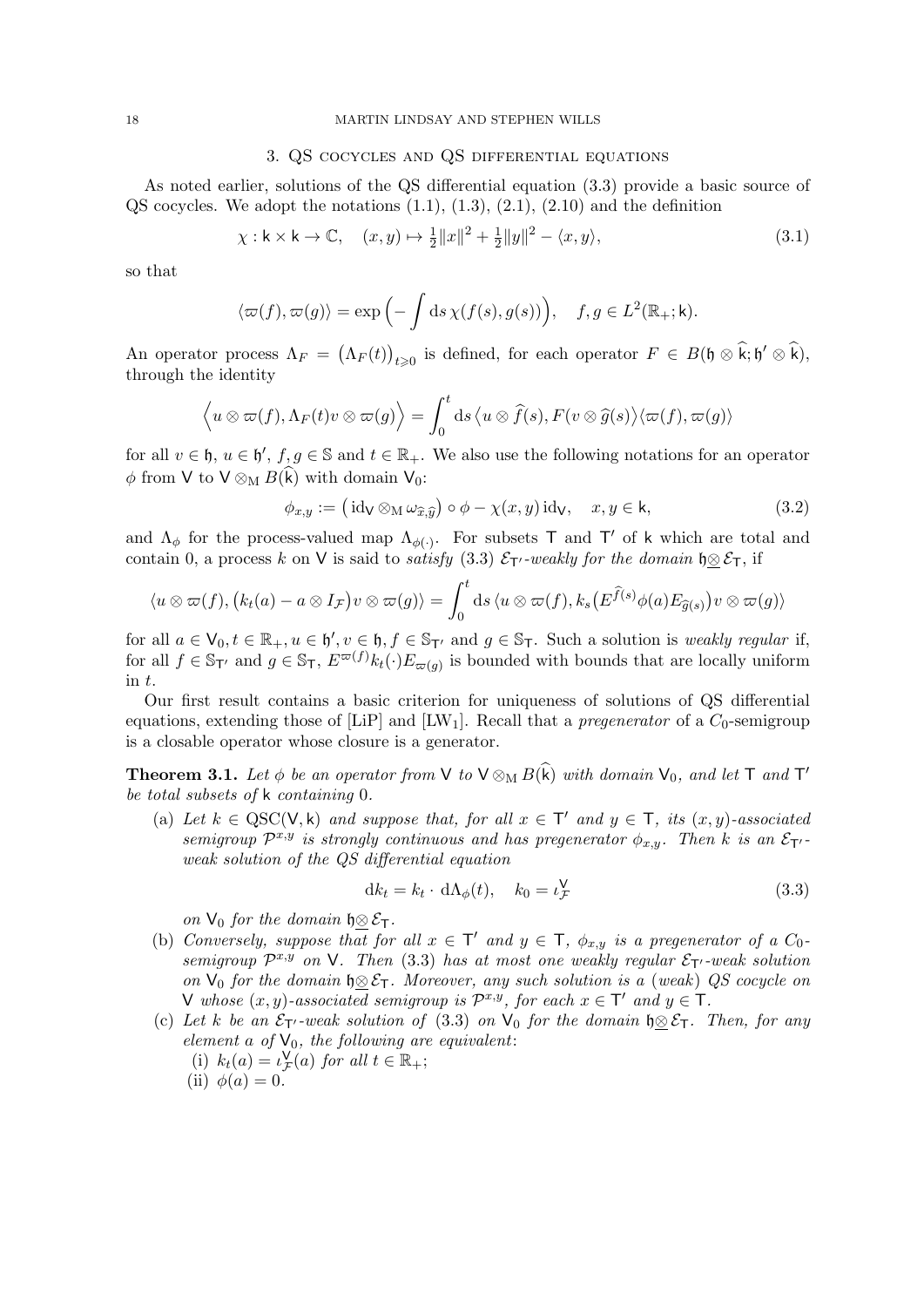## 3. QS cocycles and QS differential equations

As noted earlier, solutions of the QS differential equation (3.3) provide a basic source of QS cocycles. We adopt the notations (1.1), (1.3), (2.1), (2.10) and the definition

$$\chi : \mathsf{k} \times \mathsf{k} \to \mathbb{C}, \quad (x, y) \mapsto \tfrac{1}{2}\|x\|^2 + \tfrac{1}{2}\|y\|^2 - \langle x, y\rangle, \tag{3.1}$$

so that

$$\langle \varpi(f), \varpi(g)\rangle = \exp\Big(-\int \mathrm{d}s\, \chi(f(s), g(s))\Big), \quad f, g \in L^2(\mathbb{R}_+; \mathsf{k}).$$

An operator process $\Lambda_F = \big(\Lambda_F(t)\big)_{t \geqslant 0}$ is defined, for each operator $F \in B(\mathfrak{h} \otimes \widehat{\mathsf{k}}; \mathfrak{h}' \otimes \widehat{\mathsf{k}})$, through the identity

$$\Big\langle u \otimes \varpi(f), \Lambda_F(t) v \otimes \varpi(g)\Big\rangle = \int_0^t \mathrm{d}s\, \big\langle u \otimes \widehat{f}(s), F(v \otimes \widehat{g}(s))\big\rangle \langle \varpi(f), \varpi(g)\rangle$$

for all $v \in \mathfrak{h}$, $u \in \mathfrak{h}'$, $f, g \in \mathbb{S}$ and $t \in \mathbb{R}_+$. We also use the following notations for an operator $\phi$ from $\mathsf{V}$ to $\mathsf{V} \otimes_{\mathrm{M}} B(\widehat{\mathsf{k}})$ with domain $\mathsf{V}_0$:

$$\phi_{x,y} := \big(\mathrm{id}_{\mathsf{V}} \otimes_{\mathrm{M}} \omega_{\widehat{x},\widehat{y}}\big) \circ \phi - \chi(x, y)\, \mathrm{id}_{\mathsf{V}}, \quad x, y \in \mathsf{k}, \tag{3.2}$$

and $\Lambda_\phi$ for the process-valued map $\Lambda_{\phi(\cdot)}$. For subsets $\mathsf{T}$ and $\mathsf{T}'$ of $\mathsf{k}$ which are total and contain 0, a process $k$ on $\mathsf{V}$ is said to *satisfy* (3.3) $\mathcal{E}_{\mathsf{T}'}$*-weakly for the domain* $\mathfrak{h} \underline{\otimes} \mathcal{E}_{\mathsf{T}}$, if

$$\langle u \otimes \varpi(f), \big(k_t(a) - a \otimes I_{\mathcal{F}}\big) v \otimes \varpi(g)\rangle = \int_0^t \mathrm{d}s\, \langle u \otimes \varpi(f), k_s\big(E^{\widehat{f}(s)} \phi(a) E_{\widehat{g}(s)}\big) v \otimes \varpi(g)\rangle$$

for all $a \in \mathsf{V}_0, t \in \mathbb{R}_+, u \in \mathfrak{h}', v \in \mathfrak{h}, f \in \mathbb{S}_{\mathsf{T}'}$ and $g \in \mathbb{S}_{\mathsf{T}}$. Such a solution is *weakly regular* if, for all $f \in \mathbb{S}_{\mathsf{T}'}$ and $g \in \mathbb{S}_{\mathsf{T}}$, $E^{\varpi(f)} k_t(\cdot) E_{\varpi(g)}$ is bounded with bounds that are locally uniform in $t$.

Our first result contains a basic criterion for uniqueness of solutions of QS differential equations, extending those of [LiP] and [LW$_1$]. Recall that a *pregenerator* of a $C_0$-semigroup is a closable operator whose closure is a generator.

**Theorem 3.1.** *Let $\phi$ be an operator from $\mathsf{V}$ to $\mathsf{V} \otimes_{\mathrm{M}} B(\widehat{\mathsf{k}})$ with domain $\mathsf{V}_0$, and let $\mathsf{T}$ and $\mathsf{T}'$ be total subsets of $\mathsf{k}$ containing 0.*

(a) *Let $k \in \mathrm{QSC}(\mathsf{V}, \mathsf{k})$ and suppose that, for all $x \in \mathsf{T}'$ and $y \in \mathsf{T}$, its $(x, y)$-associated semigroup $\mathcal{P}^{x,y}$ is strongly continuous and has pregenerator $\phi_{x,y}$. Then $k$ is an $\mathcal{E}_{\mathsf{T}'}$-weak solution of the QS differential equation*

$$\mathrm{d}k_t = k_t \cdot \mathrm{d}\Lambda_\phi(t), \quad k_0 = \iota_{\mathcal{F}}^{\mathsf{V}} \tag{3.3}$$

*on $\mathsf{V}_0$ for the domain $\mathfrak{h} \underline{\otimes} \mathcal{E}_{\mathsf{T}}$.*

(b) *Conversely, suppose that for all $x \in \mathsf{T}'$ and $y \in \mathsf{T}$, $\phi_{x,y}$ is a pregenerator of a $C_0$-semigroup $\mathcal{P}^{x,y}$ on $\mathsf{V}$. Then (3.3) has at most one weakly regular $\mathcal{E}_{\mathsf{T}'}$-weak solution on $\mathsf{V}_0$ for the domain $\mathfrak{h} \underline{\otimes} \mathcal{E}_{\mathsf{T}}$. Moreover, any such solution is a (weak) QS cocycle on $\mathsf{V}$ whose $(x, y)$-associated semigroup is $\mathcal{P}^{x,y}$, for each $x \in \mathsf{T}'$ and $y \in \mathsf{T}$.*

(c) *Let $k$ be an $\mathcal{E}_{\mathsf{T}'}$-weak solution of (3.3) on $\mathsf{V}_0$ for the domain $\mathfrak{h} \underline{\otimes} \mathcal{E}_{\mathsf{T}}$. Then, for any element $a$ of $\mathsf{V}_0$, the following are equivalent:*
   (i) *$k_t(a) = \iota_{\mathcal{F}}^{\mathsf{V}}(a)$ for all $t \in \mathbb{R}_+$;*
   (ii) *$\phi(a) = 0$.*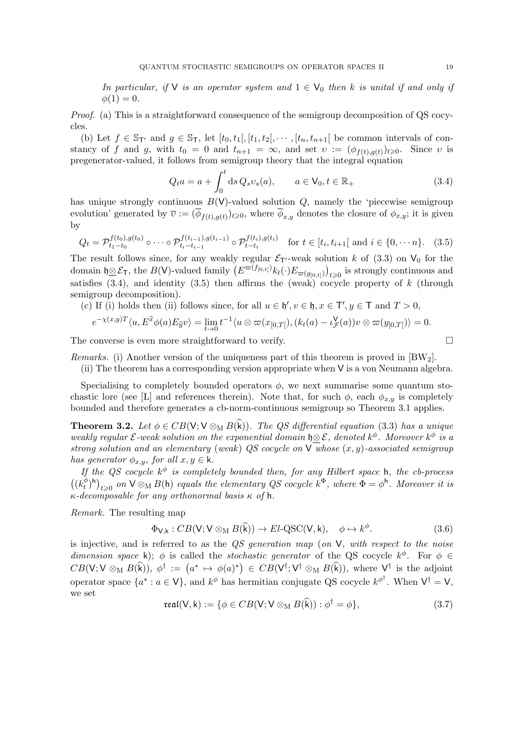*In particular, if* $\mathsf{V}$ *is an operator system and* $1 \in \mathsf{V}_0$ *then* $k$ *is unital if and only if* $\phi(1) = 0$.

*Proof.* (a) This is a straightforward consequence of the semigroup decomposition of QS cocycles.

(b) Let $f \in \mathbb{S}_{\mathsf{T}'}$ and $g \in \mathbb{S}_{\mathsf{T}}$, let $[t_0, t_1[, [t_1, t_2[, \cdots, [t_n, t_{n+1}[$ be common intervals of constancy of $f$ and $g$, with $t_0 = 0$ and $t_{n+1} = \infty$, and set $\upsilon := (\phi_{f(t),g(t)})_{t \geqslant 0}$. Since $\upsilon$ is pregenerator-valued, it follows from semigroup theory that the integral equation

$$Q_t a = a + \int_0^t \mathrm{d}s\, Q_s \upsilon_s(a), \qquad a \in \mathsf{V}_0, t \in \mathbb{R}_+ \tag{3.4}$$

has unique strongly continuous $B(\mathsf{V})$-valued solution $Q$, namely the 'piecewise semigroup evolution' generated by $\overline{\upsilon} := (\overline{\phi}_{f(t),g(t)})_{t \geqslant 0}$, where $\overline{\phi}_{x,y}$ denotes the closure of $\phi_{x,y}$; it is given by

$$Q_t = \mathcal{P}^{f(t_0),g(t_0)}_{t_1 - t_0} \circ \cdots \circ \mathcal{P}^{f(t_{i-1}),g(t_{i-1})}_{t_i - t_{i-1}} \circ \mathcal{P}^{f(t_i),g(t_i)}_{t - t_i} \quad \text{for } t \in [t_i, t_{i+1}[ \text{ and } i \in \{0, \cdots n\}. \tag{3.5}$$

The result follows since, for any weakly regular $\mathcal{E}_{\mathsf{T}'}$-weak solution $k$ of (3.3) on $\mathsf{V}_0$ for the domain $\mathfrak{h} \underline{\otimes} \mathcal{E}_{\mathsf{T}}$, the $B(\mathsf{V})$-valued family $\big(E^{\varpi(f_{[0,t[})} k_t(\cdot) E_{\varpi(g_{[0,t[})}\big)_{t \geqslant 0}$ is strongly continuous and satisfies (3.4), and identity (3.5) then affirms the (weak) cocycle property of $k$ (through semigroup decomposition).

(c) If (i) holds then (ii) follows since, for all $u \in \mathfrak{h}', v \in \mathfrak{h}, x \in \mathsf{T}', y \in \mathsf{T}$ and $T > 0$,

$$e^{-\chi(x,y)T} \langle u, E^{\widehat{x}} \phi(a) E_{\widehat{y}} v \rangle = \lim_{t \to 0} t^{-1} \langle u \otimes \varpi(x_{[0,T[}), (k_t(a) - \iota^{\mathsf{V}}_{\mathcal{F}}(a)) v \otimes \varpi(y_{[0,T[}) \rangle = 0.$$

The converse is even more straightforward to verify. $\square$

*Remarks.* (i) Another version of the uniqueness part of this theorem is proved in [BW$_2$].

(ii) The theorem has a corresponding version appropriate when $\mathsf{V}$ is a von Neumann algebra.

Specialising to completely bounded operators $\phi$, we next summarise some quantum stochastic lore (see [L] and references therein). Note that, for such $\phi$, each $\phi_{x,y}$ is completely bounded and therefore generates a cb-norm-continuous semigroup so Theorem 3.1 applies.

**Theorem 3.2.** *Let* $\phi \in CB(\mathsf{V}; \mathsf{V} \otimes_{\mathrm{M}} B(\widehat{\mathsf{k}}))$. *The QS differential equation* (3.3) *has a unique weakly regular* $\mathcal{E}$*-weak solution on the exponential domain* $\mathfrak{h} \underline{\otimes} \mathcal{E}$, *denoted* $k^\phi$. *Moreover* $k^\phi$ *is a strong solution and an elementary* (*weak*) *QS cocycle on* $\mathsf{V}$ *whose* $(x, y)$*-associated semigroup has generator* $\phi_{x,y}$, *for all* $x, y \in \mathsf{k}$.

*If the QS cocycle* $k^\phi$ *is completely bounded then, for any Hilbert space* $\mathsf{h}$, *the cb-process* $\big((k^\phi_t)^{\mathsf{h}}\big)_{t \geqslant 0}$ *on* $\mathsf{V} \otimes_{\mathrm{M}} B(\mathsf{h})$ *equals the elementary QS cocycle* $k^\Phi$, *where* $\Phi = \phi^{\mathsf{h}}$. *Moreover it is* $\kappa$*-decomposable for any orthonormal basis* $\kappa$ *of* $\mathsf{h}$.

*Remark.* The resulting map

$$\Phi_{\mathsf{V},\mathsf{k}} : CB(\mathsf{V}; \mathsf{V} \otimes_{\mathrm{M}} B(\widehat{\mathsf{k}})) \to El\text{-QSC}(\mathsf{V}, \mathsf{k}), \quad \phi \mapsto k^\phi. \tag{3.6}$$

is injective, and is referred to as the *QS generation map* (*on* $\mathsf{V}$, *with respect to the noise dimension space* $\mathsf{k}$); $\phi$ is called the *stochastic generator* of the QS cocycle $k^\phi$. For $\phi \in CB(\mathsf{V}; \mathsf{V} \otimes_{\mathrm{M}} B(\widehat{\mathsf{k}}))$, $\phi^\dagger := \big(a^* \mapsto \phi(a)^*\big) \in CB(\mathsf{V}^\dagger; \mathsf{V}^\dagger \otimes_{\mathrm{M}} B(\widehat{\mathsf{k}}))$, where $\mathsf{V}^\dagger$ is the adjoint operator space $\{a^* : a \in \mathsf{V}\}$, and $k^\phi$ has hermitian conjugate QS cocycle $k^{\phi^\dagger}$. When $\mathsf{V}^\dagger = \mathsf{V}$, we set

$$\mathfrak{real}(\mathsf{V}, \mathsf{k}) := \{\phi \in CB(\mathsf{V}; \mathsf{V} \otimes_{\mathrm{M}} B(\widehat{\mathsf{k}})) : \phi^\dagger = \phi\}, \tag{3.7}$$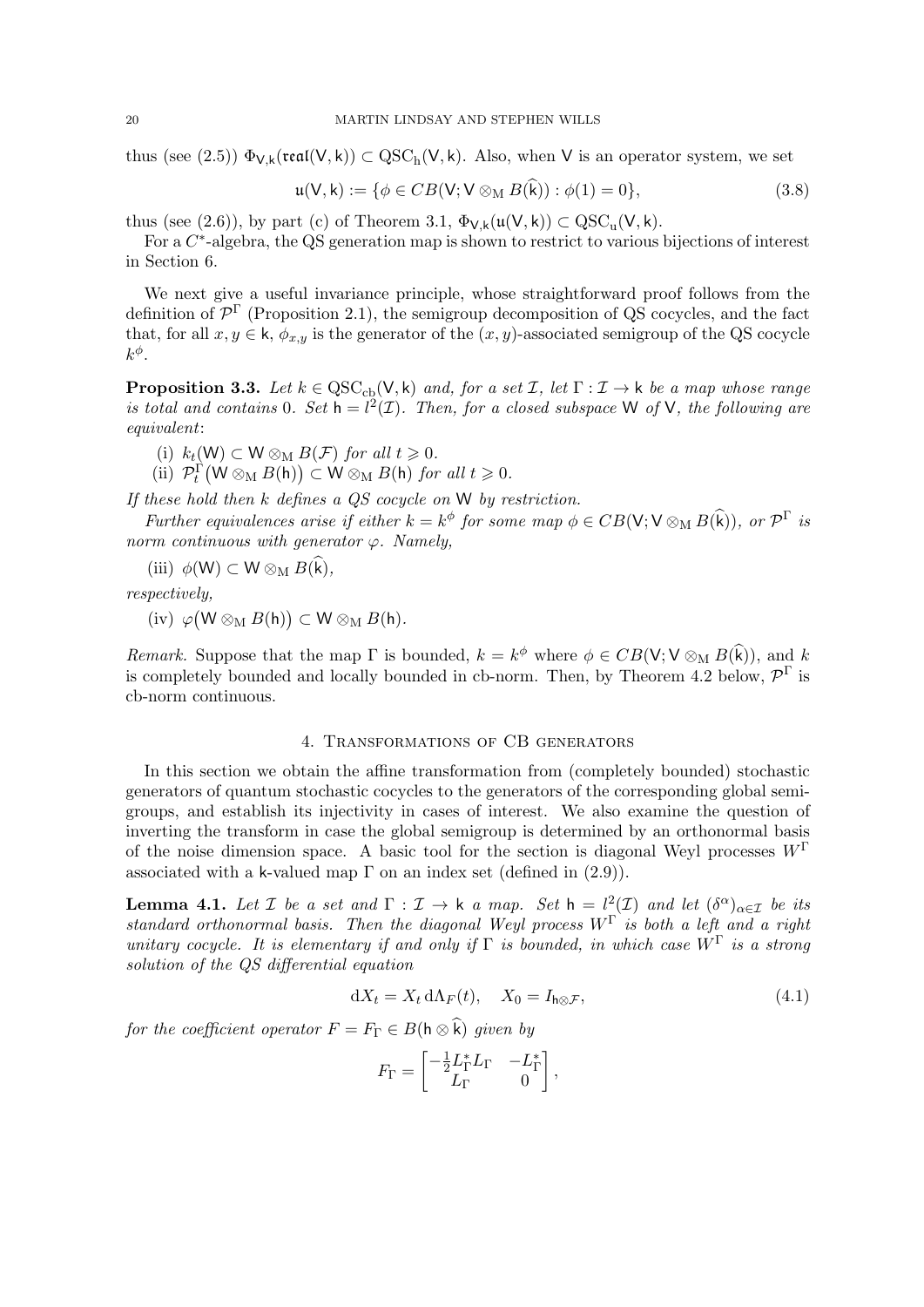thus (see (2.5)) $\Phi_{\mathsf{V},\mathsf{k}}(\mathfrak{real}(\mathsf{V},\mathsf{k})) \subset \mathrm{QSC_h}(\mathsf{V},\mathsf{k})$. Also, when $\mathsf{V}$ is an operator system, we set

$$\mathfrak{u}(\mathsf{V},\mathsf{k}) := \{\phi \in CB(\mathsf{V};\mathsf{V}\otimes_{\mathrm{M}} B(\widehat{\mathsf{k}})) : \phi(1) = 0\}, \tag{3.8}$$

thus (see (2.6)), by part (c) of Theorem 3.1, $\Phi_{\mathsf{V},\mathsf{k}}(\mathfrak{u}(\mathsf{V},\mathsf{k})) \subset \mathrm{QSC_u}(\mathsf{V},\mathsf{k})$.

For a $C^*$-algebra, the QS generation map is shown to restrict to various bijections of interest in Section 6.

We next give a useful invariance principle, whose straightforward proof follows from the definition of $\mathcal{P}^\Gamma$ (Proposition 2.1), the semigroup decomposition of QS cocycles, and the fact that, for all $x, y \in \mathsf{k}$, $\phi_{x,y}$ is the generator of the $(x, y)$-associated semigroup of the QS cocycle $k^\phi$.

**Proposition 3.3.** *Let $k \in \mathrm{QSC_{cb}}(\mathsf{V},\mathsf{k})$ and, for a set $\mathcal{I}$, let $\Gamma : \mathcal{I} \to \mathsf{k}$ be a map whose range is total and contains 0. Set $\mathsf{h} = l^2(\mathcal{I})$. Then, for a closed subspace $\mathsf{W}$ of $\mathsf{V}$, the following are equivalent*:

(i) $k_t(\mathsf{W}) \subset \mathsf{W} \otimes_{\mathrm{M}} B(\mathcal{F})$ *for all* $t \geqslant 0$.

(ii) $\mathcal{P}^\Gamma_t\big(\mathsf{W} \otimes_{\mathrm{M}} B(\mathsf{h})\big) \subset \mathsf{W} \otimes_{\mathrm{M}} B(\mathsf{h})$ *for all* $t \geqslant 0$.

*If these hold then $k$ defines a QS cocycle on $\mathsf{W}$ by restriction.*

*Further equivalences arise if either $k = k^\phi$ for some map $\phi \in CB(\mathsf{V};\mathsf{V}\otimes_{\mathrm{M}} B(\widehat{\mathsf{k}}))$, or $\mathcal{P}^\Gamma$ is norm continuous with generator $\varphi$. Namely,*

(iii) $\phi(\mathsf{W}) \subset \mathsf{W} \otimes_{\mathrm{M}} B(\widehat{\mathsf{k}})$,

*respectively,*

(iv) $\varphi\big(\mathsf{W} \otimes_{\mathrm{M}} B(\mathsf{h})\big) \subset \mathsf{W} \otimes_{\mathrm{M}} B(\mathsf{h})$.

*Remark.* Suppose that the map $\Gamma$ is bounded, $k = k^\phi$ where $\phi \in CB(\mathsf{V};\mathsf{V}\otimes_{\mathrm{M}} B(\widehat{\mathsf{k}}))$, and $k$ is completely bounded and locally bounded in cb-norm. Then, by Theorem 4.2 below, $\mathcal{P}^\Gamma$ is cb-norm continuous.

## 4. Transformations of CB generators

In this section we obtain the affine transformation from (completely bounded) stochastic generators of quantum stochastic cocycles to the generators of the corresponding global semigroups, and establish its injectivity in cases of interest. We also examine the question of inverting the transform in case the global semigroup is determined by an orthonormal basis of the noise dimension space. A basic tool for the section is diagonal Weyl processes $W^\Gamma$ associated with a $\mathsf{k}$-valued map $\Gamma$ on an index set (defined in (2.9)).

**Lemma 4.1.** *Let $\mathcal{I}$ be a set and $\Gamma : \mathcal{I} \to \mathsf{k}$ a map. Set $\mathsf{h} = l^2(\mathcal{I})$ and let $(\delta^\alpha)_{\alpha\in\mathcal{I}}$ be its standard orthonormal basis. Then the diagonal Weyl process $W^\Gamma$ is both a left and a right unitary cocycle. It is elementary if and only if $\Gamma$ is bounded, in which case $W^\Gamma$ is a strong solution of the QS differential equation*

$$\mathrm{d}X_t = X_t \,\mathrm{d}\Lambda_F(t), \quad X_0 = I_{\mathsf{h}\otimes\mathcal{F}}, \tag{4.1}$$

*for the coefficient operator $F = F_\Gamma \in B(\mathsf{h} \otimes \widehat{\mathsf{k}})$ given by*

$$F_\Gamma = \begin{bmatrix} -\frac{1}{2}L_\Gamma^* L_\Gamma & -L_\Gamma^* \\ L_\Gamma & 0 \end{bmatrix},$$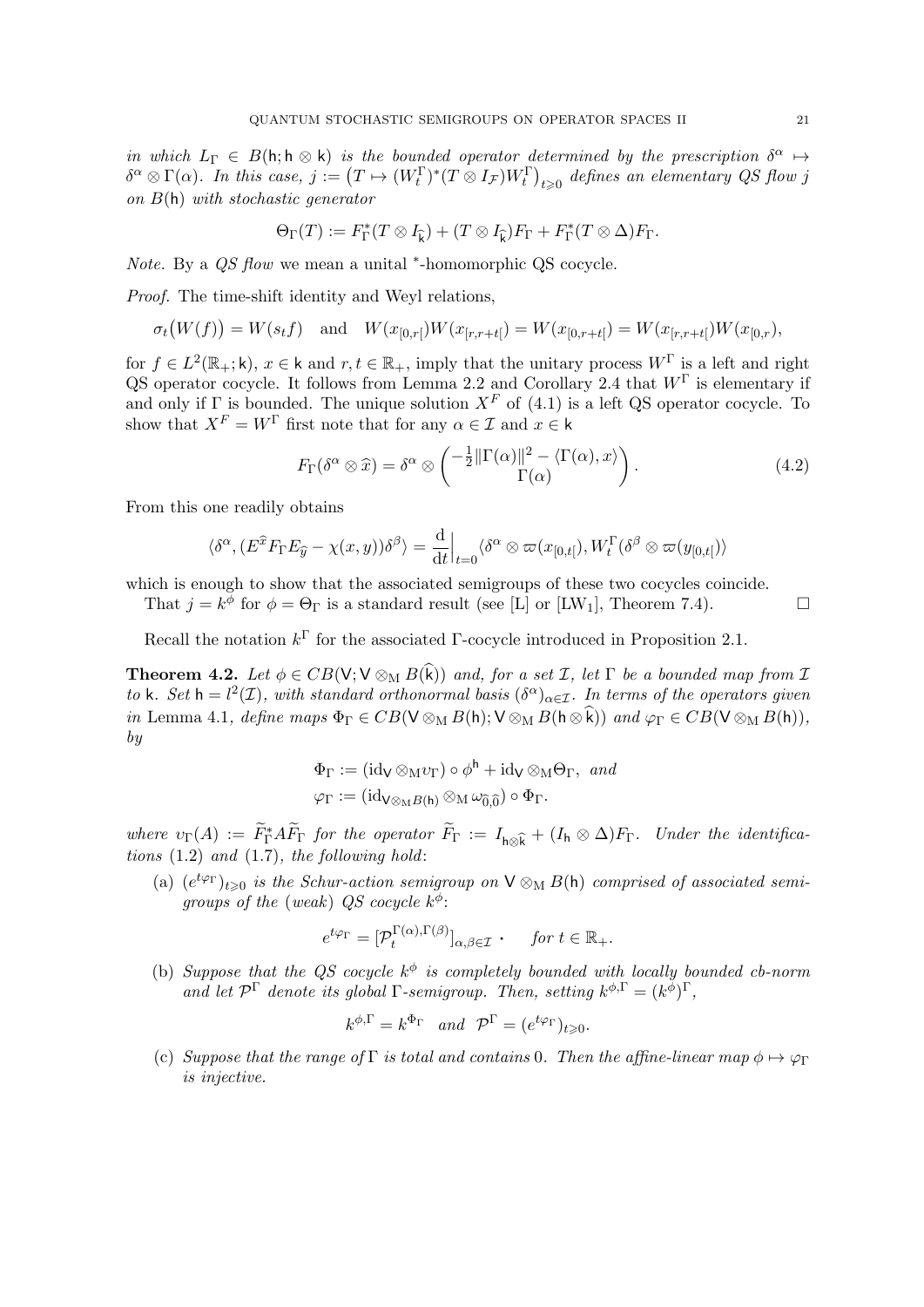*in which $L_\Gamma \in B(\mathsf{h}; \mathsf{h} \otimes \mathsf{k})$ is the bounded operator determined by the prescription $\delta^\alpha \mapsto \delta^\alpha \otimes \Gamma(\alpha)$. In this case, $j := \big(T \mapsto (W^\Gamma_t)^*(T \otimes I_{\mathcal{F}})W^\Gamma_t\big)_{t\geqslant 0}$ defines an elementary QS flow $j$ on $B(\mathsf{h})$ with stochastic generator*

$$\Theta_\Gamma(T) := F^*_\Gamma(T \otimes I_{\widehat{\mathsf{k}}}) + (T \otimes I_{\widehat{\mathsf{k}}})F_\Gamma + F^*_\Gamma(T \otimes \Delta)F_\Gamma.$$

*Note.* By a *QS flow* we mean a unital $^*$-homomorphic QS cocycle.

*Proof.* The time-shift identity and Weyl relations,

$$\sigma_t\big(W(f)\big) = W(s_t f) \quad \text{and} \quad W(x_{[0,r[})W(x_{[r,r+t[}) = W(x_{[0,r+t[}) = W(x_{[r,r+t[})W(x_{[0,r)}),$$

for $f \in L^2(\mathbb{R}_+; \mathsf{k})$, $x \in \mathsf{k}$ and $r, t \in \mathbb{R}_+$, imply that the unitary process $W^\Gamma$ is a left and right QS operator cocycle. It follows from Lemma 2.2 and Corollary 2.4 that $W^\Gamma$ is elementary if and only if $\Gamma$ is bounded. The unique solution $X^F$ of (4.1) is a left QS operator cocycle. To show that $X^F = W^\Gamma$ first note that for any $\alpha \in \mathcal{I}$ and $x \in \mathsf{k}$

$$F_\Gamma(\delta^\alpha \otimes \widehat{x}) = \delta^\alpha \otimes \begin{pmatrix} -\frac{1}{2}\|\Gamma(\alpha)\|^2 - \langle \Gamma(\alpha), x\rangle \\ \Gamma(\alpha) \end{pmatrix}. \tag{4.2}$$

From this one readily obtains

$$\langle \delta^\alpha, (E^{\widehat{x}} F_\Gamma E_{\widehat{y}} - \chi(x,y))\delta^\beta\rangle = \frac{\mathrm{d}}{\mathrm{d}t}\Big|_{t=0} \langle \delta^\alpha \otimes \varpi(x_{[0,t[}), W^\Gamma_t(\delta^\beta \otimes \varpi(y_{[0,t[})\rangle$$

which is enough to show that the associated semigroups of these two cocycles coincide.

That $j = k^\phi$ for $\phi = \Theta_\Gamma$ is a standard result (see [L] or [LW$_1$], Theorem 7.4). □

Recall the notation $k^\Gamma$ for the associated $\Gamma$-cocycle introduced in Proposition 2.1.

**Theorem 4.2.** *Let $\phi \in CB(\mathsf{V}; \mathsf{V} \otimes_{\mathrm{M}} B(\widehat{\mathsf{k}}))$ and, for a set $\mathcal{I}$, let $\Gamma$ be a bounded map from $\mathcal{I}$ to $\mathsf{k}$. Set $\mathsf{h} = l^2(\mathcal{I})$, with standard orthonormal basis $(\delta^\alpha)_{\alpha\in\mathcal{I}}$. In terms of the operators given in* Lemma 4.1*, define maps $\Phi_\Gamma \in CB(\mathsf{V} \otimes_{\mathrm{M}} B(\mathsf{h}); \mathsf{V} \otimes_{\mathrm{M}} B(\mathsf{h} \otimes \widehat{\mathsf{k}}))$ and $\varphi_\Gamma \in CB(\mathsf{V} \otimes_{\mathrm{M}} B(\mathsf{h}))$, by*

$$\Phi_\Gamma := (\mathrm{id}_{\mathsf{V}} \otimes_{\mathrm{M}} \upsilon_\Gamma) \circ \phi^{\mathsf{h}} + \mathrm{id}_{\mathsf{V}} \otimes_{\mathrm{M}} \Theta_\Gamma, \text{ and}$$
$$\varphi_\Gamma := (\mathrm{id}_{\mathsf{V} \otimes_{\mathrm{M}} B(\mathsf{h})} \otimes_{\mathrm{M}} \omega_{\widehat{0},\widehat{0}}) \circ \Phi_\Gamma.$$

*where $\upsilon_\Gamma(A) := \widetilde{F}^*_\Gamma A \widetilde{F}_\Gamma$ for the operator $\widetilde{F}_\Gamma := I_{\mathsf{h}\otimes\widehat{\mathsf{k}}} + (I_{\mathsf{h}} \otimes \Delta)F_\Gamma$. Under the identifications* (1.2) *and* (1.7)*, the following hold*:

(a) *$(e^{t\varphi_\Gamma})_{t\geqslant 0}$ is the Schur-action semigroup on $\mathsf{V} \otimes_{\mathrm{M}} B(\mathsf{h})$ comprised of associated semigroups of the (weak) QS cocycle $k^\phi$:*

$$e^{t\varphi_\Gamma} = [\mathcal{P}^{\Gamma(\alpha),\Gamma(\beta)}_t]_{\alpha,\beta\in\mathcal{I}} \,\cdot \quad \text{for } t \in \mathbb{R}_+.$$

(b) *Suppose that the QS cocycle $k^\phi$ is completely bounded with locally bounded cb-norm and let $\mathcal{P}^\Gamma$ denote its global $\Gamma$-semigroup. Then, setting $k^{\phi,\Gamma} = (k^\phi)^\Gamma$,*

$$k^{\phi,\Gamma} = k^{\Phi_\Gamma} \quad \text{and} \quad \mathcal{P}^\Gamma = (e^{t\varphi_\Gamma})_{t\geqslant 0}.$$

(c) *Suppose that the range of $\Gamma$ is total and contains $0$. Then the affine-linear map $\phi \mapsto \varphi_\Gamma$ is injective.*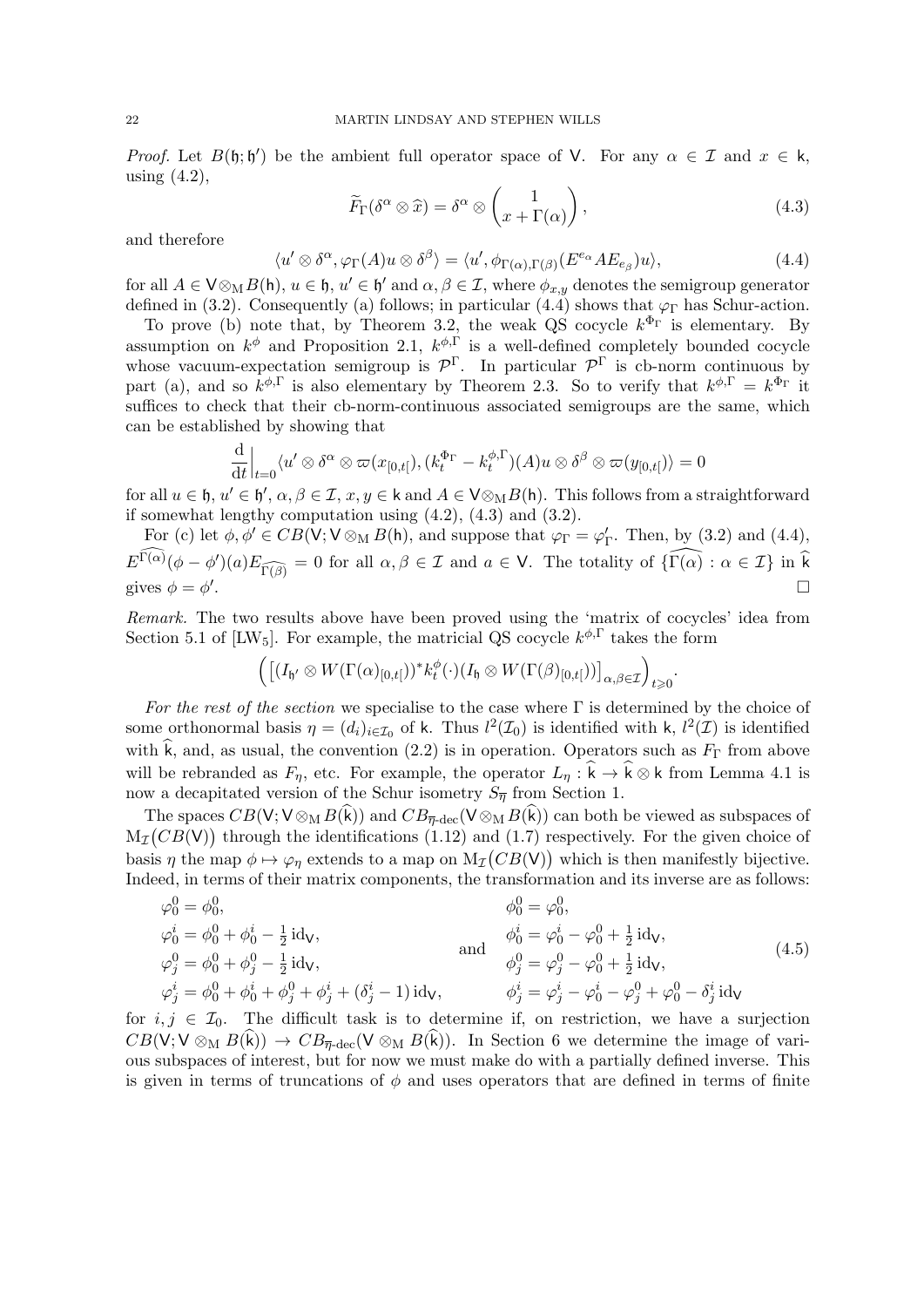*Proof.* Let $B(\mathfrak{h};\mathfrak{h}')$ be the ambient full operator space of $\mathsf{V}$. For any $\alpha \in \mathcal{I}$ and $x \in \mathsf{k}$, using (4.2),

$$\widetilde{F}_\Gamma(\delta^\alpha \otimes \widehat{x}) = \delta^\alpha \otimes \begin{pmatrix} 1 \\ x + \Gamma(\alpha) \end{pmatrix}, \tag{4.3}$$

and therefore

$$\langle u' \otimes \delta^\alpha, \varphi_\Gamma(A) u \otimes \delta^\beta \rangle = \langle u', \phi_{\Gamma(\alpha),\Gamma(\beta)}(E^{e_\alpha} A E_{e_\beta}) u \rangle, \tag{4.4}$$

for all $A \in \mathsf{V} \otimes_{\mathrm{M}} B(\mathsf{h})$, $u \in \mathfrak{h}$, $u' \in \mathfrak{h}'$ and $\alpha, \beta \in \mathcal{I}$, where $\phi_{x,y}$ denotes the semigroup generator defined in (3.2). Consequently (a) follows; in particular (4.4) shows that $\varphi_\Gamma$ has Schur-action.

To prove (b) note that, by Theorem 3.2, the weak QS cocycle $k^{\Phi_\Gamma}$ is elementary. By assumption on $k^\phi$ and Proposition 2.1, $k^{\phi,\Gamma}$ is a well-defined completely bounded cocycle whose vacuum-expectation semigroup is $\mathcal{P}^\Gamma$. In particular $\mathcal{P}^\Gamma$ is cb-norm continuous by part (a), and so $k^{\phi,\Gamma}$ is also elementary by Theorem 2.3. So to verify that $k^{\phi,\Gamma} = k^{\Phi_\Gamma}$ it suffices to check that their cb-norm-continuous associated semigroups are the same, which can be established by showing that

$$\frac{\mathrm{d}}{\mathrm{d}t}\Big|_{t=0} \langle u' \otimes \delta^\alpha \otimes \varpi(x_{[0,t[}), (k_t^{\Phi_\Gamma} - k_t^{\phi,\Gamma})(A) u \otimes \delta^\beta \otimes \varpi(y_{[0,t[}) \rangle = 0$$

for all $u \in \mathfrak{h}$, $u' \in \mathfrak{h}'$, $\alpha, \beta \in \mathcal{I}$, $x, y \in \mathsf{k}$ and $A \in \mathsf{V} \otimes_{\mathrm{M}} B(\mathsf{h})$. This follows from a straightforward if somewhat lengthy computation using (4.2), (4.3) and (3.2).

For (c) let $\phi, \phi' \in CB(\mathsf{V}; \mathsf{V} \otimes_{\mathrm{M}} B(\mathsf{h}))$, and suppose that $\varphi_\Gamma = \varphi'_\Gamma$. Then, by (3.2) and (4.4), $E^{\widehat{\Gamma(\alpha)}}(\phi - \phi')(a) E_{\widehat{\Gamma(\beta)}} = 0$ for all $\alpha, \beta \in \mathcal{I}$ and $a \in \mathsf{V}$. The totality of $\{\widehat{\Gamma(\alpha)} : \alpha \in \mathcal{I}\}$ in $\widehat{\mathsf{k}}$ gives $\phi = \phi'$. $\square$

*Remark.* The two results above have been proved using the 'matrix of cocycles' idea from Section 5.1 of [LW5]. For example, the matricial QS cocycle $k^{\phi,\Gamma}$ takes the form

$$\Big( \big[ (I_{\mathfrak{h}'} \otimes W(\Gamma(\alpha)_{[0,t[}))^* k_t^\phi(\cdot)(I_{\mathfrak{h}} \otimes W(\Gamma(\beta)_{[0,t[})) \big]_{\alpha,\beta \in \mathcal{I}} \Big)_{t \geqslant 0}.$$

*For the rest of the section* we specialise to the case where $\Gamma$ is determined by the choice of some orthonormal basis $\eta = (d_i)_{i \in \mathcal{I}_0}$ of $\mathsf{k}$. Thus $l^2(\mathcal{I}_0)$ is identified with $\mathsf{k}$, $l^2(\mathcal{I})$ is identified with $\widehat{\mathsf{k}}$, and, as usual, the convention (2.2) is in operation. Operators such as $F_\Gamma$ from above will be rebranded as $F_\eta$, etc. For example, the operator $L_\eta : \widehat{\mathsf{k}} \to \widehat{\mathsf{k}} \otimes \mathsf{k}$ from Lemma 4.1 is now a decapitated version of the Schur isometry $S_{\overline{\eta}}$ from Section 1.

The spaces $CB(\mathsf{V}; \mathsf{V} \otimes_{\mathrm{M}} B(\widehat{\mathsf{k}}))$ and $CB_{\overline{\eta}\text{-dec}}(\mathsf{V} \otimes_{\mathrm{M}} B(\widehat{\mathsf{k}}))$ can both be viewed as subspaces of $\mathrm{M}_{\mathcal{I}}\big(CB(\mathsf{V})\big)$ through the identifications (1.12) and (1.7) respectively. For the given choice of basis $\eta$ the map $\phi \mapsto \varphi_\eta$ extends to a map on $\mathrm{M}_{\mathcal{I}}\big(CB(\mathsf{V})\big)$ which is then manifestly bijective. Indeed, in terms of their matrix components, the transformation and its inverse are as follows:

$$\begin{aligned}
&\varphi^0_0 = \phi^0_0, & &\phi^0_0 = \varphi^0_0,\\
&\varphi^i_0 = \phi^0_0 + \phi^i_0 - \tfrac12 \mathrm{id}_{\mathsf{V}}, & &\phi^i_0 = \varphi^i_0 - \varphi^0_0 + \tfrac12 \mathrm{id}_{\mathsf{V}},\\
&\varphi^0_j = \phi^0_0 + \phi^0_j - \tfrac12 \mathrm{id}_{\mathsf{V}}, & \text{and}\quad &\phi^0_j = \varphi^0_j - \varphi^0_0 + \tfrac12 \mathrm{id}_{\mathsf{V}},\\
&\varphi^i_j = \phi^0_0 + \phi^i_0 + \phi^0_j + \phi^i_j + (\delta^i_j - 1)\,\mathrm{id}_{\mathsf{V}}, & &\phi^i_j = \varphi^i_j - \varphi^i_0 - \varphi^0_j + \varphi^0_0 - \delta^i_j \mathrm{id}_{\mathsf{V}}
\end{aligned} \tag{4.5}$$

for $i, j \in \mathcal{I}_0$. The difficult task is to determine if, on restriction, we have a surjection $CB(\mathsf{V}; \mathsf{V} \otimes_{\mathrm{M}} B(\widehat{\mathsf{k}})) \to CB_{\overline{\eta}\text{-dec}}(\mathsf{V} \otimes_{\mathrm{M}} B(\widehat{\mathsf{k}}))$. In Section 6 we determine the image of various subspaces of interest, but for now we must make do with a partially defined inverse. This is given in terms of truncations of $\phi$ and uses operators that are defined in terms of finite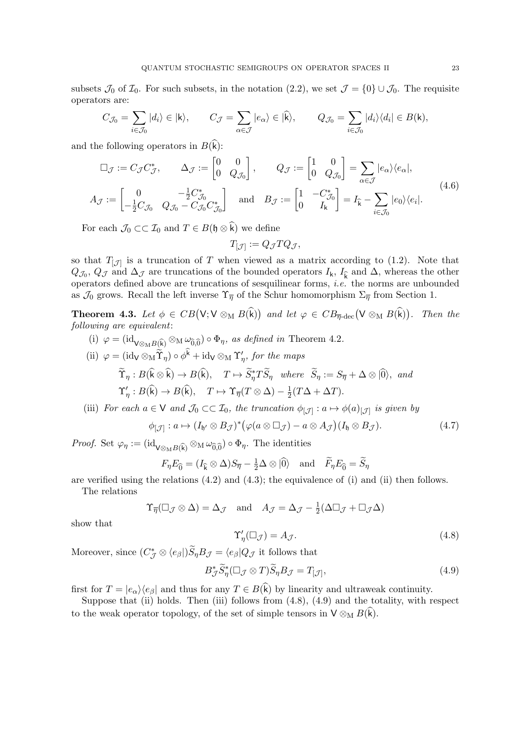subsets $\mathcal{J}_0$ of $\mathcal{I}_0$. For such subsets, in the notation (2.2), we set $\mathcal{J} = \{0\} \cup \mathcal{J}_0$. The requisite operators are:

$$C_{\mathcal{J}_0} = \sum_{i\in\mathcal{J}_0} |d_i\rangle \in |\mathsf{k}\rangle, \qquad C_{\mathcal{J}} = \sum_{\alpha\in\mathcal{J}} |e_\alpha\rangle \in |\widehat{\mathsf{k}}\rangle, \qquad Q_{\mathcal{J}_0} = \sum_{i\in\mathcal{J}_0} |d_i\rangle\langle d_i| \in B(\mathsf{k}),$$

and the following operators in $B(\widehat{\mathsf{k}})$:

$$\begin{aligned} \square_{\mathcal{J}} &:= C_{\mathcal{J}} C_{\mathcal{J}}^*, \qquad \Delta_{\mathcal{J}} := \begin{bmatrix} 0 & 0 \\ 0 & Q_{\mathcal{J}_0} \end{bmatrix}, \qquad Q_{\mathcal{J}} := \begin{bmatrix} 1 & 0 \\ 0 & Q_{\mathcal{J}_0} \end{bmatrix} = \sum_{\alpha\in\mathcal{J}} |e_\alpha\rangle\langle e_\alpha|, \\ A_{\mathcal{J}} &:= \begin{bmatrix} 0 & -\frac{1}{2}C_{\mathcal{J}_0}^* \\ -\frac{1}{2}C_{\mathcal{J}_0} & Q_{\mathcal{J}_0} - C_{\mathcal{J}_0}C_{\mathcal{J}_0}^* \end{bmatrix} \quad \text{and} \quad B_{\mathcal{J}} := \begin{bmatrix} 1 & -C_{\mathcal{J}_0}^* \\ 0 & I_{\mathsf{k}} \end{bmatrix} = I_{\widehat{\mathsf{k}}} - \sum_{i\in\mathcal{J}_0} |e_0\rangle\langle e_i|. \end{aligned} \tag{4.6}$$

For each $\mathcal{J}_0 \subset\subset \mathcal{I}_0$ and $T \in B(\mathfrak{h} \otimes \widehat{\mathsf{k}})$ we define

$$T_{[\mathcal{J}]} := Q_{\mathcal{J}} T Q_{\mathcal{J}},$$

so that $T_{[\mathcal{J}]}$ is a truncation of $T$ when viewed as a matrix according to (1.2). Note that $Q_{\mathcal{J}_0}$, $Q_{\mathcal{J}}$ and $\Delta_{\mathcal{J}}$ are truncations of the bounded operators $I_{\mathsf{k}}$, $I_{\widehat{\mathsf{k}}}$ and $\Delta$, whereas the other operators defined above are truncations of sesquilinear forms, *i.e.* the norms are unbounded as $\mathcal{J}_0$ grows. Recall the left inverse $\Upsilon_{\overline{\eta}}$ of the Schur homomorphism $\Sigma_{\overline{\eta}}$ from Section 1.

**Theorem 4.3.** *Let $\phi \in CB\big(\mathsf{V}; \mathsf{V} \otimes_{\mathrm{M}} B(\widehat{\mathsf{k}})\big)$ and let $\varphi \in CB_{\overline{\eta}\text{-dec}}\big(\mathsf{V} \otimes_{\mathrm{M}} B(\widehat{\mathsf{k}})\big)$. Then the following are equivalent*:

(i) $\varphi = (\mathrm{id}_{\mathsf{V}\otimes_{\mathrm{M}} B(\widehat{\mathsf{k}})} \otimes_{\mathrm{M}} \omega_{\widehat{0},\widehat{0}}) \circ \Phi_\eta$, *as defined in* Theorem 4.2.

(ii) $\varphi = (\mathrm{id}_{\mathsf{V}} \otimes_{\mathrm{M}} \widetilde{\Upsilon}_\eta) \circ \phi^{\widehat{\mathsf{k}}} + \mathrm{id}_{\mathsf{V}} \otimes_{\mathrm{M}} \Upsilon'_\eta$, *for the maps*

$$\widetilde{\Upsilon}_\eta : B(\widehat{\mathsf{k}} \otimes \widehat{\mathsf{k}}) \to B(\widehat{\mathsf{k}}), \quad T \mapsto \widetilde{S}_\eta^* T \widetilde{S}_\eta \quad \textit{where} \quad \widetilde{S}_\eta := S_{\overline{\eta}} + \Delta \otimes |\widehat{0}\rangle, \ \textit{and}$$

$$\Upsilon'_\eta : B(\widehat{\mathsf{k}}) \to B(\widehat{\mathsf{k}}), \quad T \mapsto \Upsilon_{\overline{\eta}}(T \otimes \Delta) - \tfrac{1}{2}(T\Delta + \Delta T).$$

(iii) *For each $a \in \mathsf{V}$ and $\mathcal{J}_0 \subset\subset \mathcal{I}_0$, the truncation $\phi_{[\mathcal{J}]} : a \mapsto \phi(a)_{[\mathcal{J}]}$ is given by*

$$\phi_{[\mathcal{J}]} : a \mapsto (I_{\mathfrak{h}'} \otimes B_{\mathcal{J}})^* \big(\varphi(a \otimes \square_{\mathcal{J}}) - a \otimes A_{\mathcal{J}}\big)(I_{\mathfrak{h}} \otimes B_{\mathcal{J}}). \tag{4.7}$$

*Proof.* Set $\varphi_\eta := (\mathrm{id}_{\mathsf{V}\otimes_{\mathrm{M}} B(\widehat{\mathsf{k}})} \otimes_{\mathrm{M}} \omega_{\widehat{0},\widehat{0}}) \circ \Phi_\eta$. The identities

$$F_\eta E_{\widehat{0}} = (I_{\widehat{\mathsf{k}}} \otimes \Delta) S_{\overline{\eta}} - \tfrac{1}{2} \Delta \otimes |\widehat{0}\rangle \quad \text{and} \quad \widetilde{F}_\eta E_{\widehat{0}} = \widetilde{S}_\eta$$

are verified using the relations (4.2) and (4.3); the equivalence of (i) and (ii) then follows.

The relations

$$\Upsilon_{\overline{\eta}}(\square_{\mathcal{J}} \otimes \Delta) = \Delta_{\mathcal{J}} \quad \text{and} \quad A_{\mathcal{J}} = \Delta_{\mathcal{J}} - \tfrac{1}{2}(\Delta \square_{\mathcal{J}} + \square_{\mathcal{J}} \Delta)$$

show that

$$\Upsilon'_\eta(\square_{\mathcal{J}}) = A_{\mathcal{J}}. \tag{4.8}$$

Moreover, since $(C_{\mathcal{J}}^* \otimes \langle e_\beta|)\widetilde{S}_\eta B_{\mathcal{J}} = \langle e_\beta| Q_{\mathcal{J}}$ it follows that

$$B_{\mathcal{J}}^* \widetilde{S}_\eta^* (\square_{\mathcal{J}} \otimes T) \widetilde{S}_\eta B_{\mathcal{J}} = T_{[\mathcal{J}]}, \tag{4.9}$$

first for $T = |e_\alpha\rangle\langle e_\beta|$ and thus for any $T \in B(\widehat{\mathsf{k}})$ by linearity and ultraweak continuity.

Suppose that (ii) holds. Then (iii) follows from (4.8), (4.9) and the totality, with respect to the weak operator topology, of the set of simple tensors in $\mathsf{V} \otimes_{\mathrm{M}} B(\widehat{\mathsf{k}})$.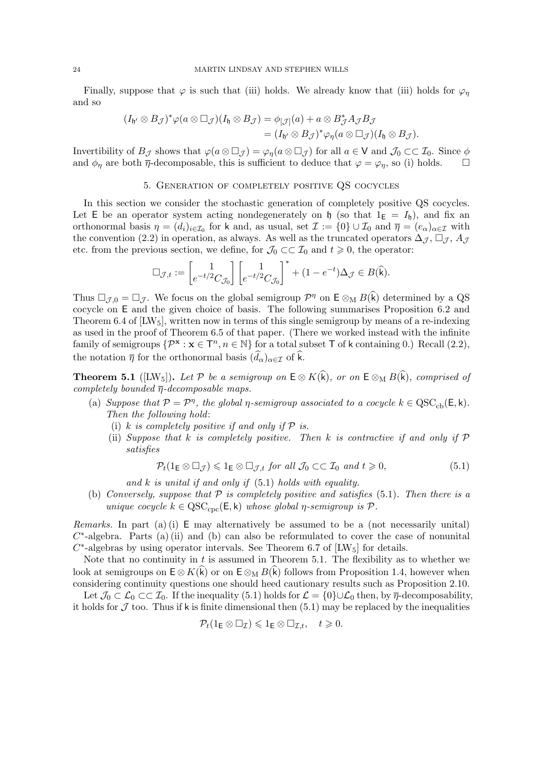Finally, suppose that $\varphi$ is such that (iii) holds. We already know that (iii) holds for $\varphi_\eta$ and so

$$
\begin{aligned}
(I_{\mathfrak{h}'} \otimes B_{\mathcal{J}})^* \varphi(a \otimes \Box_{\mathcal{J}})(I_{\mathfrak{h}} \otimes B_{\mathcal{J}}) &= \phi_{[\mathcal{J}]}(a) + a \otimes B_{\mathcal{J}}^* A_{\mathcal{J}} B_{\mathcal{J}} \\
&= (I_{\mathfrak{h}'} \otimes B_{\mathcal{J}})^* \varphi_\eta(a \otimes \Box_{\mathcal{J}})(I_{\mathfrak{h}} \otimes B_{\mathcal{J}}).
\end{aligned}
$$

Invertibility of $B_{\mathcal{J}}$ shows that $\varphi(a \otimes \Box_{\mathcal{J}}) = \varphi_\eta(a \otimes \Box_{\mathcal{J}})$ for all $a \in \mathsf{V}$ and $\mathcal{J}_0 \subset\subset \mathcal{I}_0$. Since $\phi$ and $\phi_\eta$ are both $\overline{\eta}$-decomposable, this is sufficient to deduce that $\varphi = \varphi_\eta$, so (i) holds. $\square$

## 5. Generation of completely positive QS cocycles

In this section we consider the stochastic generation of completely positive QS cocycles. Let $\mathsf{E}$ be an operator system acting nondegenerately on $\mathfrak{h}$ (so that $1_{\mathsf{E}} = I_{\mathfrak{h}}$), and fix an orthonormal basis $\eta = (d_i)_{i \in \mathcal{I}_0}$ for $\mathsf{k}$ and, as usual, set $\mathcal{I} := \{0\} \cup \mathcal{I}_0$ and $\overline{\eta} = (e_\alpha)_{\alpha \in \mathcal{I}}$ with the convention (2.2) in operation, as always. As well as the truncated operators $\Delta_{\mathcal{J}}$, $\Box_{\mathcal{J}}$, $A_{\mathcal{J}}$ etc. from the previous section, we define, for $\mathcal{J}_0 \subset\subset \mathcal{I}_0$ and $t \geqslant 0$, the operator:

$$
\Box_{\mathcal{J},t} := \begin{bmatrix} 1 \\ e^{-t/2} C_{\mathcal{J}_0} \end{bmatrix} \begin{bmatrix} 1 \\ e^{-t/2} C_{\mathcal{J}_0} \end{bmatrix}^* + (1 - e^{-t}) \Delta_{\mathcal{J}} \in B(\widehat{\mathsf{k}}).
$$

Thus $\Box_{\mathcal{J},0} = \Box_{\mathcal{J}}$. We focus on the global semigroup $\mathcal{P}^\eta$ on $\mathsf{E} \otimes_{\mathrm{M}} B(\widehat{\mathsf{k}})$ determined by a QS cocycle on $\mathsf{E}$ and the given choice of basis. The following summarises Proposition 6.2 and Theorem 6.4 of [LW5], written now in terms of this single semigroup by means of a re-indexing as used in the proof of Theorem 6.5 of that paper. (There we worked instead with the infinite family of semigroups $\{\mathcal{P}^{\mathbf{x}} : \mathbf{x} \in \mathsf{T}^n, n \in \mathbb{N}\}$ for a total subset $\mathsf{T}$ of $\mathsf{k}$ containing 0.) Recall (2.2), the notation $\overline{\eta}$ for the orthonormal basis $(\widehat{d}_\alpha)_{\alpha \in \mathcal{I}}$ of $\widehat{\mathsf{k}}$.

**Theorem 5.1** ([LW5]). *Let $\mathcal{P}$ be a semigroup on $\mathsf{E} \otimes K(\widehat{\mathsf{k}})$, or on $\mathsf{E} \otimes_{\mathrm{M}} B(\widehat{\mathsf{k}})$, comprised of completely bounded $\overline{\eta}$-decomposable maps.*

- (a) *Suppose that $\mathcal{P} = \mathcal{P}^\eta$, the global $\eta$-semigroup associated to a cocycle $k \in \mathrm{QSC}_{\mathrm{cb}}(\mathsf{E}, \mathsf{k})$. Then the following hold*:
  - (i) *$k$ is completely positive if and only if $\mathcal{P}$ is.*
  - (ii) *Suppose that $k$ is completely positive. Then $k$ is contractive if and only if $\mathcal{P}$ satisfies*

$$
\mathcal{P}_t(1_{\mathsf{E}} \otimes \Box_{\mathcal{J}}) \leqslant 1_{\mathsf{E}} \otimes \Box_{\mathcal{J},t} \text{ for all } \mathcal{J}_0 \subset\subset \mathcal{I}_0 \text{ and } t \geqslant 0, \tag{5.1}
$$

    *and $k$ is unital if and only if* (5.1) *holds with equality.*
- (b) *Conversely, suppose that $\mathcal{P}$ is completely positive and satisfies* (5.1)*. Then there is a unique cocycle $k \in \mathrm{QSC}_{\mathrm{cpc}}(\mathsf{E}, \mathsf{k})$ whose global $\eta$-semigroup is $\mathcal{P}$.*

*Remarks.* In part (a) (i) $\mathsf{E}$ may alternatively be assumed to be a (not necessarily unital) $C^*$-algebra. Parts (a) (ii) and (b) can also be reformulated to cover the case of nonunital $C^*$-algebras by using operator intervals. See Theorem 6.7 of [LW5] for details.

Note that no continuity in $t$ is assumed in Theorem 5.1. The flexibility as to whether we look at semigroups on $\mathsf{E} \otimes K(\widehat{\mathsf{k}})$ or on $\mathsf{E} \otimes_{\mathrm{M}} B(\widehat{\mathsf{k}})$ follows from Proposition 1.4, however when considering continuity questions one should heed cautionary results such as Proposition 2.10.

Let $\mathcal{J}_0 \subset \mathcal{L}_0 \subset\subset \mathcal{I}_0$. If the inequality (5.1) holds for $\mathcal{L} = \{0\} \cup \mathcal{L}_0$ then, by $\overline{\eta}$-decomposability, it holds for $\mathcal{J}$ too. Thus if $\mathsf{k}$ is finite dimensional then (5.1) may be replaced by the inequalities

$$
\mathcal{P}_t(1_{\mathsf{E}} \otimes \Box_{\mathcal{I}}) \leqslant 1_{\mathsf{E}} \otimes \Box_{\mathcal{I},t}, \quad t \geqslant 0.
$$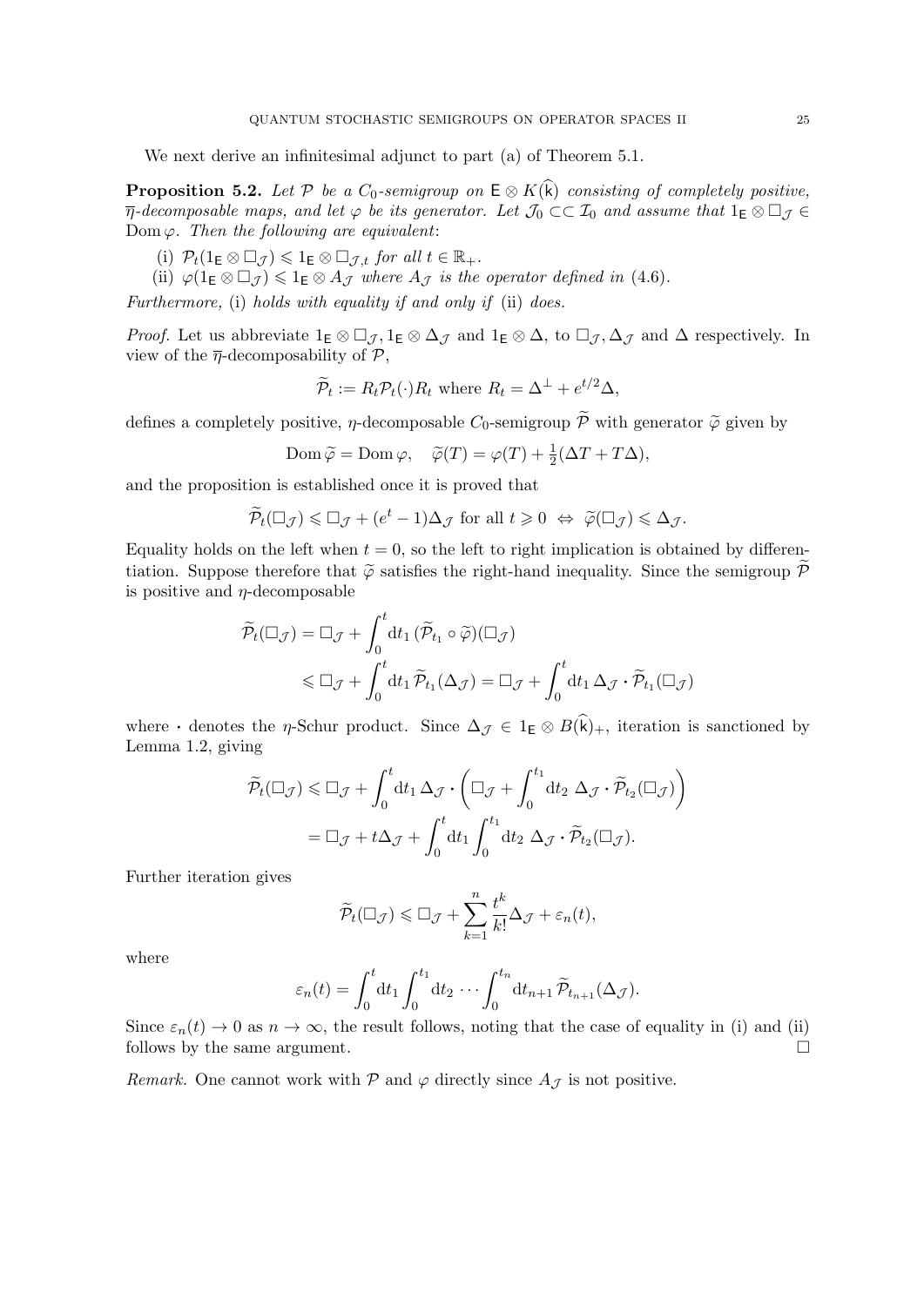We next derive an infinitesimal adjunct to part (a) of Theorem 5.1.

**Proposition 5.2.** *Let $\mathcal{P}$ be a $C_0$-semigroup on $\mathsf{E} \otimes K(\widehat{\mathsf{k}})$ consisting of completely positive, $\overline{\eta}$-decomposable maps, and let $\varphi$ be its generator. Let $\mathcal{J}_0 \subset\subset \mathcal{I}_0$ and assume that $1_{\mathsf{E}} \otimes \square_{\mathcal{J}} \in \operatorname{Dom}\varphi$. Then the following are equivalent*:

(i) $\mathcal{P}_t(1_{\mathsf{E}} \otimes \square_{\mathcal{J}}) \leqslant 1_{\mathsf{E}} \otimes \square_{\mathcal{J},t}$ *for all* $t \in \mathbb{R}_+$.

(ii) $\varphi(1_{\mathsf{E}} \otimes \square_{\mathcal{J}}) \leqslant 1_{\mathsf{E}} \otimes A_{\mathcal{J}}$ *where* $A_{\mathcal{J}}$ *is the operator defined in* (4.6).

*Furthermore,* (i) *holds with equality if and only if* (ii) *does.*

*Proof.* Let us abbreviate $1_{\mathsf{E}} \otimes \square_{\mathcal{J}}, 1_{\mathsf{E}} \otimes \Delta_{\mathcal{J}}$ and $1_{\mathsf{E}} \otimes \Delta$, to $\square_{\mathcal{J}}, \Delta_{\mathcal{J}}$ and $\Delta$ respectively. In view of the $\overline{\eta}$-decomposability of $\mathcal{P}$,

$$\widetilde{\mathcal{P}}_t := R_t \mathcal{P}_t(\cdot) R_t \text{ where } R_t = \Delta^{\perp} + e^{t/2}\Delta,$$

defines a completely positive, $\eta$-decomposable $C_0$-semigroup $\widetilde{\mathcal{P}}$ with generator $\widetilde{\varphi}$ given by

$$\operatorname{Dom}\widetilde{\varphi} = \operatorname{Dom}\varphi, \quad \widetilde{\varphi}(T) = \varphi(T) + \tfrac{1}{2}(\Delta T + T\Delta),$$

and the proposition is established once it is proved that

$$\widetilde{\mathcal{P}}_t(\square_{\mathcal{J}}) \leqslant \square_{\mathcal{J}} + (e^t - 1)\Delta_{\mathcal{J}} \text{ for all } t \geqslant 0 \ \Leftrightarrow\ \widetilde{\varphi}(\square_{\mathcal{J}}) \leqslant \Delta_{\mathcal{J}}.$$

Equality holds on the left when $t = 0$, so the left to right implication is obtained by differentiation. Suppose therefore that $\widetilde{\varphi}$ satisfies the right-hand inequality. Since the semigroup $\widetilde{\mathcal{P}}$ is positive and $\eta$-decomposable

$$\begin{aligned}
\widetilde{\mathcal{P}}_t(\square_{\mathcal{J}}) &= \square_{\mathcal{J}} + \int_0^t \mathrm{d}t_1\, (\widetilde{\mathcal{P}}_{t_1} \circ \widetilde{\varphi})(\square_{\mathcal{J}}) \\
&\leqslant \square_{\mathcal{J}} + \int_0^t \mathrm{d}t_1\, \widetilde{\mathcal{P}}_{t_1}(\Delta_{\mathcal{J}}) = \square_{\mathcal{J}} + \int_0^t \mathrm{d}t_1\, \Delta_{\mathcal{J}} \cdot \widetilde{\mathcal{P}}_{t_1}(\square_{\mathcal{J}})
\end{aligned}$$

where $\cdot$ denotes the $\eta$-Schur product. Since $\Delta_{\mathcal{J}} \in 1_{\mathsf{E}} \otimes B(\widehat{\mathsf{k}})_+$, iteration is sanctioned by Lemma 1.2, giving

$$\begin{aligned}
\widetilde{\mathcal{P}}_t(\square_{\mathcal{J}}) &\leqslant \square_{\mathcal{J}} + \int_0^t \mathrm{d}t_1\, \Delta_{\mathcal{J}} \cdot \left( \square_{\mathcal{J}} + \int_0^{t_1} \mathrm{d}t_2\ \Delta_{\mathcal{J}} \cdot \widetilde{\mathcal{P}}_{t_2}(\square_{\mathcal{J}}) \right) \\
&= \square_{\mathcal{J}} + t\Delta_{\mathcal{J}} + \int_0^t \mathrm{d}t_1 \int_0^{t_1} \mathrm{d}t_2\ \Delta_{\mathcal{J}} \cdot \widetilde{\mathcal{P}}_{t_2}(\square_{\mathcal{J}}).
\end{aligned}$$

Further iteration gives

$$\widetilde{\mathcal{P}}_t(\square_{\mathcal{J}}) \leqslant \square_{\mathcal{J}} + \sum_{k=1}^n \frac{t^k}{k!}\Delta_{\mathcal{J}} + \varepsilon_n(t),$$

where

$$\varepsilon_n(t) = \int_0^t \mathrm{d}t_1 \int_0^{t_1} \mathrm{d}t_2 \cdots \int_0^{t_n} \mathrm{d}t_{n+1}\, \widetilde{\mathcal{P}}_{t_{n+1}}(\Delta_{\mathcal{J}}).$$

Since $\varepsilon_n(t) \to 0$ as $n \to \infty$, the result follows, noting that the case of equality in (i) and (ii) follows by the same argument. $\square$

*Remark.* One cannot work with $\mathcal{P}$ and $\varphi$ directly since $A_{\mathcal{J}}$ is not positive.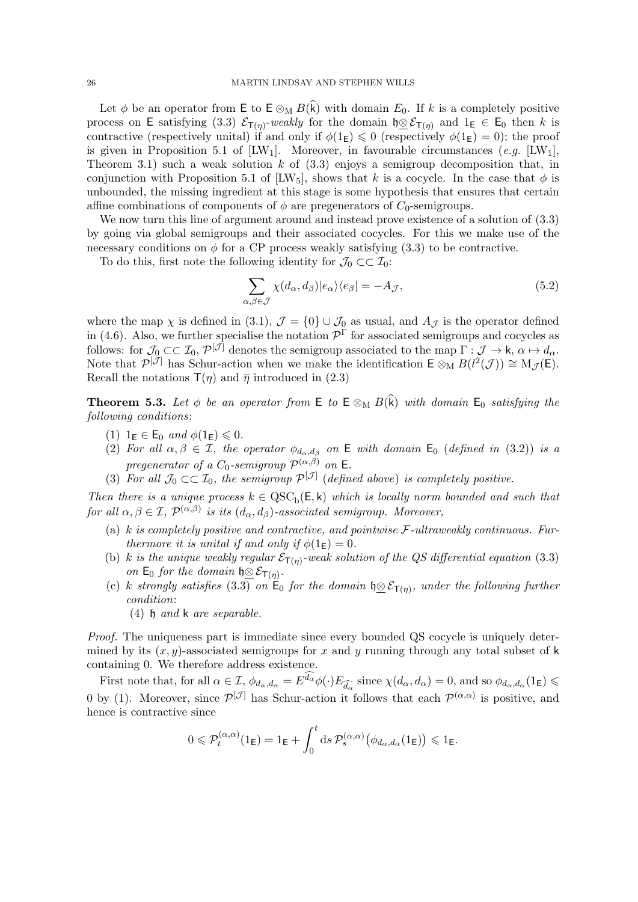Let $\phi$ be an operator from $\mathsf{E}$ to $\mathsf{E} \otimes_{\mathrm{M}} B(\widehat{\mathsf{k}})$ with domain $E_0$. If $k$ is a completely positive process on $\mathsf{E}$ satisfying (3.3) $\mathcal{E}_{\mathsf{T}(\eta)}$-*weakly* for the domain $\mathfrak{h} \underline{\otimes} \mathcal{E}_{\mathsf{T}(\eta)}$ and $1_{\mathsf{E}} \in \mathsf{E}_0$ then $k$ is contractive (respectively unital) if and only if $\phi(1_{\mathsf{E}}) \leqslant 0$ (respectively $\phi(1_{\mathsf{E}}) = 0$); the proof is given in Proposition 5.1 of [LW$_1$]. Moreover, in favourable circumstances (*e.g.* [LW$_1$], Theorem 3.1) such a weak solution $k$ of (3.3) enjoys a semigroup decomposition that, in conjunction with Proposition 5.1 of [LW$_5$], shows that $k$ is a cocycle. In the case that $\phi$ is unbounded, the missing ingredient at this stage is some hypothesis that ensures that certain affine combinations of components of $\phi$ are pregenerators of $C_0$-semigroups.

We now turn this line of argument around and instead prove existence of a solution of (3.3) by going via global semigroups and their associated cocycles. For this we make use of the necessary conditions on $\phi$ for a CP process weakly satisfying (3.3) to be contractive.

To do this, first note the following identity for $\mathcal{J}_0 \subset\subset \mathcal{I}_0$:

$$\sum_{\alpha,\beta \in \mathcal{J}} \chi(d_\alpha, d_\beta) |e_\alpha\rangle\langle e_\beta| = -A_{\mathcal{J}}, \tag{5.2}$$

where the map $\chi$ is defined in (3.1), $\mathcal{J} = \{0\} \cup \mathcal{J}_0$ as usual, and $A_{\mathcal{J}}$ is the operator defined in (4.6). Also, we further specialise the notation $\mathcal{P}^{\Gamma}$ for associated semigroups and cocycles as follows: for $\mathcal{J}_0 \subset\subset \mathcal{I}_0$, $\mathcal{P}^{[\mathcal{J}]}$ denotes the semigroup associated to the map $\Gamma : \mathcal{J} \to \mathsf{k}$, $\alpha \mapsto d_\alpha$. Note that $\mathcal{P}^{[\mathcal{J}]}$ has Schur-action when we make the identification $\mathsf{E} \otimes_{\mathrm{M}} B(l^2(\mathcal{J})) \cong \mathrm{M}_{\mathcal{J}}(\mathsf{E})$. Recall the notations $\mathsf{T}(\eta)$ and $\overline{\eta}$ introduced in (2.3)

**Theorem 5.3.** *Let $\phi$ be an operator from $\mathsf{E}$ to $\mathsf{E} \otimes_{\mathrm{M}} B(\widehat{\mathsf{k}})$ with domain $\mathsf{E}_0$ satisfying the following conditions*:

1. $1_{\mathsf{E}} \in \mathsf{E}_0$ *and* $\phi(1_{\mathsf{E}}) \leqslant 0$.
2. *For all $\alpha, \beta \in \mathcal{I}$, the operator $\phi_{d_\alpha, d_\beta}$ on $\mathsf{E}$ with domain $\mathsf{E}_0$ (defined in (3.2)) is a pregenerator of a $C_0$-semigroup $\mathcal{P}^{(\alpha,\beta)}$ on $\mathsf{E}$.*
3. *For all $\mathcal{J}_0 \subset\subset \mathcal{I}_0$, the semigroup $\mathcal{P}^{[\mathcal{J}]}$ (defined above) is completely positive.*

*Then there is a unique process $k \in \mathrm{QSC_b}(\mathsf{E}, \mathsf{k})$ which is locally norm bounded and such that for all $\alpha, \beta \in \mathcal{I}$, $\mathcal{P}^{(\alpha,\beta)}$ is its $(d_\alpha, d_\beta)$-associated semigroup. Moreover,*

- (a) *$k$ is completely positive and contractive, and pointwise $\mathcal{F}$-ultraweakly continuous. Furthermore it is unital if and only if $\phi(1_{\mathsf{E}}) = 0$.*
- (b) *$k$ is the unique weakly regular $\mathcal{E}_{\mathsf{T}(\eta)}$-weak solution of the QS differential equation (3.3) on $\mathsf{E}_0$ for the domain $\mathfrak{h} \underline{\otimes} \mathcal{E}_{\mathsf{T}(\eta)}$.*
- (c) *$k$ strongly satisfies (3.3) on $\mathsf{E}_0$ for the domain $\mathfrak{h} \underline{\otimes} \mathcal{E}_{\mathsf{T}(\eta)}$, under the following further condition*:
  (4) *$\mathfrak{h}$ and $\mathsf{k}$ are separable.*

*Proof.* The uniqueness part is immediate since every bounded QS cocycle is uniquely determined by its $(x, y)$-associated semigroups for $x$ and $y$ running through any total subset of $\mathsf{k}$ containing 0. We therefore address existence.

First note that, for all $\alpha \in \mathcal{I}$, $\phi_{d_\alpha, d_\alpha} = E^{\widehat{d_\alpha}} \phi(\cdot) E_{\widehat{d_\alpha}}$ since $\chi(d_\alpha, d_\alpha) = 0$, and so $\phi_{d_\alpha, d_\alpha}(1_{\mathsf{E}}) \leqslant 0$ by (1). Moreover, since $\mathcal{P}^{[\mathcal{J}]}$ has Schur-action it follows that each $\mathcal{P}^{(\alpha,\alpha)}$ is positive, and hence is contractive since

$$0 \leqslant \mathcal{P}_t^{(\alpha,\alpha)}(1_{\mathsf{E}}) = 1_{\mathsf{E}} + \int_0^t \mathrm{d}s\, \mathcal{P}_s^{(\alpha,\alpha)}\big(\phi_{d_\alpha, d_\alpha}(1_{\mathsf{E}})\big) \leqslant 1_{\mathsf{E}}.$$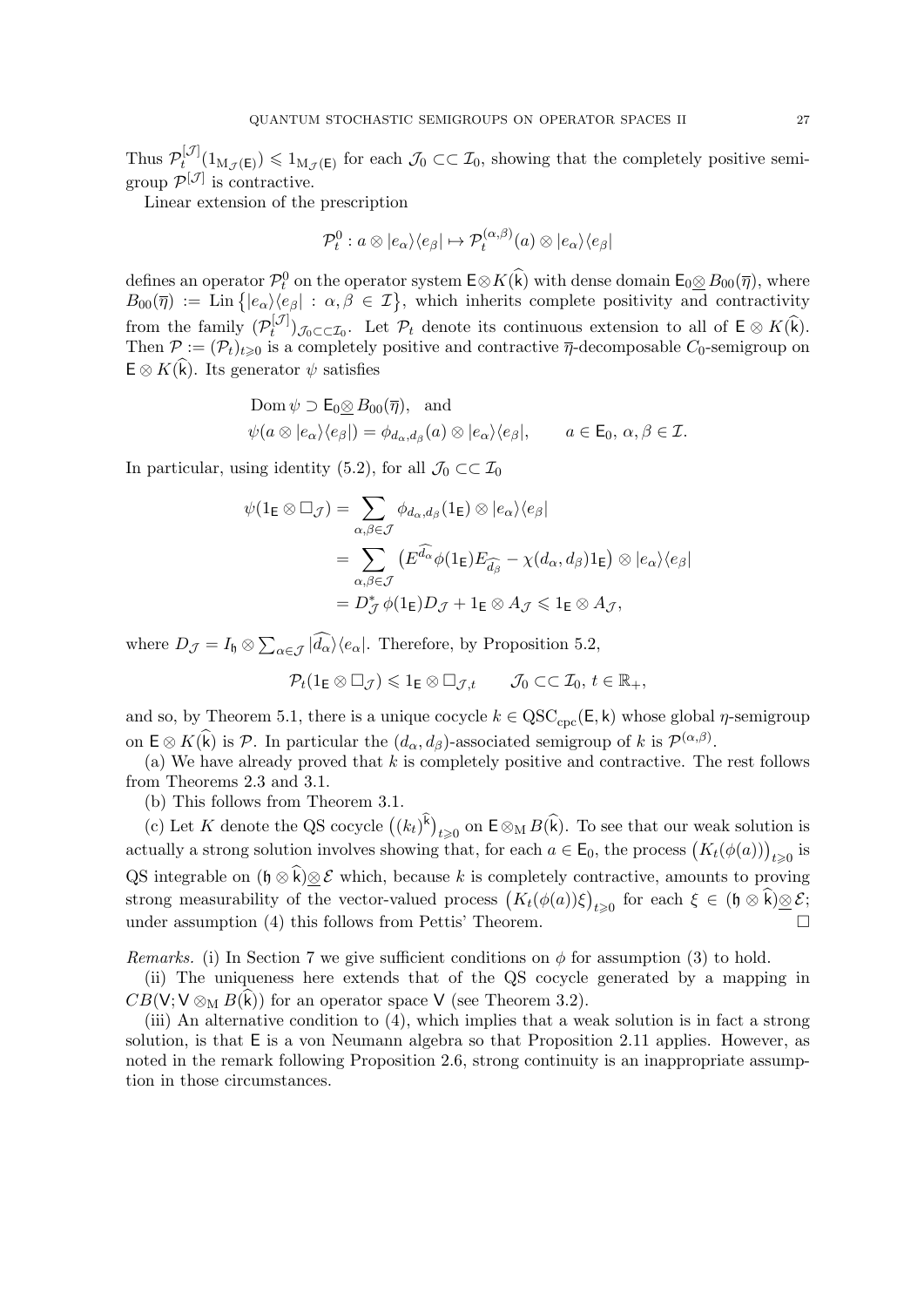Thus $\mathcal{P}_t^{[\mathcal{J}]}(1_{\mathrm{M}_{\mathcal{J}}(\mathsf{E})}) \leqslant 1_{\mathrm{M}_{\mathcal{J}}(\mathsf{E})}$ for each $\mathcal{J}_0 \subset\subset \mathcal{I}_0$, showing that the completely positive semigroup $\mathcal{P}^{[\mathcal{J}]}$ is contractive.

Linear extension of the prescription

$$\mathcal{P}_t^0 : a \otimes |e_\alpha\rangle\langle e_\beta| \mapsto \mathcal{P}_t^{(\alpha,\beta)}(a) \otimes |e_\alpha\rangle\langle e_\beta|$$

defines an operator $\mathcal{P}_t^0$ on the operator system $\mathsf{E} \otimes K(\widehat{\mathsf{k}})$ with dense domain $\mathsf{E}_0 \underline{\otimes} B_{00}(\overline{\eta})$, where $B_{00}(\overline{\eta}) := \operatorname{Lin}\{|e_\alpha\rangle\langle e_\beta| : \alpha, \beta \in \mathcal{I}\}$, which inherits complete positivity and contractivity from the family $(\mathcal{P}_t^{[\mathcal{J}]})_{\mathcal{J}_0 \subset\subset \mathcal{I}_0}$. Let $\mathcal{P}_t$ denote its continuous extension to all of $\mathsf{E} \otimes K(\widehat{\mathsf{k}})$. Then $\mathcal{P} := (\mathcal{P}_t)_{t \geqslant 0}$ is a completely positive and contractive $\overline{\eta}$-decomposable $C_0$-semigroup on $\mathsf{E} \otimes K(\widehat{\mathsf{k}})$. Its generator $\psi$ satisfies

$$\begin{aligned}
&\operatorname{Dom}\psi \supset \mathsf{E}_0 \underline{\otimes} B_{00}(\overline{\eta}), \quad \text{and} \\
&\psi(a \otimes |e_\alpha\rangle\langle e_\beta|) = \phi_{d_\alpha, d_\beta}(a) \otimes |e_\alpha\rangle\langle e_\beta|, \qquad a \in \mathsf{E}_0,\ \alpha, \beta \in \mathcal{I}.
\end{aligned}$$

In particular, using identity (5.2), for all $\mathcal{J}_0 \subset\subset \mathcal{I}_0$

$$\begin{aligned}
\psi(1_\mathsf{E} \otimes \square_\mathcal{J}) &= \sum_{\alpha,\beta \in \mathcal{J}} \phi_{d_\alpha, d_\beta}(1_\mathsf{E}) \otimes |e_\alpha\rangle\langle e_\beta| \\
&= \sum_{\alpha,\beta \in \mathcal{J}} \big( E^{\widehat{d_\alpha}} \phi(1_\mathsf{E}) E_{\widehat{d_\beta}} - \chi(d_\alpha, d_\beta) 1_\mathsf{E} \big) \otimes |e_\alpha\rangle\langle e_\beta| \\
&= D_\mathcal{J}^* \, \phi(1_\mathsf{E}) D_\mathcal{J} + 1_\mathsf{E} \otimes A_\mathcal{J} \leqslant 1_\mathsf{E} \otimes A_\mathcal{J},
\end{aligned}$$

where $D_\mathcal{J} = I_\mathfrak{h} \otimes \sum_{\alpha \in \mathcal{J}} |\widehat{d_\alpha}\rangle\langle e_\alpha|$. Therefore, by Proposition 5.2,

$$\mathcal{P}_t(1_\mathsf{E} \otimes \square_\mathcal{J}) \leqslant 1_\mathsf{E} \otimes \square_{\mathcal{J},t} \qquad \mathcal{J}_0 \subset\subset \mathcal{I}_0,\ t \in \mathbb{R}_+,$$

and so, by Theorem 5.1, there is a unique cocycle $k \in \mathrm{QSC}_{\mathrm{cpc}}(\mathsf{E}, \mathsf{k})$ whose global $\eta$-semigroup on $\mathsf{E} \otimes K(\widehat{\mathsf{k}})$ is $\mathcal{P}$. In particular the $(d_\alpha, d_\beta)$-associated semigroup of $k$ is $\mathcal{P}^{(\alpha,\beta)}$.

(a) We have already proved that $k$ is completely positive and contractive. The rest follows from Theorems 2.3 and 3.1.

(b) This follows from Theorem 3.1.

(c) Let $K$ denote the QS cocycle $\big((k_t)^{\widehat{\mathsf{k}}}\big)_{t \geqslant 0}$ on $\mathsf{E} \otimes_\mathrm{M} B(\widehat{\mathsf{k}})$. To see that our weak solution is actually a strong solution involves showing that, for each $a \in \mathsf{E}_0$, the process $\big(K_t(\phi(a))\big)_{t \geqslant 0}$ is QS integrable on $(\mathfrak{h} \otimes \widehat{\mathsf{k}}) \underline{\otimes} \mathcal{E}$ which, because $k$ is completely contractive, amounts to proving strong measurability of the vector-valued process $\big(K_t(\phi(a))\xi\big)_{t \geqslant 0}$ for each $\xi \in (\mathfrak{h} \otimes \widehat{\mathsf{k}}) \underline{\otimes} \mathcal{E}$; under assumption (4) this follows from Pettis' Theorem. $\square$

*Remarks.* (i) In Section 7 we give sufficient conditions on $\phi$ for assumption (3) to hold.

(ii) The uniqueness here extends that of the QS cocycle generated by a mapping in $CB(\mathsf{V}; \mathsf{V} \otimes_\mathrm{M} B(\widehat{\mathsf{k}}))$ for an operator space $\mathsf{V}$ (see Theorem 3.2).

(iii) An alternative condition to (4), which implies that a weak solution is in fact a strong solution, is that $\mathsf{E}$ is a von Neumann algebra so that Proposition 2.11 applies. However, as noted in the remark following Proposition 2.6, strong continuity is an inappropriate assumption in those circumstances.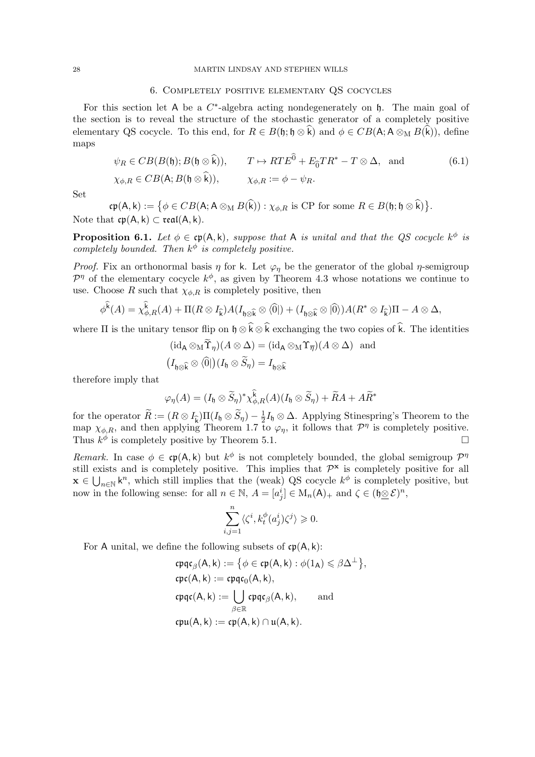## 6. Completely positive elementary QS cocycles

For this section let $\mathsf{A}$ be a $C^*$-algebra acting nondegenerately on $\mathfrak{h}$. The main goal of the section is to reveal the structure of the stochastic generator of a completely positive elementary QS cocycle. To this end, for $R \in B(\mathfrak{h}; \mathfrak{h} \otimes \widehat{\mathsf{k}})$ and $\phi \in CB(\mathsf{A}; \mathsf{A} \otimes_{\mathrm{M}} B(\widehat{\mathsf{k}}))$, define maps

$$
\begin{aligned}
&\psi_R \in CB(B(\mathfrak{h}); B(\mathfrak{h} \otimes \widehat{\mathsf{k}})), \qquad T \mapsto RTE^{\widehat{0}} + E_{\widehat{0}}TR^* - T \otimes \Delta, \quad \text{and} \\
&\chi_{\phi,R} \in CB(\mathsf{A}; B(\mathfrak{h} \otimes \widehat{\mathsf{k}})), \qquad \chi_{\phi,R} := \phi - \psi_R.
\end{aligned} \tag{6.1}
$$

Set

$$
\mathfrak{cp}(\mathsf{A}, \mathsf{k}) := \big\{ \phi \in CB(\mathsf{A}; \mathsf{A} \otimes_{\mathrm{M}} B(\widehat{\mathsf{k}})) : \chi_{\phi,R} \text{ is CP for some } R \in B(\mathfrak{h}; \mathfrak{h} \otimes \widehat{\mathsf{k}}) \big\}.
$$

Note that $\mathfrak{cp}(\mathsf{A}, \mathsf{k}) \subset \mathfrak{real}(\mathsf{A}, \mathsf{k})$.

**Proposition 6.1.** *Let $\phi \in \mathfrak{cp}(\mathsf{A}, \mathsf{k})$, suppose that $\mathsf{A}$ is unital and that the QS cocycle $k^\phi$ is completely bounded. Then $k^\phi$ is completely positive.*

*Proof.* Fix an orthonormal basis $\eta$ for $\mathsf{k}$. Let $\varphi_\eta$ be the generator of the global $\eta$-semigroup $\mathcal{P}^\eta$ of the elementary cocycle $k^\phi$, as given by Theorem 4.3 whose notations we continue to use. Choose $R$ such that $\chi_{\phi,R}$ is completely positive, then

$$
\phi^{\widehat{\mathsf{k}}}(A) = \chi^{\widehat{\mathsf{k}}}_{\phi,R}(A) + \Pi(R \otimes I_{\widehat{\mathsf{k}}})A(I_{\mathfrak{h}\otimes\widehat{\mathsf{k}}} \otimes \langle \widehat{0}|) + (I_{\mathfrak{h}\otimes\widehat{\mathsf{k}}} \otimes |\widehat{0}\rangle)A(R^* \otimes I_{\widehat{\mathsf{k}}})\Pi - A \otimes \Delta,
$$

where $\Pi$ is the unitary tensor flip on $\mathfrak{h} \otimes \widehat{\mathsf{k}} \otimes \widehat{\mathsf{k}}$ exchanging the two copies of $\widehat{\mathsf{k}}$. The identities

$$
\begin{aligned}
&(\mathrm{id}_{\mathsf{A}} \otimes_{\mathrm{M}} \widetilde{\Upsilon}_\eta)(A \otimes \Delta) = (\mathrm{id}_{\mathsf{A}} \otimes_{\mathrm{M}} \Upsilon_{\overline{\eta}})(A \otimes \Delta) \quad \text{and} \\
&\big(I_{\mathfrak{h}\otimes\widehat{\mathsf{k}}} \otimes \langle \widehat{0}|\big)(I_{\mathfrak{h}} \otimes \widetilde{S}_\eta) = I_{\mathfrak{h}\otimes\widehat{\mathsf{k}}}
\end{aligned}
$$

therefore imply that

$$
\varphi_\eta(A) = (I_{\mathfrak{h}} \otimes \widetilde{S}_\eta)^* \chi^{\widehat{\mathsf{k}}}_{\phi,R}(A)(I_{\mathfrak{h}} \otimes \widetilde{S}_\eta) + \widetilde{R}A + A\widetilde{R}^*
$$

for the operator $\widetilde{R} := (R \otimes I_{\widehat{\mathsf{k}}})\Pi(I_{\mathfrak{h}} \otimes \widetilde{S}_\eta) - \frac{1}{2} I_{\mathfrak{h}} \otimes \Delta$. Applying Stinespring's Theorem to the map $\chi_{\phi,R}$, and then applying Theorem 1.7 to $\varphi_\eta$, it follows that $\mathcal{P}^\eta$ is completely positive. Thus $k^\phi$ is completely positive by Theorem 5.1. $\square$

*Remark.* In case $\phi \in \mathfrak{cp}(\mathsf{A}, \mathsf{k})$ but $k^\phi$ is not completely bounded, the global semigroup $\mathcal{P}^\eta$ still exists and is completely positive. This implies that $\mathcal{P}^{\mathbf{x}}$ is completely positive for all $\mathbf{x} \in \bigcup_{n\in\mathbb{N}} \mathsf{k}^n$, which still implies that the (weak) QS cocycle $k^\phi$ is completely positive, but now in the following sense: for all $n \in \mathbb{N}$, $A = [a^i_j] \in \mathrm{M}_n(\mathsf{A})_+$ and $\zeta \in (\mathfrak{h} \underline{\otimes} \mathcal{E})^n$,

$$
\sum_{i,j=1}^n \langle \zeta^i, k^\phi_t(a^i_j)\zeta^j \rangle \geqslant 0.
$$

For $\mathsf{A}$ unital, we define the following subsets of $\mathfrak{cp}(\mathsf{A}, \mathsf{k})$:

$$
\begin{aligned}
&\mathfrak{cpqc}_\beta(\mathsf{A}, \mathsf{k}) := \big\{ \phi \in \mathfrak{cp}(\mathsf{A}, \mathsf{k}) : \phi(1_{\mathsf{A}}) \leqslant \beta \Delta^\perp \big\}, \\
&\mathfrak{cpc}(\mathsf{A}, \mathsf{k}) := \mathfrak{cpqc}_0(\mathsf{A}, \mathsf{k}), \\
&\mathfrak{cpqc}(\mathsf{A}, \mathsf{k}) := \bigcup_{\beta\in\mathbb{R}} \mathfrak{cpqc}_\beta(\mathsf{A}, \mathsf{k}), \qquad \text{and} \\
&\mathfrak{cpu}(\mathsf{A}, \mathsf{k}) := \mathfrak{cp}(\mathsf{A}, \mathsf{k}) \cap \mathfrak{u}(\mathsf{A}, \mathsf{k}).
\end{aligned}
$$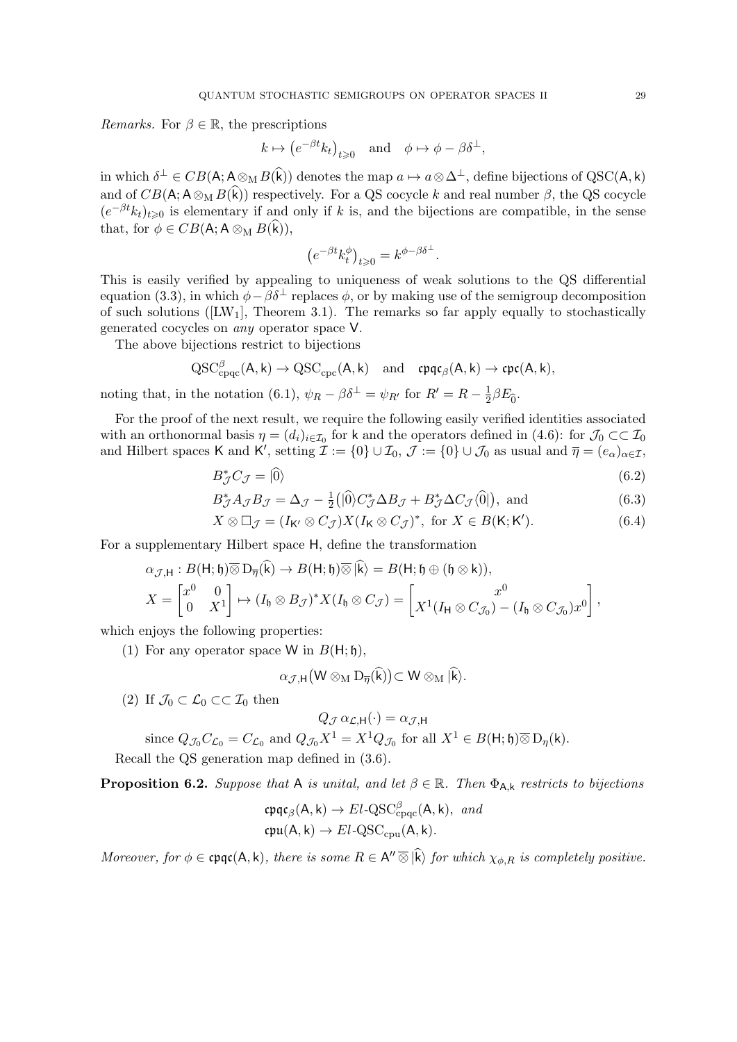*Remarks.* For $\beta \in \mathbb{R}$, the prescriptions

$$k \mapsto \big(e^{-\beta t} k_t\big)_{t \geqslant 0} \quad \text{and} \quad \phi \mapsto \phi - \beta \delta^\perp,$$

in which $\delta^\perp \in CB(\mathsf{A}; \mathsf{A} \otimes_{\mathrm{M}} B(\widehat{\mathsf{k}}))$ denotes the map $a \mapsto a \otimes \Delta^\perp$, define bijections of $\mathrm{QSC}(\mathsf{A}, \mathsf{k})$ and of $CB(\mathsf{A}; \mathsf{A} \otimes_{\mathrm{M}} B(\widehat{\mathsf{k}}))$ respectively. For a QS cocycle $k$ and real number $\beta$, the QS cocycle $(e^{-\beta t} k_t)_{t \geqslant 0}$ is elementary if and only if $k$ is, and the bijections are compatible, in the sense that, for $\phi \in CB(\mathsf{A}; \mathsf{A} \otimes_{\mathrm{M}} B(\widehat{\mathsf{k}}))$,

$$\big(e^{-\beta t} k_t^\phi\big)_{t \geqslant 0} = k^{\phi - \beta \delta^\perp}.$$

This is easily verified by appealing to uniqueness of weak solutions to the QS differential equation (3.3), in which $\phi - \beta\delta^\perp$ replaces $\phi$, or by making use of the semigroup decomposition of such solutions ([LW$_1$], Theorem 3.1). The remarks so far apply equally to stochastically generated cocycles on *any* operator space $\mathsf{V}$.

The above bijections restrict to bijections

$$\mathrm{QSC}^\beta_{\mathrm{cpqc}}(\mathsf{A}, \mathsf{k}) \to \mathrm{QSC}_{\mathrm{cpc}}(\mathsf{A}, \mathsf{k}) \quad \text{and} \quad \mathfrak{cpqc}_\beta(\mathsf{A}, \mathsf{k}) \to \mathfrak{cpc}(\mathsf{A}, \mathsf{k}),$$

noting that, in the notation (6.1), $\psi_R - \beta\delta^\perp = \psi_{R'}$ for $R' = R - \frac{1}{2}\beta E_{\widehat{0}}$.

For the proof of the next result, we require the following easily verified identities associated with an orthonormal basis $\eta = (d_i)_{i \in \mathcal{I}_0}$ for $\mathsf{k}$ and the operators defined in (4.6): for $\mathcal{J}_0 \subset\subset \mathcal{I}_0$ and Hilbert spaces $\mathsf{K}$ and $\mathsf{K}'$, setting $\mathcal{I} := \{0\} \cup \mathcal{I}_0$, $\mathcal{J} := \{0\} \cup \mathcal{J}_0$ as usual and $\overline{\eta} = (e_\alpha)_{\alpha \in \mathcal{I}}$,

$$B^*_{\mathcal{J}} C_{\mathcal{J}} = |\widehat{0}\rangle \tag{6.2}$$

$$B^*_{\mathcal{J}} A_{\mathcal{J}} B_{\mathcal{J}} = \Delta_{\mathcal{J}} - \tfrac{1}{2}\big(|\widehat{0}\rangle C^*_{\mathcal{J}} \Delta B_{\mathcal{J}} + B^*_{\mathcal{J}} \Delta C_{\mathcal{J}} \langle \widehat{0}|\big), \text{ and} \tag{6.3}$$

$$X \otimes \square_{\mathcal{J}} = (I_{\mathsf{K}'} \otimes C_{\mathcal{J}}) X (I_{\mathsf{K}} \otimes C_{\mathcal{J}})^*, \text{ for } X \in B(\mathsf{K}; \mathsf{K}'). \tag{6.4}$$

For a supplementary Hilbert space $\mathsf{H}$, define the transformation

$$\alpha_{\mathcal{J},\mathsf{H}} : B(\mathsf{H}; \mathfrak{h}) \overline{\otimes} \mathrm{D}_{\overline{\eta}}(\widehat{\mathsf{k}}) \to B(\mathsf{H}; \mathfrak{h}) \overline{\otimes} |\widehat{\mathsf{k}}\rangle = B(\mathsf{H}; \mathfrak{h} \oplus (\mathfrak{h} \otimes \mathsf{k})),$$

$$X = \begin{bmatrix} x^0 & 0 \\ 0 & X^1 \end{bmatrix} \mapsto (I_{\mathfrak{h}} \otimes B_{\mathcal{J}})^* X (I_{\mathfrak{h}} \otimes C_{\mathcal{J}}) = \begin{bmatrix} x^0 \\ X^1 (I_{\mathsf{H}} \otimes C_{\mathcal{J}_0}) - (I_{\mathfrak{h}} \otimes C_{\mathcal{J}_0}) x^0 \end{bmatrix},$$

which enjoys the following properties:

(1) For any operator space $\mathsf{W}$ in $B(\mathsf{H}; \mathfrak{h})$,

$$\alpha_{\mathcal{J},\mathsf{H}}\big(\mathsf{W} \otimes_{\mathrm{M}} \mathrm{D}_{\overline{\eta}}(\widehat{\mathsf{k}})\big) \subset \mathsf{W} \otimes_{\mathrm{M}} |\widehat{\mathsf{k}}\rangle.$$

(2) If $\mathcal{J}_0 \subset \mathcal{L}_0 \subset\subset \mathcal{I}_0$ then

$$Q_{\mathcal{J}}\, \alpha_{\mathcal{L},\mathsf{H}}(\cdot) = \alpha_{\mathcal{J},\mathsf{H}}$$

since $Q_{\mathcal{J}_0} C_{\mathcal{L}_0} = C_{\mathcal{L}_0}$ and $Q_{\mathcal{J}_0} X^1 = X^1 Q_{\mathcal{J}_0}$ for all $X^1 \in B(\mathsf{H}; \mathfrak{h}) \overline{\otimes} \mathrm{D}_\eta(\mathsf{k})$.

Recall the QS generation map defined in (3.6).

**Proposition 6.2.** *Suppose that $\mathsf{A}$ is unital, and let $\beta \in \mathbb{R}$. Then $\Phi_{\mathsf{A},\mathsf{k}}$ restricts to bijections*

$$\mathfrak{cpqc}_\beta(\mathsf{A}, \mathsf{k}) \to El\text{-}\mathrm{QSC}^\beta_{\mathrm{cpqc}}(\mathsf{A}, \mathsf{k}), \ \textit{and}$$
$$\mathfrak{cpu}(\mathsf{A}, \mathsf{k}) \to El\text{-}\mathrm{QSC}_{\mathrm{cpu}}(\mathsf{A}, \mathsf{k}).$$

*Moreover, for $\phi \in \mathfrak{cpqc}(\mathsf{A}, \mathsf{k})$, there is some $R \in \mathsf{A}'' \overline{\otimes} |\widehat{\mathsf{k}}\rangle$ for which $\chi_{\phi,R}$ is completely positive.*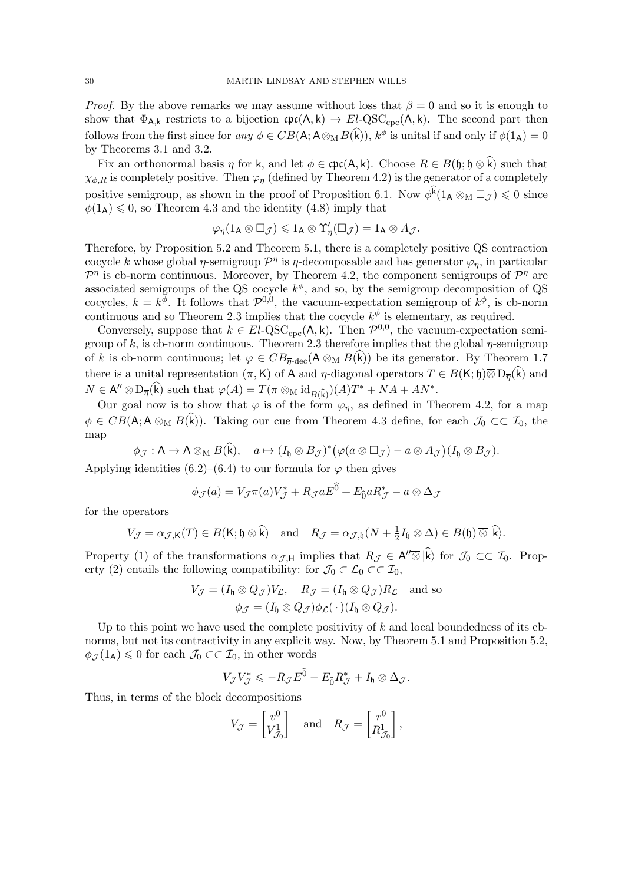*Proof.* By the above remarks we may assume without loss that $\beta = 0$ and so it is enough to show that $\Phi_{\mathsf{A},\mathsf{k}}$ restricts to a bijection $\mathfrak{cpc}(\mathsf{A},\mathsf{k}) \to El\text{-QSC}_{\text{cpc}}(\mathsf{A},\mathsf{k})$. The second part then follows from the first since for *any* $\phi \in CB(\mathsf{A}; \mathsf{A} \otimes_{\mathrm{M}} B(\widehat{\mathsf{k}}))$, $k^\phi$ is unital if and only if $\phi(1_{\mathsf{A}}) = 0$ by Theorems 3.1 and 3.2.

Fix an orthonormal basis $\eta$ for $\mathsf{k}$, and let $\phi \in \mathfrak{cpc}(\mathsf{A},\mathsf{k})$. Choose $R \in B(\mathfrak{h}; \mathfrak{h} \otimes \widehat{\mathsf{k}})$ such that $\chi_{\phi,R}$ is completely positive. Then $\varphi_\eta$ (defined by Theorem 4.2) is the generator of a completely positive semigroup, as shown in the proof of Proposition 6.1. Now $\phi^{\widehat{\mathsf{k}}}(1_{\mathsf{A}} \otimes_{\mathrm{M}} \Box_{\mathcal{J}}) \leqslant 0$ since $\phi(1_{\mathsf{A}}) \leqslant 0$, so Theorem 4.3 and the identity (4.8) imply that

$$\varphi_\eta(1_{\mathsf{A}} \otimes \Box_{\mathcal{J}}) \leqslant 1_{\mathsf{A}} \otimes \Upsilon'_\eta(\Box_{\mathcal{J}}) = 1_{\mathsf{A}} \otimes A_{\mathcal{J}}.$$

Therefore, by Proposition 5.2 and Theorem 5.1, there is a completely positive QS contraction cocycle $k$ whose global $\eta$-semigroup $\mathcal{P}^\eta$ is $\eta$-decomposable and has generator $\varphi_\eta$, in particular $\mathcal{P}^\eta$ is cb-norm continuous. Moreover, by Theorem 4.2, the component semigroups of $\mathcal{P}^\eta$ are associated semigroups of the QS cocycle $k^\phi$, and so, by the semigroup decomposition of QS cocycles, $k = k^\phi$. It follows that $\mathcal{P}^{0,0}$, the vacuum-expectation semigroup of $k^\phi$, is cb-norm continuous and so Theorem 2.3 implies that the cocycle $k^\phi$ is elementary, as required.

Conversely, suppose that $k \in El\text{-QSC}_{\text{cpc}}(\mathsf{A},\mathsf{k})$. Then $\mathcal{P}^{0,0}$, the vacuum-expectation semigroup of $k$, is cb-norm continuous. Theorem 2.3 therefore implies that the global $\eta$-semigroup of $k$ is cb-norm continuous; let $\varphi \in CB_{\overline{\eta}\text{-dec}}(\mathsf{A} \otimes_{\mathrm{M}} B(\widehat{\mathsf{k}}))$ be its generator. By Theorem 1.7 there is a unital representation $(\pi, \mathsf{K})$ of $\mathsf{A}$ and $\overline{\eta}$-diagonal operators $T \in B(\mathsf{K}; \mathfrak{h}) \overline{\otimes} \mathrm{D}_{\overline{\eta}}(\widehat{\mathsf{k}})$ and $N \in \mathsf{A}'' \overline{\otimes} \mathrm{D}_{\overline{\eta}}(\widehat{\mathsf{k}})$ such that $\varphi(A) = T(\pi \otimes_{\mathrm{M}} \mathrm{id}_{B(\widehat{\mathsf{k}})})(A)T^* + NA + AN^*$.

Our goal now is to show that $\varphi$ is of the form $\varphi_\eta$, as defined in Theorem 4.2, for a map $\phi \in CB(\mathsf{A}; \mathsf{A} \otimes_{\mathrm{M}} B(\widehat{\mathsf{k}}))$. Taking our cue from Theorem 4.3 define, for each $\mathcal{J}_0 \subset\subset \mathcal{I}_0$, the map

$$\phi_{\mathcal{J}} : \mathsf{A} \to \mathsf{A} \otimes_{\mathrm{M}} B(\widehat{\mathsf{k}}), \quad a \mapsto (I_{\mathfrak{h}} \otimes B_{\mathcal{J}})^* \big(\varphi(a \otimes \Box_{\mathcal{J}}) - a \otimes A_{\mathcal{J}}\big)(I_{\mathfrak{h}} \otimes B_{\mathcal{J}}).$$

Applying identities (6.2)–(6.4) to our formula for $\varphi$ then gives

$$\phi_{\mathcal{J}}(a) = V_{\mathcal{J}} \pi(a) V_{\mathcal{J}}^* + R_{\mathcal{J}} a E^{\widehat{0}} + E_{\widehat{0}} a R_{\mathcal{J}}^* - a \otimes \Delta_{\mathcal{J}}$$

for the operators

$$V_{\mathcal{J}} = \alpha_{\mathcal{J},\mathsf{K}}(T) \in B(\mathsf{K}; \mathfrak{h} \otimes \widehat{\mathsf{k}}) \quad \text{and} \quad R_{\mathcal{J}} = \alpha_{\mathcal{J},\mathfrak{h}}(N + \tfrac{1}{2} I_{\mathfrak{h}} \otimes \Delta) \in B(\mathfrak{h}) \overline{\otimes} |\widehat{\mathsf{k}}\rangle.$$

Property (1) of the transformations $\alpha_{\mathcal{J},\mathsf{H}}$ implies that $R_{\mathcal{J}} \in \mathsf{A}'' \overline{\otimes} |\widehat{\mathsf{k}}\rangle$ for $\mathcal{J}_0 \subset\subset \mathcal{I}_0$. Property (2) entails the following compatibility: for $\mathcal{J}_0 \subset \mathcal{L}_0 \subset\subset \mathcal{I}_0$,

$$V_{\mathcal{J}} = (I_{\mathfrak{h}} \otimes Q_{\mathcal{J}}) V_{\mathcal{L}}, \quad R_{\mathcal{J}} = (I_{\mathfrak{h}} \otimes Q_{\mathcal{J}}) R_{\mathcal{L}} \quad \text{and so}$$
$$\phi_{\mathcal{J}} = (I_{\mathfrak{h}} \otimes Q_{\mathcal{J}}) \phi_{\mathcal{L}}(\,\cdot\,)(I_{\mathfrak{h}} \otimes Q_{\mathcal{J}}).$$

Up to this point we have used the complete positivity of $k$ and local boundedness of its cb-norms, but not its contractivity in any explicit way. Now, by Theorem 5.1 and Proposition 5.2, $\phi_{\mathcal{J}}(1_{\mathsf{A}}) \leqslant 0$ for each $\mathcal{J}_0 \subset\subset \mathcal{I}_0$, in other words

$$V_{\mathcal{J}} V_{\mathcal{J}}^* \leqslant -R_{\mathcal{J}} E^{\widehat{0}} - E_{\widehat{0}} R_{\mathcal{J}}^* + I_{\mathfrak{h}} \otimes \Delta_{\mathcal{J}}.$$

Thus, in terms of the block decompositions

$$V_{\mathcal{J}} = \begin{bmatrix} v^0 \\ V^1_{\mathcal{J}_0} \end{bmatrix} \quad \text{and} \quad R_{\mathcal{J}} = \begin{bmatrix} r^0 \\ R^1_{\mathcal{J}_0} \end{bmatrix},$$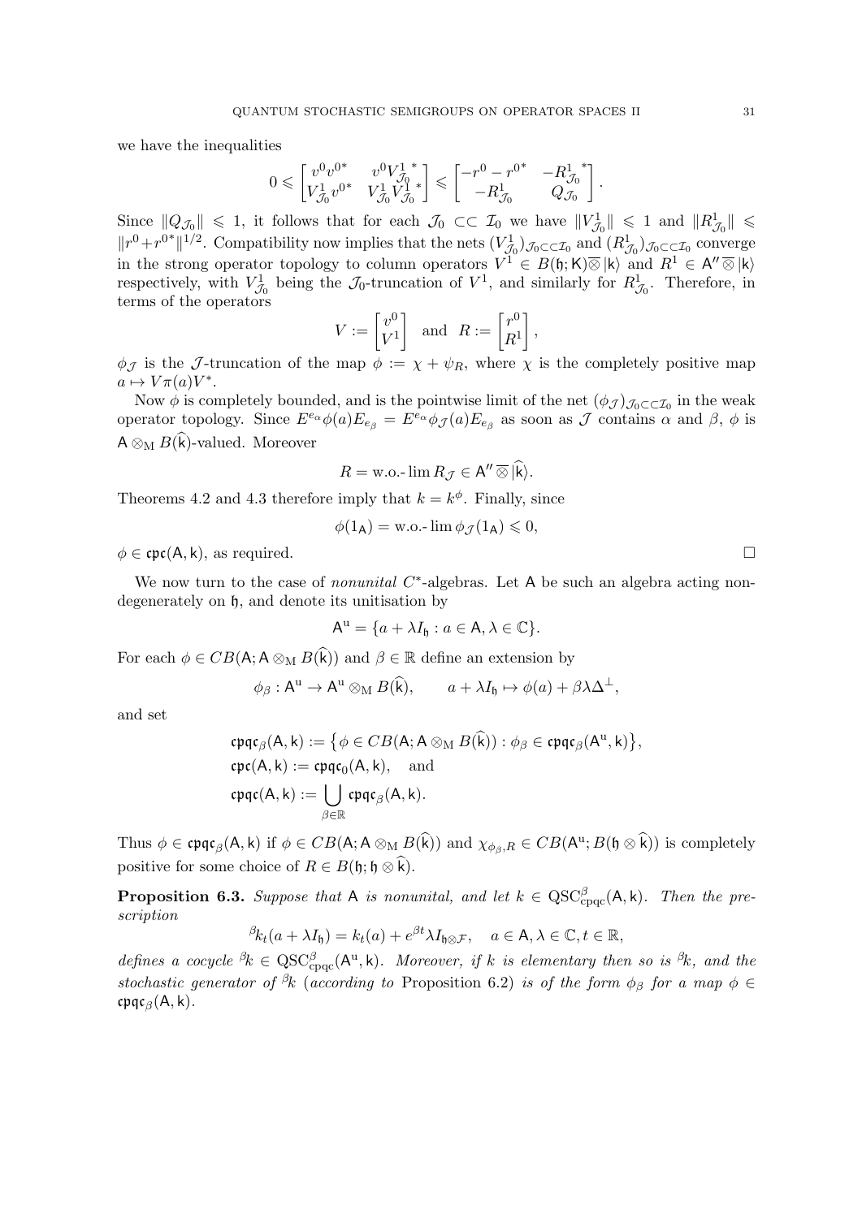we have the inequalities

$$0 \leqslant \begin{bmatrix} v^0 v^{0*} & v^0 {V^1_{\mathcal{J}_0}}^* \\ V^1_{\mathcal{J}_0} v^{0*} & V^1_{\mathcal{J}_0} {V^1_{\mathcal{J}_0}}^* \end{bmatrix} \leqslant \begin{bmatrix} -r^0 - r^{0*} & -{R^1_{\mathcal{J}_0}}^* \\ -R^1_{\mathcal{J}_0} & Q_{\mathcal{J}_0} \end{bmatrix}.$$

Since $\|Q_{\mathcal{J}_0}\| \leqslant 1$, it follows that for each $\mathcal{J}_0 \subset\subset \mathcal{I}_0$ we have $\|V^1_{\mathcal{J}_0}\| \leqslant 1$ and $\|R^1_{\mathcal{J}_0}\| \leqslant \|r^0 + r^{0*}\|^{1/2}$. Compatibility now implies that the nets $(V^1_{\mathcal{J}_0})_{\mathcal{J}_0 \subset\subset \mathcal{I}_0}$ and $(R^1_{\mathcal{J}_0})_{\mathcal{J}_0 \subset\subset \mathcal{I}_0}$ converge in the strong operator topology to column operators $V^1 \in B(\mathfrak{h}; \mathsf{K}) \overline{\otimes} |\mathsf{k}\rangle$ and $R^1 \in \mathsf{A}'' \overline{\otimes} |\mathsf{k}\rangle$ respectively, with $V^1_{\mathcal{J}_0}$ being the $\mathcal{J}_0$-truncation of $V^1$, and similarly for $R^1_{\mathcal{J}_0}$. Therefore, in terms of the operators

$$V := \begin{bmatrix} v^0 \\ V^1 \end{bmatrix} \quad \text{and} \quad R := \begin{bmatrix} r^0 \\ R^1 \end{bmatrix},$$

$\phi_{\mathcal{J}}$ is the $\mathcal{J}$-truncation of the map $\phi := \chi + \psi_R$, where $\chi$ is the completely positive map $a \mapsto V\pi(a)V^*$.

Now $\phi$ is completely bounded, and is the pointwise limit of the net $(\phi_{\mathcal{J}})_{\mathcal{J}_0 \subset\subset \mathcal{I}_0}$ in the weak operator topology. Since $E^{e_\alpha}\phi(a)E_{e_\beta} = E^{e_\alpha}\phi_{\mathcal{J}}(a)E_{e_\beta}$ as soon as $\mathcal{J}$ contains $\alpha$ and $\beta$, $\phi$ is $\mathsf{A} \otimes_{\mathrm{M}} B(\widehat{\mathsf{k}})$-valued. Moreover

$$R = \text{w.o.-}\lim R_{\mathcal{J}} \in \mathsf{A}'' \overline{\otimes} |\widehat{\mathsf{k}}\rangle.$$

Theorems 4.2 and 4.3 therefore imply that $k = k^\phi$. Finally, since

$$\phi(1_{\mathsf{A}}) = \text{w.o.-}\lim \phi_{\mathcal{J}}(1_{\mathsf{A}}) \leqslant 0,$$

$\phi \in \mathfrak{cpc}(\mathsf{A}, \mathsf{k})$, as required. □

We now turn to the case of *nonunital* $C^*$-algebras. Let $\mathsf{A}$ be such an algebra acting nondegenerately on $\mathfrak{h}$, and denote its unitisation by

$$\mathsf{A}^{\mathrm{u}} = \{a + \lambda I_{\mathfrak{h}} : a \in \mathsf{A}, \lambda \in \mathbb{C}\}.$$

For each $\phi \in CB(\mathsf{A}; \mathsf{A} \otimes_{\mathrm{M}} B(\widehat{\mathsf{k}}))$ and $\beta \in \mathbb{R}$ define an extension by

$$\phi_\beta : \mathsf{A}^{\mathrm{u}} \to \mathsf{A}^{\mathrm{u}} \otimes_{\mathrm{M}} B(\widehat{\mathsf{k}}), \qquad a + \lambda I_{\mathfrak{h}} \mapsto \phi(a) + \beta\lambda\Delta^\perp,$$

and set

$$\begin{aligned} \mathfrak{cpqc}_\beta(\mathsf{A}, \mathsf{k}) &:= \big\{\phi \in CB(\mathsf{A}; \mathsf{A} \otimes_{\mathrm{M}} B(\widehat{\mathsf{k}})) : \phi_\beta \in \mathfrak{cpqc}_\beta(\mathsf{A}^{\mathrm{u}}, \mathsf{k})\big\}, \\ \mathfrak{cpc}(\mathsf{A}, \mathsf{k}) &:= \mathfrak{cpqc}_0(\mathsf{A}, \mathsf{k}), \quad \text{and} \\ \mathfrak{cpqc}(\mathsf{A}, \mathsf{k}) &:= \bigcup_{\beta \in \mathbb{R}} \mathfrak{cpqc}_\beta(\mathsf{A}, \mathsf{k}). \end{aligned}$$

Thus $\phi \in \mathfrak{cpqc}_\beta(\mathsf{A}, \mathsf{k})$ if $\phi \in CB(\mathsf{A}; \mathsf{A} \otimes_{\mathrm{M}} B(\widehat{\mathsf{k}}))$ and $\chi_{\phi_\beta, R} \in CB(\mathsf{A}^{\mathrm{u}}; B(\mathfrak{h} \otimes \widehat{\mathsf{k}}))$ is completely positive for some choice of $R \in B(\mathfrak{h}; \mathfrak{h} \otimes \widehat{\mathsf{k}})$.

**Proposition 6.3.** *Suppose that* $\mathsf{A}$ *is nonunital, and let* $k \in \mathrm{QSC}^\beta_{\mathrm{cpqc}}(\mathsf{A}, \mathsf{k})$*. Then the prescription*

$${}^\beta k_t(a + \lambda I_{\mathfrak{h}}) = k_t(a) + e^{\beta t}\lambda I_{\mathfrak{h} \otimes \mathcal{F}}, \quad a \in \mathsf{A}, \lambda \in \mathbb{C}, t \in \mathbb{R},$$

*defines a cocycle* ${}^\beta k \in \mathrm{QSC}^\beta_{\mathrm{cpqc}}(\mathsf{A}^{\mathrm{u}}, \mathsf{k})$*. Moreover, if* $k$ *is elementary then so is* ${}^\beta k$*, and the stochastic generator of* ${}^\beta k$ *(according to* Proposition 6.2*) is of the form* $\phi_\beta$ *for a map* $\phi \in \mathfrak{cpqc}_\beta(\mathsf{A}, \mathsf{k})$*.*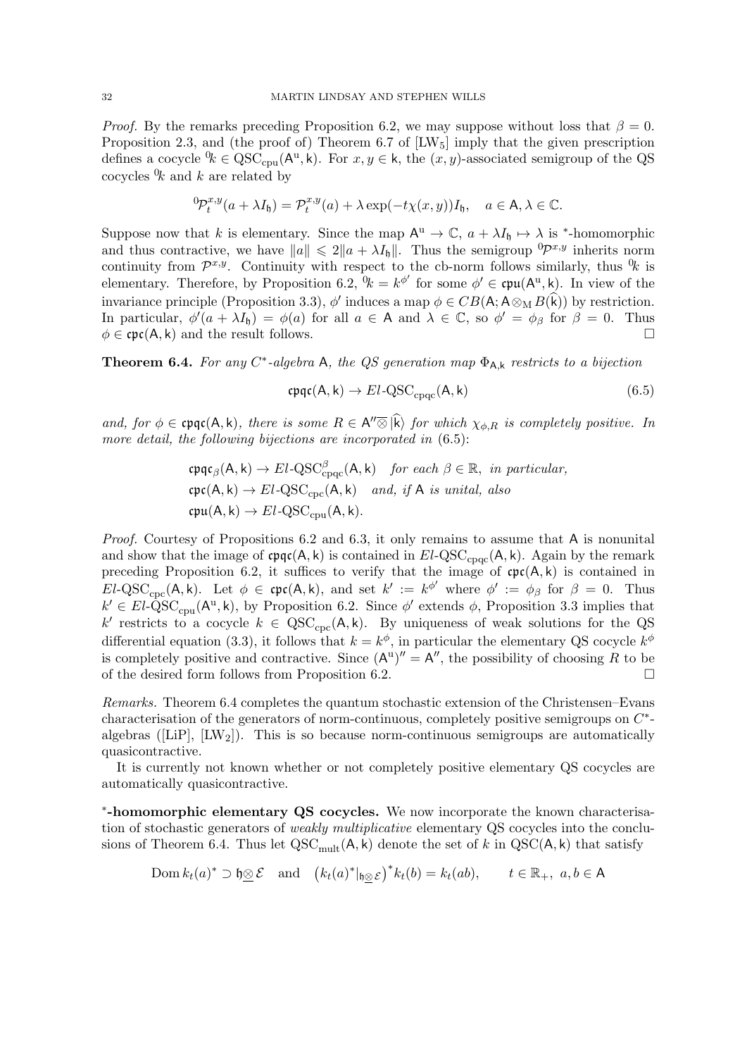*Proof.* By the remarks preceding Proposition 6.2, we may suppose without loss that $\beta = 0$. Proposition 2.3, and (the proof of) Theorem 6.7 of [LW$_5$] imply that the given prescription defines a cocycle ${}^0\!k \in \mathrm{QSC}_{\mathrm{cpu}}(\mathsf{A}^{\mathrm{u}}, \mathsf{k})$. For $x, y \in \mathsf{k}$, the $(x, y)$-associated semigroup of the QS cocycles ${}^0\!k$ and $k$ are related by

$$ {}^0\mathcal{P}_t^{x,y}(a + \lambda I_{\mathfrak{h}}) = \mathcal{P}_t^{x,y}(a) + \lambda \exp(-t\chi(x, y)) I_{\mathfrak{h}}, \quad a \in \mathsf{A}, \lambda \in \mathbb{C}. $$

Suppose now that $k$ is elementary. Since the map $\mathsf{A}^{\mathrm{u}} \to \mathbb{C}$, $a + \lambda I_{\mathfrak{h}} \mapsto \lambda$ is $^*$-homomorphic and thus contractive, we have $\|a\| \leqslant 2\|a + \lambda I_{\mathfrak{h}}\|$. Thus the semigroup ${}^0\mathcal{P}^{x,y}$ inherits norm continuity from $\mathcal{P}^{x,y}$. Continuity with respect to the cb-norm follows similarly, thus ${}^0\!k$ is elementary. Therefore, by Proposition 6.2, ${}^0\!k = k^{\phi'}$ for some $\phi' \in \mathfrak{cpu}(\mathsf{A}^{\mathrm{u}}, \mathsf{k})$. In view of the invariance principle (Proposition 3.3), $\phi'$ induces a map $\phi \in CB(\mathsf{A}; \mathsf{A} \otimes_{\mathrm{M}} B(\widehat{\mathsf{k}}))$ by restriction. In particular, $\phi'(a + \lambda I_{\mathfrak{h}}) = \phi(a)$ for all $a \in \mathsf{A}$ and $\lambda \in \mathbb{C}$, so $\phi' = \phi_\beta$ for $\beta = 0$. Thus $\phi \in \mathfrak{cpc}(\mathsf{A}, \mathsf{k})$ and the result follows. $\square$

**Theorem 6.4.** *For any $C^*$-algebra $\mathsf{A}$, the QS generation map $\Phi_{\mathsf{A},\mathsf{k}}$ restricts to a bijection*

$$ \mathfrak{cpqc}(\mathsf{A}, \mathsf{k}) \to El\text{-}\mathrm{QSC}_{\mathrm{cpqc}}(\mathsf{A}, \mathsf{k}) \tag{6.5} $$

*and, for $\phi \in \mathfrak{cpqc}(\mathsf{A}, \mathsf{k})$, there is some $R \in \mathsf{A}'' \overline{\otimes} |\widehat{\mathsf{k}}\rangle$ for which $\chi_{\phi,R}$ is completely positive. In more detail, the following bijections are incorporated in* (6.5):

$$ \begin{aligned} &\mathfrak{cpqc}_\beta(\mathsf{A}, \mathsf{k}) \to El\text{-}\mathrm{QSC}^\beta_{\mathrm{cpqc}}(\mathsf{A}, \mathsf{k}) \quad \textit{for each } \beta \in \mathbb{R}, \textit{ in particular,} \\ &\mathfrak{cpc}(\mathsf{A}, \mathsf{k}) \to El\text{-}\mathrm{QSC}_{\mathrm{cpc}}(\mathsf{A}, \mathsf{k}) \quad \textit{and, if } \mathsf{A} \textit{ is unital, also} \\ &\mathfrak{cpu}(\mathsf{A}, \mathsf{k}) \to El\text{-}\mathrm{QSC}_{\mathrm{cpu}}(\mathsf{A}, \mathsf{k}). \end{aligned} $$

*Proof.* Courtesy of Propositions 6.2 and 6.3, it only remains to assume that $\mathsf{A}$ is nonunital and show that the image of $\mathfrak{cpqc}(\mathsf{A}, \mathsf{k})$ is contained in $El\text{-}\mathrm{QSC}_{\mathrm{cpqc}}(\mathsf{A}, \mathsf{k})$. Again by the remark preceding Proposition 6.2, it suffices to verify that the image of $\mathfrak{cpc}(\mathsf{A}, \mathsf{k})$ is contained in $El\text{-}\mathrm{QSC}_{\mathrm{cpc}}(\mathsf{A}, \mathsf{k})$. Let $\phi \in \mathfrak{cpc}(\mathsf{A}, \mathsf{k})$, and set $k' := k^{\phi'}$ where $\phi' := \phi_\beta$ for $\beta = 0$. Thus $k' \in El\text{-}\mathrm{QSC}_{\mathrm{cpu}}(\mathsf{A}^{\mathrm{u}}, \mathsf{k})$, by Proposition 6.2. Since $\phi'$ extends $\phi$, Proposition 3.3 implies that $k'$ restricts to a cocycle $k \in \mathrm{QSC}_{\mathrm{cpc}}(\mathsf{A}, \mathsf{k})$. By uniqueness of weak solutions for the QS differential equation (3.3), it follows that $k = k^\phi$, in particular the elementary QS cocycle $k^\phi$ is completely positive and contractive. Since $(\mathsf{A}^{\mathrm{u}})'' = \mathsf{A}''$, the possibility of choosing $R$ to be of the desired form follows from Proposition 6.2. $\square$

*Remarks.* Theorem 6.4 completes the quantum stochastic extension of the Christensen–Evans characterisation of the generators of norm-continuous, completely positive semigroups on $C^*$-algebras ([LiP], [LW$_2$]). This is so because norm-continuous semigroups are automatically quasicontractive.

It is currently not known whether or not completely positive elementary QS cocycles are automatically quasicontractive.

**$^*$-homomorphic elementary QS cocycles.** We now incorporate the known characterisation of stochastic generators of *weakly multiplicative* elementary QS cocycles into the conclusions of Theorem 6.4. Thus let $\mathrm{QSC}_{\mathrm{mult}}(\mathsf{A}, \mathsf{k})$ denote the set of $k$ in $\mathrm{QSC}(\mathsf{A}, \mathsf{k})$ that satisfy

$$ \mathrm{Dom}\, k_t(a)^* \supset \mathfrak{h} \underline{\otimes} \mathcal{E} \quad \text{and} \quad \big(k_t(a)^*|_{\mathfrak{h} \underline{\otimes} \mathcal{E}}\big)^* k_t(b) = k_t(ab), \qquad t \in \mathbb{R}_+, \ a, b \in \mathsf{A} $$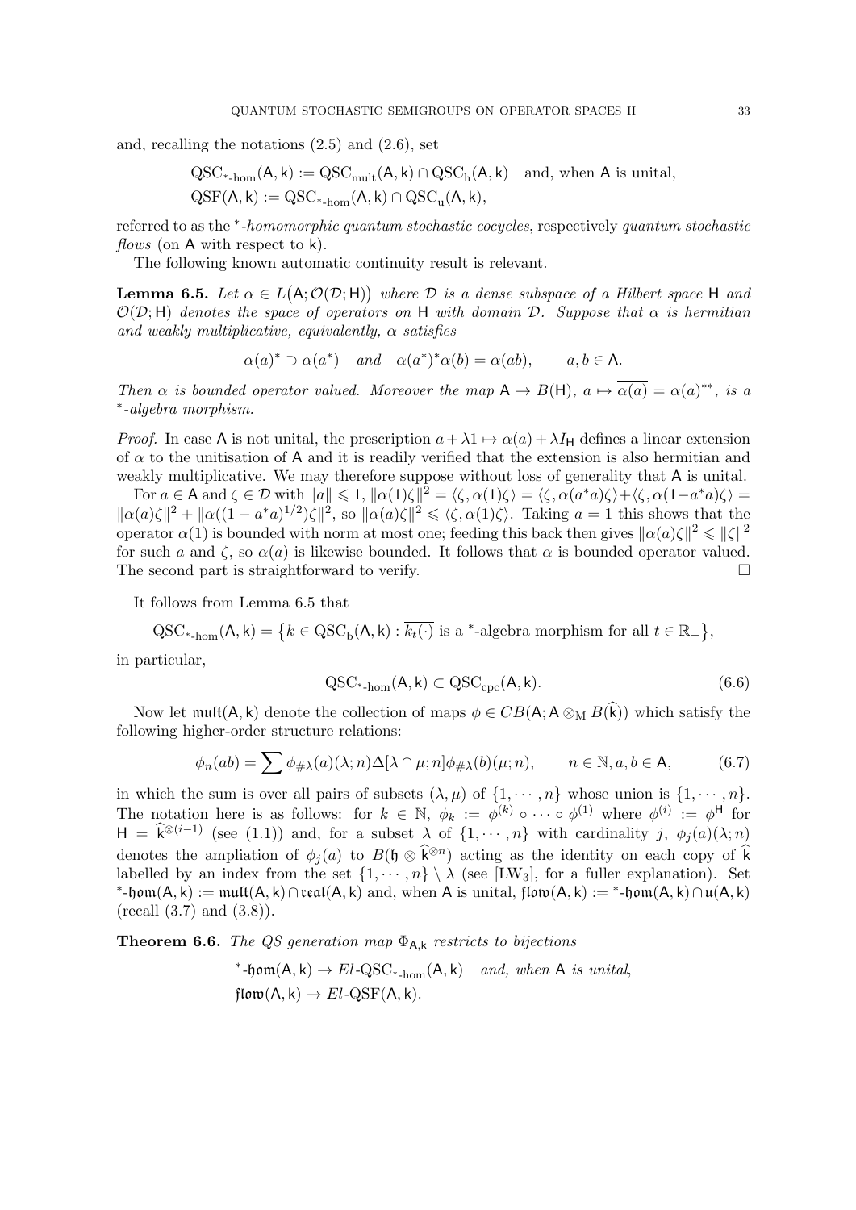and, recalling the notations (2.5) and (2.6), set

$$\mathrm{QSC}_{*\text{-hom}}(\mathsf{A},\mathsf{k}) := \mathrm{QSC}_{\mathrm{mult}}(\mathsf{A},\mathsf{k}) \cap \mathrm{QSC}_{\mathrm{h}}(\mathsf{A},\mathsf{k}) \quad \text{and, when } \mathsf{A} \text{ is unital,}$$
$$\mathrm{QSF}(\mathsf{A},\mathsf{k}) := \mathrm{QSC}_{*\text{-hom}}(\mathsf{A},\mathsf{k}) \cap \mathrm{QSC}_{\mathrm{u}}(\mathsf{A},\mathsf{k}),$$

referred to as the ${}^*$-*homomorphic quantum stochastic cocycles*, respectively *quantum stochastic flows* (on $\mathsf{A}$ with respect to $\mathsf{k}$).

The following known automatic continuity result is relevant.

**Lemma 6.5.** *Let $\alpha \in L\big(\mathsf{A};\mathcal{O}(\mathcal{D};\mathsf{H})\big)$ where $\mathcal{D}$ is a dense subspace of a Hilbert space $\mathsf{H}$ and $\mathcal{O}(\mathcal{D};\mathsf{H})$ denotes the space of operators on $\mathsf{H}$ with domain $\mathcal{D}$. Suppose that $\alpha$ is hermitian and weakly multiplicative, equivalently, $\alpha$ satisfies*

$$\alpha(a)^* \supset \alpha(a^*) \quad \text{and} \quad \alpha(a^*)^*\alpha(b) = \alpha(ab), \qquad a, b \in \mathsf{A}.$$

*Then $\alpha$ is bounded operator valued. Moreover the map $\mathsf{A} \to B(\mathsf{H})$, $a \mapsto \overline{\alpha(a)} = \alpha(a)^{**}$, is a ${}^*$-algebra morphism.*

*Proof.* In case $\mathsf{A}$ is not unital, the prescription $a + \lambda 1 \mapsto \alpha(a) + \lambda I_{\mathsf{H}}$ defines a linear extension of $\alpha$ to the unitisation of $\mathsf{A}$ and it is readily verified that the extension is also hermitian and weakly multiplicative. We may therefore suppose without loss of generality that $\mathsf{A}$ is unital.

For $a \in \mathsf{A}$ and $\zeta \in \mathcal{D}$ with $\|a\| \leqslant 1$, $\|\alpha(1)\zeta\|^2 = \langle \zeta, \alpha(1)\zeta\rangle = \langle \zeta, \alpha(a^*a)\zeta\rangle + \langle \zeta, \alpha(1-a^*a)\zeta\rangle = \|\alpha(a)\zeta\|^2 + \|\alpha((1-a^*a)^{1/2})\zeta\|^2$, so $\|\alpha(a)\zeta\|^2 \leqslant \langle \zeta, \alpha(1)\zeta\rangle$. Taking $a = 1$ this shows that the operator $\alpha(1)$ is bounded with norm at most one; feeding this back then gives $\|\alpha(a)\zeta\|^2 \leqslant \|\zeta\|^2$ for such $a$ and $\zeta$, so $\alpha(a)$ is likewise bounded. It follows that $\alpha$ is bounded operator valued. The second part is straightforward to verify. $\square$

It follows from Lemma 6.5 that

$$\mathrm{QSC}_{*\text{-hom}}(\mathsf{A},\mathsf{k}) = \big\{k \in \mathrm{QSC}_{\mathrm{b}}(\mathsf{A},\mathsf{k}) : \overline{k_t(\cdot)} \text{ is a } {}^*\text{-algebra morphism for all } t \in \mathbb{R}_+\big\},$$

in particular,

$$\mathrm{QSC}_{*\text{-hom}}(\mathsf{A},\mathsf{k}) \subset \mathrm{QSC}_{\mathrm{cpc}}(\mathsf{A},\mathsf{k}). \tag{6.6}$$

Now let $\mathfrak{mult}(\mathsf{A},\mathsf{k})$ denote the collection of maps $\phi \in CB(\mathsf{A};\mathsf{A} \otimes_{\mathrm{M}} B(\widehat{\mathsf{k}}))$ which satisfy the following higher-order structure relations:

$$\phi_n(ab) = \sum \phi_{\#\lambda}(a)(\lambda;n)\Delta[\lambda \cap \mu;n]\phi_{\#\lambda}(b)(\mu;n), \qquad n \in \mathbb{N}, a, b \in \mathsf{A}, \tag{6.7}$$

in which the sum is over all pairs of subsets $(\lambda, \mu)$ of $\{1, \cdots, n\}$ whose union is $\{1, \cdots, n\}$. The notation here is as follows: for $k \in \mathbb{N}$, $\phi_k := \phi^{(k)} \circ \cdots \circ \phi^{(1)}$ where $\phi^{(i)} := \phi^{\mathsf{H}}$ for $\mathsf{H} = \widehat{\mathsf{k}}^{\otimes(i-1)}$ (see (1.1)) and, for a subset $\lambda$ of $\{1, \cdots, n\}$ with cardinality $j$, $\phi_j(a)(\lambda;n)$ denotes the ampliation of $\phi_j(a)$ to $B(\mathfrak{h} \otimes \widehat{\mathsf{k}}^{\otimes n})$ acting as the identity on each copy of $\widehat{\mathsf{k}}$ labelled by an index from the set $\{1, \cdots, n\} \setminus \lambda$ (see [LW3], for a fuller explanation). Set ${}^*$-$\mathfrak{hom}(\mathsf{A},\mathsf{k}) := \mathfrak{mult}(\mathsf{A},\mathsf{k}) \cap \mathfrak{real}(\mathsf{A},\mathsf{k})$ and, when $\mathsf{A}$ is unital, $\mathfrak{flow}(\mathsf{A},\mathsf{k}) := {}^*$-$\mathfrak{hom}(\mathsf{A},\mathsf{k}) \cap \mathfrak{u}(\mathsf{A},\mathsf{k})$ (recall (3.7) and (3.8)).

**Theorem 6.6.** *The QS generation map $\Phi_{\mathsf{A},\mathsf{k}}$ restricts to bijections*

$${}^*\text{-}\mathfrak{hom}(\mathsf{A},\mathsf{k}) \to El\text{-}\mathrm{QSC}_{*\text{-hom}}(\mathsf{A},\mathsf{k}) \quad \textit{and, when } \mathsf{A} \textit{ is unital},$$
$$\mathfrak{flow}(\mathsf{A},\mathsf{k}) \to El\text{-}\mathrm{QSF}(\mathsf{A},\mathsf{k}).$$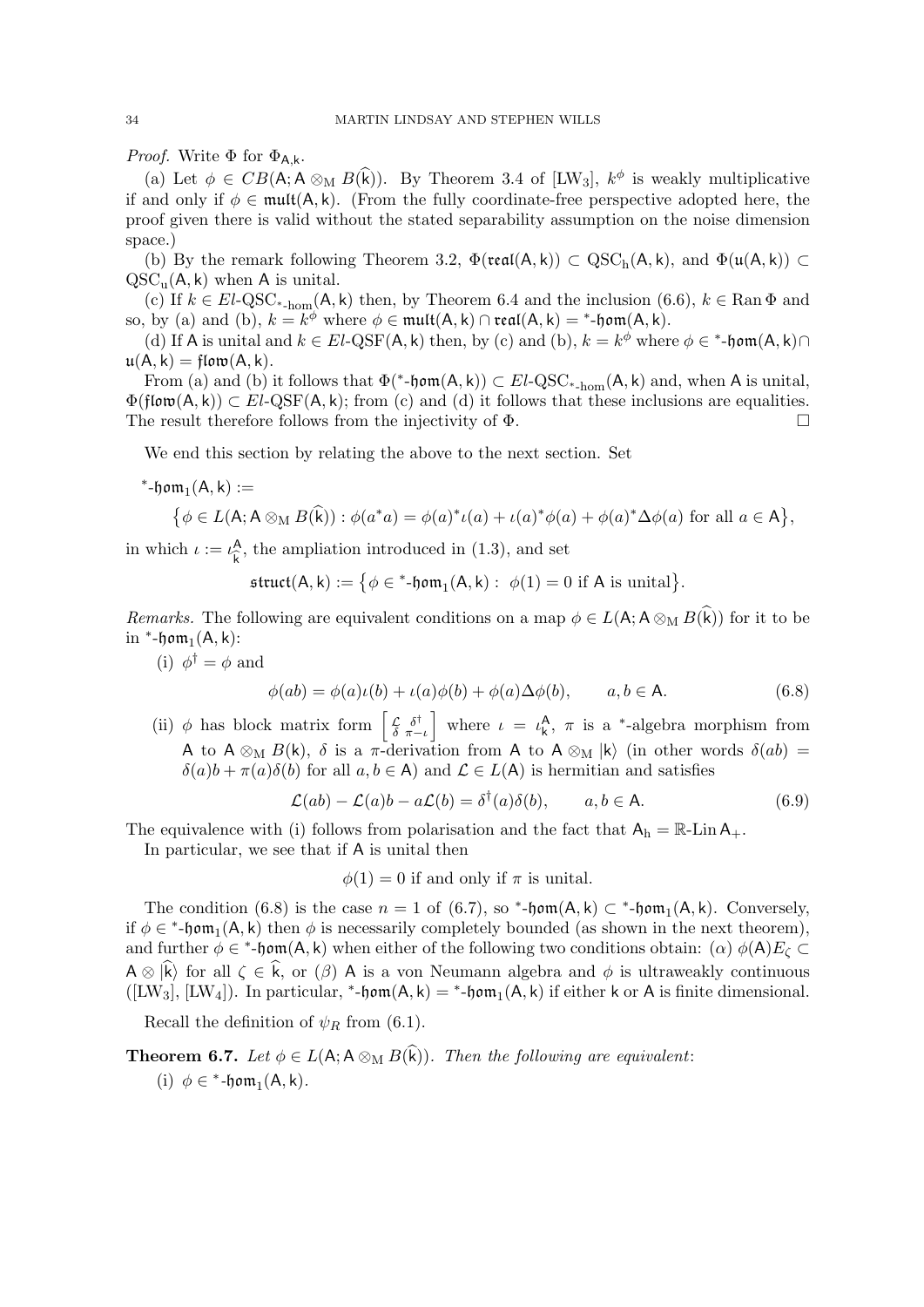*Proof.* Write $\Phi$ for $\Phi_{\mathsf{A},\mathsf{k}}$.

(a) Let $\phi \in CB(\mathsf{A}; \mathsf{A} \otimes_{\mathrm{M}} B(\widehat{\mathsf{k}}))$. By Theorem 3.4 of [LW3], $k^\phi$ is weakly multiplicative if and only if $\phi \in \mathfrak{mult}(\mathsf{A},\mathsf{k})$. (From the fully coordinate-free perspective adopted here, the proof given there is valid without the stated separability assumption on the noise dimension space.)

(b) By the remark following Theorem 3.2, $\Phi(\mathfrak{real}(\mathsf{A},\mathsf{k})) \subset \mathrm{QSC}_{\mathrm{h}}(\mathsf{A},\mathsf{k})$, and $\Phi(\mathfrak{u}(\mathsf{A},\mathsf{k})) \subset \mathrm{QSC}_{\mathrm{u}}(\mathsf{A},\mathsf{k})$ when $\mathsf{A}$ is unital.

(c) If $k \in El\text{-}\mathrm{QSC}_{^*\text{-hom}}(\mathsf{A},\mathsf{k})$ then, by Theorem 6.4 and the inclusion (6.6), $k \in \operatorname{Ran}\Phi$ and so, by (a) and (b), $k = k^\phi$ where $\phi \in \mathfrak{mult}(\mathsf{A},\mathsf{k}) \cap \mathfrak{real}(\mathsf{A},\mathsf{k}) = {}^*\text{-}\mathfrak{hom}(\mathsf{A},\mathsf{k})$.

(d) If $\mathsf{A}$ is unital and $k \in El\text{-}\mathrm{QSF}(\mathsf{A},\mathsf{k})$ then, by (c) and (b), $k = k^\phi$ where $\phi \in {}^*\text{-}\mathfrak{hom}(\mathsf{A},\mathsf{k}) \cap \mathfrak{u}(\mathsf{A},\mathsf{k}) = \mathfrak{flow}(\mathsf{A},\mathsf{k})$.

From (a) and (b) it follows that $\Phi({}^*\text{-}\mathfrak{hom}(\mathsf{A},\mathsf{k})) \subset El\text{-}\mathrm{QSC}_{^*\text{-hom}}(\mathsf{A},\mathsf{k})$ and, when $\mathsf{A}$ is unital, $\Phi(\mathfrak{flow}(\mathsf{A},\mathsf{k})) \subset El\text{-}\mathrm{QSF}(\mathsf{A},\mathsf{k})$; from (c) and (d) it follows that these inclusions are equalities. The result therefore follows from the injectivity of $\Phi$. $\square$

We end this section by relating the above to the next section. Set

$${}^*\text{-}\mathfrak{hom}_1(\mathsf{A},\mathsf{k}) :=$$
$$\big\{\phi \in L(\mathsf{A}; \mathsf{A} \otimes_{\mathrm{M}} B(\widehat{\mathsf{k}})) : \phi(a^*a) = \phi(a)^*\iota(a) + \iota(a)^*\phi(a) + \phi(a)^*\Delta\phi(a) \text{ for all } a \in \mathsf{A}\big\},$$

in which $\iota := \iota^{\mathsf{A}}_{\widehat{\mathsf{k}}}$, the ampliation introduced in (1.3), and set

$$\mathfrak{struct}(\mathsf{A},\mathsf{k}) := \big\{\phi \in {}^*\text{-}\mathfrak{hom}_1(\mathsf{A},\mathsf{k}) : \ \phi(1) = 0 \text{ if } \mathsf{A} \text{ is unital}\big\}.$$

*Remarks.* The following are equivalent conditions on a map $\phi \in L(\mathsf{A}; \mathsf{A} \otimes_{\mathrm{M}} B(\widehat{\mathsf{k}}))$ for it to be in ${}^*\text{-}\mathfrak{hom}_1(\mathsf{A},\mathsf{k})$:

(i) $\phi^\dagger = \phi$ and
$$\phi(ab) = \phi(a)\iota(b) + \iota(a)\phi(b) + \phi(a)\Delta\phi(b), \qquad a, b \in \mathsf{A}. \tag{6.8}$$

(ii) $\phi$ has block matrix form $\begin{bmatrix} \mathcal{L} & \delta^\dagger \\ \delta & \pi - \iota \end{bmatrix}$ where $\iota = \iota^{\mathsf{A}}_{\mathsf{k}}$, $\pi$ is a $^*$-algebra morphism from $\mathsf{A}$ to $\mathsf{A} \otimes_{\mathrm{M}} B(\mathsf{k})$, $\delta$ is a $\pi$-derivation from $\mathsf{A}$ to $\mathsf{A} \otimes_{\mathrm{M}} |\mathsf{k}\rangle$ (in other words $\delta(ab) = \delta(a)b + \pi(a)\delta(b)$ for all $a, b \in \mathsf{A}$) and $\mathcal{L} \in L(\mathsf{A})$ is hermitian and satisfies
$$\mathcal{L}(ab) - \mathcal{L}(a)b - a\mathcal{L}(b) = \delta^\dagger(a)\delta(b), \qquad a, b \in \mathsf{A}. \tag{6.9}$$

The equivalence with (i) follows from polarisation and the fact that $\mathsf{A}_{\mathrm{h}} = \mathbb{R}\text{-Lin}\,\mathsf{A}_+$.

In particular, we see that if $\mathsf{A}$ is unital then

$$\phi(1) = 0 \text{ if and only if } \pi \text{ is unital.}$$

The condition (6.8) is the case $n = 1$ of (6.7), so ${}^*\text{-}\mathfrak{hom}(\mathsf{A},\mathsf{k}) \subset {}^*\text{-}\mathfrak{hom}_1(\mathsf{A},\mathsf{k})$. Conversely, if $\phi \in {}^*\text{-}\mathfrak{hom}_1(\mathsf{A},\mathsf{k})$ then $\phi$ is necessarily completely bounded (as shown in the next theorem), and further $\phi \in {}^*\text{-}\mathfrak{hom}(\mathsf{A},\mathsf{k})$ when either of the following two conditions obtain: ($\alpha$) $\phi(\mathsf{A})E_\zeta \subset \mathsf{A} \otimes |\widehat{\mathsf{k}}\rangle$ for all $\zeta \in \widehat{\mathsf{k}}$, or ($\beta$) $\mathsf{A}$ is a von Neumann algebra and $\phi$ is ultraweakly continuous ([LW3], [LW4]). In particular, ${}^*\text{-}\mathfrak{hom}(\mathsf{A},\mathsf{k}) = {}^*\text{-}\mathfrak{hom}_1(\mathsf{A},\mathsf{k})$ if either $\mathsf{k}$ or $\mathsf{A}$ is finite dimensional.

Recall the definition of $\psi_R$ from (6.1).

**Theorem 6.7.** *Let $\phi \in L(\mathsf{A}; \mathsf{A} \otimes_{\mathrm{M}} B(\widehat{\mathsf{k}}))$. Then the following are equivalent*:

(i) $\phi \in {}^*\text{-}\mathfrak{hom}_1(\mathsf{A},\mathsf{k})$.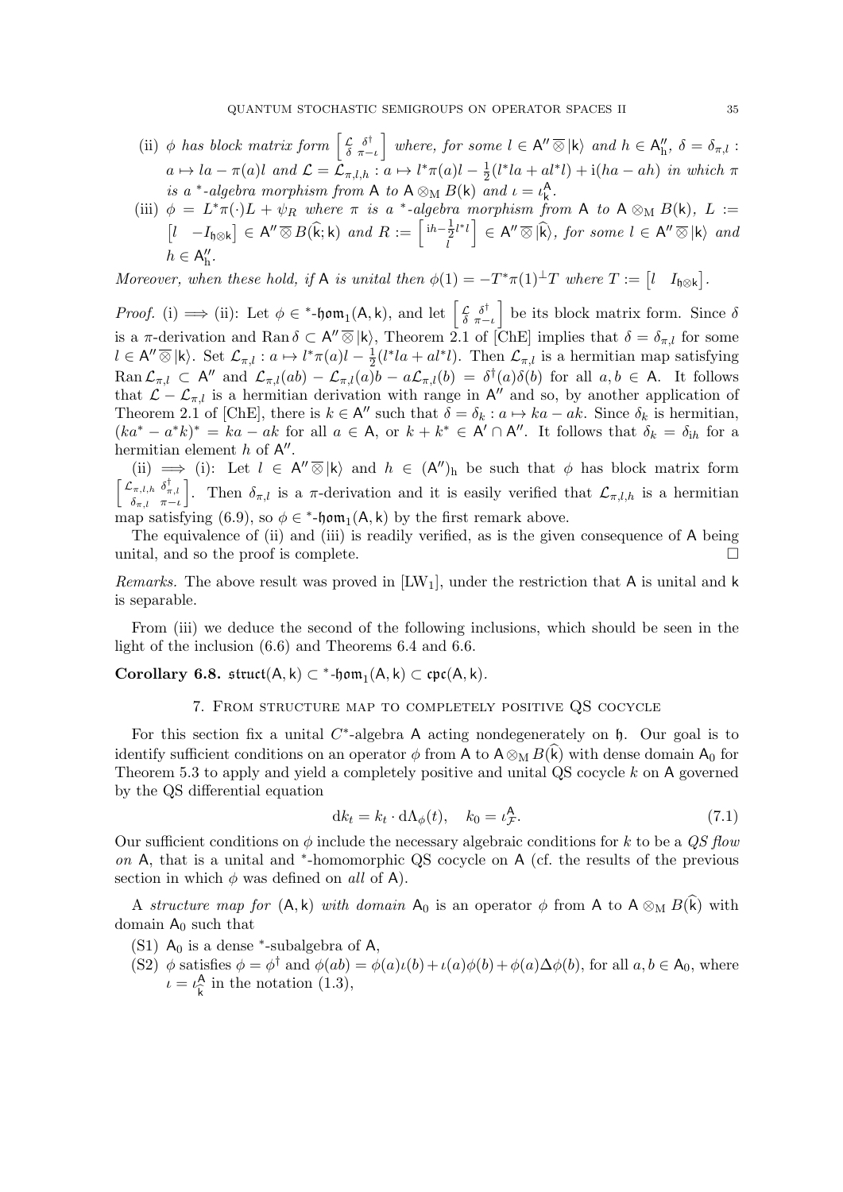(ii) $\phi$ *has block matrix form* $\begin{bmatrix} \mathcal{L} & \delta^\dagger \\ \delta & \pi-\iota \end{bmatrix}$ *where, for some* $l \in \mathsf{A}'' \overline{\otimes} |\mathsf{k}\rangle$ *and* $h \in \mathsf{A}''_{\mathrm{h}}$, $\delta = \delta_{\pi,l} : a \mapsto la - \pi(a)l$ *and* $\mathcal{L} = \mathcal{L}_{\pi,l,h} : a \mapsto l^*\pi(a)l - \frac{1}{2}(l^*la + al^*l) + \mathrm{i}(ha - ah)$ *in which* $\pi$ *is a* $^*$*-algebra morphism from* $\mathsf{A}$ *to* $\mathsf{A} \otimes_{\mathrm{M}} B(\mathsf{k})$ *and* $\iota = \iota^{\mathsf{A}}_{\mathsf{k}}$.

(iii) $\phi = L^*\pi(\cdot)L + \psi_R$ *where* $\pi$ *is a* $^*$*-algebra morphism from* $\mathsf{A}$ *to* $\mathsf{A} \otimes_{\mathrm{M}} B(\mathsf{k})$, $L := \begin{bmatrix} l & -I_{\mathfrak{h}\otimes\mathsf{k}} \end{bmatrix} \in \mathsf{A}'' \overline{\otimes} B(\widehat{\mathsf{k}}; \mathsf{k})$ *and* $R := \begin{bmatrix} \mathrm{i}h - \frac{1}{2}l^*l \\ l \end{bmatrix} \in \mathsf{A}'' \overline{\otimes} |\widehat{\mathsf{k}}\rangle$, *for some* $l \in \mathsf{A}'' \overline{\otimes} |\mathsf{k}\rangle$ *and* $h \in \mathsf{A}''_{\mathrm{h}}$.

*Moreover, when these hold, if* $\mathsf{A}$ *is unital then* $\phi(1) = -T^*\pi(1)^\perp T$ *where* $T := \begin{bmatrix} l & I_{\mathfrak{h}\otimes\mathsf{k}} \end{bmatrix}$.

*Proof.* (i) $\Longrightarrow$ (ii): Let $\phi \in {}^*\text{-}\mathfrak{hom}_1(\mathsf{A}, \mathsf{k})$, and let $\begin{bmatrix} \mathcal{L} & \delta^\dagger \\ \delta & \pi-\iota \end{bmatrix}$ be its block matrix form. Since $\delta$ is a $\pi$-derivation and $\operatorname{Ran}\delta \subset \mathsf{A}'' \overline{\otimes} |\mathsf{k}\rangle$, Theorem 2.1 of [ChE] implies that $\delta = \delta_{\pi,l}$ for some $l \in \mathsf{A}'' \overline{\otimes} |\mathsf{k}\rangle$. Set $\mathcal{L}_{\pi,l} : a \mapsto l^*\pi(a)l - \frac{1}{2}(l^*la + al^*l)$. Then $\mathcal{L}_{\pi,l}$ is a hermitian map satisfying $\operatorname{Ran}\mathcal{L}_{\pi,l} \subset \mathsf{A}''$ and $\mathcal{L}_{\pi,l}(ab) - \mathcal{L}_{\pi,l}(a)b - a\mathcal{L}_{\pi,l}(b) = \delta^\dagger(a)\delta(b)$ for all $a, b \in \mathsf{A}$. It follows that $\mathcal{L} - \mathcal{L}_{\pi,l}$ is a hermitian derivation with range in $\mathsf{A}''$ and so, by another application of Theorem 2.1 of [ChE], there is $k \in \mathsf{A}''$ such that $\delta = \delta_k : a \mapsto ka - ak$. Since $\delta_k$ is hermitian, $(ka^* - a^*k)^* = ka - ak$ for all $a \in \mathsf{A}$, or $k + k^* \in \mathsf{A}' \cap \mathsf{A}''$. It follows that $\delta_k = \delta_{\mathrm{i}h}$ for a hermitian element $h$ of $\mathsf{A}''$.

(ii) $\Longrightarrow$ (i): Let $l \in \mathsf{A}'' \overline{\otimes} |\mathsf{k}\rangle$ and $h \in (\mathsf{A}'')_{\mathrm{h}}$ be such that $\phi$ has block matrix form $\begin{bmatrix} \mathcal{L}_{\pi,l,h} & \delta^\dagger_{\pi,l} \\ \delta_{\pi,l} & \pi-\iota \end{bmatrix}$. Then $\delta_{\pi,l}$ is a $\pi$-derivation and it is easily verified that $\mathcal{L}_{\pi,l,h}$ is a hermitian map satisfying (6.9), so $\phi \in {}^*\text{-}\mathfrak{hom}_1(\mathsf{A}, \mathsf{k})$ by the first remark above.

The equivalence of (ii) and (iii) is readily verified, as is the given consequence of $\mathsf{A}$ being unital, and so the proof is complete. $\square$

*Remarks.* The above result was proved in [LW$_1$], under the restriction that $\mathsf{A}$ is unital and $\mathsf{k}$ is separable.

From (iii) we deduce the second of the following inclusions, which should be seen in the light of the inclusion (6.6) and Theorems 6.4 and 6.6.

**Corollary 6.8.** $\mathfrak{struct}(\mathsf{A}, \mathsf{k}) \subset {}^*\text{-}\mathfrak{hom}_1(\mathsf{A}, \mathsf{k}) \subset \mathfrak{cpc}(\mathsf{A}, \mathsf{k})$.

## 7. From structure map to completely positive QS cocycle

For this section fix a unital $C^*$-algebra $\mathsf{A}$ acting nondegenerately on $\mathfrak{h}$. Our goal is to identify sufficient conditions on an operator $\phi$ from $\mathsf{A}$ to $\mathsf{A} \otimes_{\mathrm{M}} B(\widehat{\mathsf{k}})$ with dense domain $\mathsf{A}_0$ for Theorem 5.3 to apply and yield a completely positive and unital QS cocycle $k$ on $\mathsf{A}$ governed by the QS differential equation

$$d k_t = k_t \cdot d\Lambda_\phi(t), \quad k_0 = \iota^{\mathsf{A}}_{\mathcal{F}}. \tag{7.1}$$

Our sufficient conditions on $\phi$ include the necessary algebraic conditions for $k$ to be a *QS flow on* $\mathsf{A}$, that is a unital and $^*$-homomorphic QS cocycle on $\mathsf{A}$ (cf. the results of the previous section in which $\phi$ was defined on *all* of $\mathsf{A}$).

A *structure map for* $(\mathsf{A}, \mathsf{k})$ *with domain* $\mathsf{A}_0$ is an operator $\phi$ from $\mathsf{A}$ to $\mathsf{A} \otimes_{\mathrm{M}} B(\widehat{\mathsf{k}})$ with domain $\mathsf{A}_0$ such that

(S1) $\mathsf{A}_0$ is a dense $^*$-subalgebra of $\mathsf{A}$,

(S2) $\phi$ satisfies $\phi = \phi^\dagger$ and $\phi(ab) = \phi(a)\iota(b) + \iota(a)\phi(b) + \phi(a)\Delta\phi(b)$, for all $a, b \in \mathsf{A}_0$, where $\iota = \iota^{\mathsf{A}}_{\widehat{\mathsf{k}}}$ in the notation (1.3),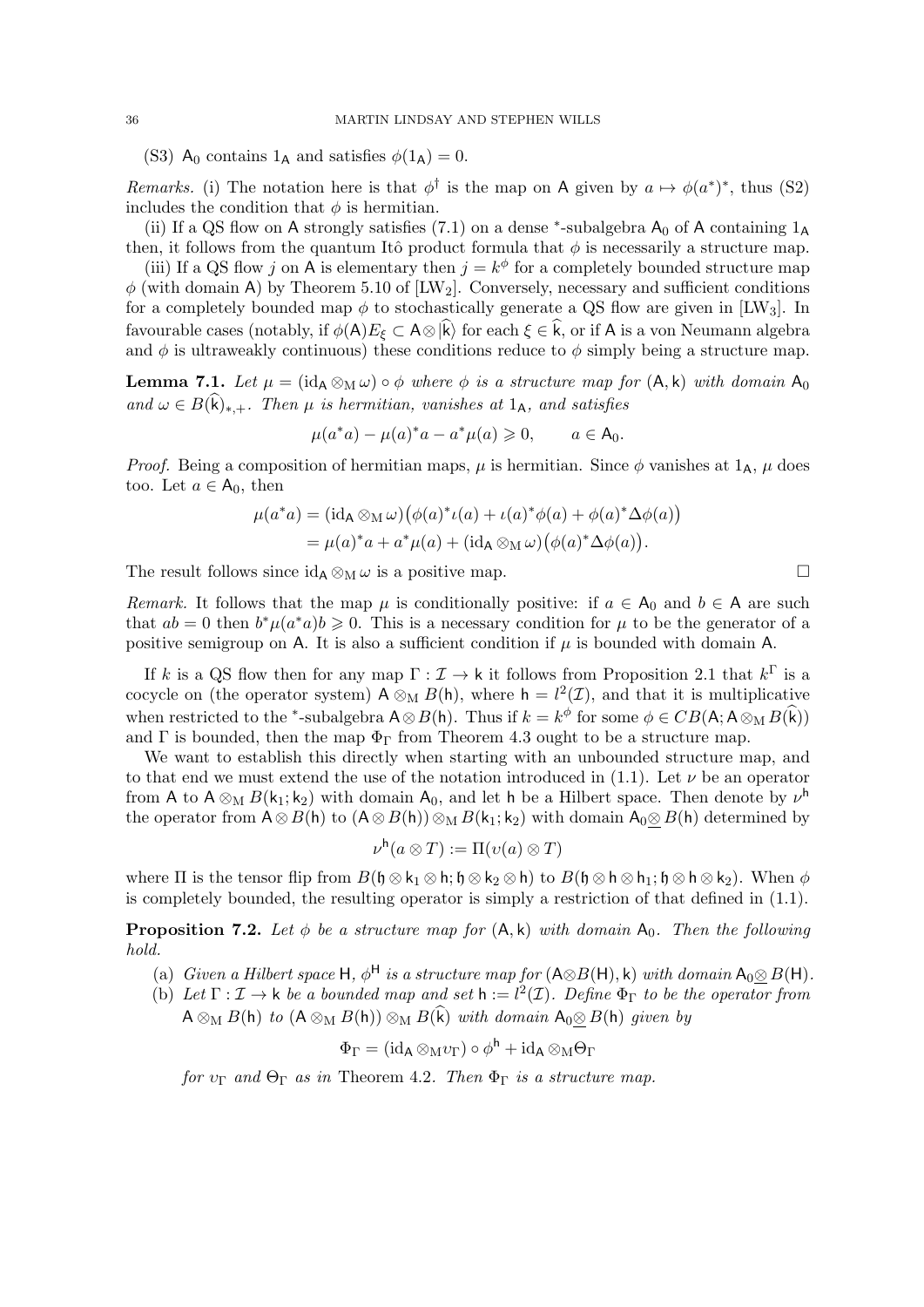(S3) $\mathsf{A}_0$ contains $1_\mathsf{A}$ and satisfies $\phi(1_\mathsf{A}) = 0$.

*Remarks.* (i) The notation here is that $\phi^\dagger$ is the map on $\mathsf{A}$ given by $a \mapsto \phi(a^*)^*$, thus (S2) includes the condition that $\phi$ is hermitian.

(ii) If a QS flow on $\mathsf{A}$ strongly satisfies (7.1) on a dense $^*$-subalgebra $\mathsf{A}_0$ of $\mathsf{A}$ containing $1_\mathsf{A}$ then, it follows from the quantum Itô product formula that $\phi$ is necessarily a structure map.

(iii) If a QS flow $j$ on $\mathsf{A}$ is elementary then $j = k^\phi$ for a completely bounded structure map $\phi$ (with domain $\mathsf{A}$) by Theorem 5.10 of [LW$_2$]. Conversely, necessary and sufficient conditions for a completely bounded map $\phi$ to stochastically generate a QS flow are given in [LW$_3$]. In favourable cases (notably, if $\phi(\mathsf{A})E_\xi \subset \mathsf{A} \otimes |\widehat{\mathsf{k}}\rangle$ for each $\xi \in \widehat{\mathsf{k}}$, or if $\mathsf{A}$ is a von Neumann algebra and $\phi$ is ultraweakly continuous) these conditions reduce to $\phi$ simply being a structure map.

**Lemma 7.1.** *Let $\mu = (\mathrm{id}_\mathsf{A} \otimes_\mathrm{M} \omega) \circ \phi$ where $\phi$ is a structure map for $(\mathsf{A}, \mathsf{k})$ with domain $\mathsf{A}_0$ and $\omega \in B(\widehat{\mathsf{k}})_{*,+}$. Then $\mu$ is hermitian, vanishes at $1_\mathsf{A}$, and satisfies*

$$\mu(a^*a) - \mu(a)^*a - a^*\mu(a) \geqslant 0, \qquad a \in \mathsf{A}_0.$$

*Proof.* Being a composition of hermitian maps, $\mu$ is hermitian. Since $\phi$ vanishes at $1_\mathsf{A}$, $\mu$ does too. Let $a \in \mathsf{A}_0$, then

$$\begin{aligned}\mu(a^*a) &= (\mathrm{id}_\mathsf{A} \otimes_\mathrm{M} \omega)\big(\phi(a)^*\iota(a) + \iota(a)^*\phi(a) + \phi(a)^*\Delta\phi(a)\big) \\ &= \mu(a)^*a + a^*\mu(a) + (\mathrm{id}_\mathsf{A} \otimes_\mathrm{M} \omega)\big(\phi(a)^*\Delta\phi(a)\big).\end{aligned}$$

The result follows since $\mathrm{id}_\mathsf{A} \otimes_\mathrm{M} \omega$ is a positive map. $\square$

*Remark.* It follows that the map $\mu$ is conditionally positive: if $a \in \mathsf{A}_0$ and $b \in \mathsf{A}$ are such that $ab = 0$ then $b^*\mu(a^*a)b \geqslant 0$. This is a necessary condition for $\mu$ to be the generator of a positive semigroup on $\mathsf{A}$. It is also a sufficient condition if $\mu$ is bounded with domain $\mathsf{A}$.

If $k$ is a QS flow then for any map $\Gamma : \mathcal{I} \to \mathsf{k}$ it follows from Proposition 2.1 that $k^\Gamma$ is a cocycle on (the operator system) $\mathsf{A} \otimes_\mathrm{M} B(\mathsf{h})$, where $\mathsf{h} = l^2(\mathcal{I})$, and that it is multiplicative when restricted to the $^*$-subalgebra $\mathsf{A} \otimes B(\mathsf{h})$. Thus if $k = k^\phi$ for some $\phi \in CB(\mathsf{A}; \mathsf{A} \otimes_\mathrm{M} B(\widehat{\mathsf{k}}))$ and $\Gamma$ is bounded, then the map $\Phi_\Gamma$ from Theorem 4.3 ought to be a structure map.

We want to establish this directly when starting with an unbounded structure map, and to that end we must extend the use of the notation introduced in (1.1). Let $\nu$ be an operator from $\mathsf{A}$ to $\mathsf{A} \otimes_\mathrm{M} B(\mathsf{k}_1; \mathsf{k}_2)$ with domain $\mathsf{A}_0$, and let $\mathsf{h}$ be a Hilbert space. Then denote by $\nu^\mathsf{h}$ the operator from $\mathsf{A} \otimes B(\mathsf{h})$ to $(\mathsf{A} \otimes B(\mathsf{h})) \otimes_\mathrm{M} B(\mathsf{k}_1; \mathsf{k}_2)$ with domain $\mathsf{A}_0 \underline{\otimes} B(\mathsf{h})$ determined by

$$\nu^\mathsf{h}(a \otimes T) := \Pi(\upsilon(a) \otimes T)$$

where $\Pi$ is the tensor flip from $B(\mathfrak{h} \otimes \mathsf{k}_1 \otimes \mathsf{h}; \mathfrak{h} \otimes \mathsf{k}_2 \otimes \mathsf{h})$ to $B(\mathfrak{h} \otimes \mathsf{h} \otimes \mathsf{h}_1; \mathfrak{h} \otimes \mathsf{h} \otimes \mathsf{k}_2)$. When $\phi$ is completely bounded, the resulting operator is simply a restriction of that defined in (1.1).

**Proposition 7.2.** *Let $\phi$ be a structure map for $(\mathsf{A}, \mathsf{k})$ with domain $\mathsf{A}_0$. Then the following hold.*

(a) *Given a Hilbert space $\mathsf{H}$, $\phi^\mathsf{H}$ is a structure map for $(\mathsf{A} \otimes B(\mathsf{H}), \mathsf{k})$ with domain $\mathsf{A}_0 \underline{\otimes} B(\mathsf{H})$.*

(b) *Let $\Gamma : \mathcal{I} \to \mathsf{k}$ be a bounded map and set $\mathsf{h} := l^2(\mathcal{I})$. Define $\Phi_\Gamma$ to be the operator from $\mathsf{A} \otimes_\mathrm{M} B(\mathsf{h})$ to $(\mathsf{A} \otimes_\mathrm{M} B(\mathsf{h})) \otimes_\mathrm{M} B(\widehat{\mathsf{k}})$ with domain $\mathsf{A}_0 \underline{\otimes} B(\mathsf{h})$ given by*

$$\Phi_\Gamma = (\mathrm{id}_\mathsf{A} \otimes_\mathrm{M} \upsilon_\Gamma) \circ \phi^\mathsf{h} + \mathrm{id}_\mathsf{A} \otimes_\mathrm{M} \Theta_\Gamma$$

*for $\upsilon_\Gamma$ and $\Theta_\Gamma$ as in* Theorem 4.2. *Then $\Phi_\Gamma$ is a structure map.*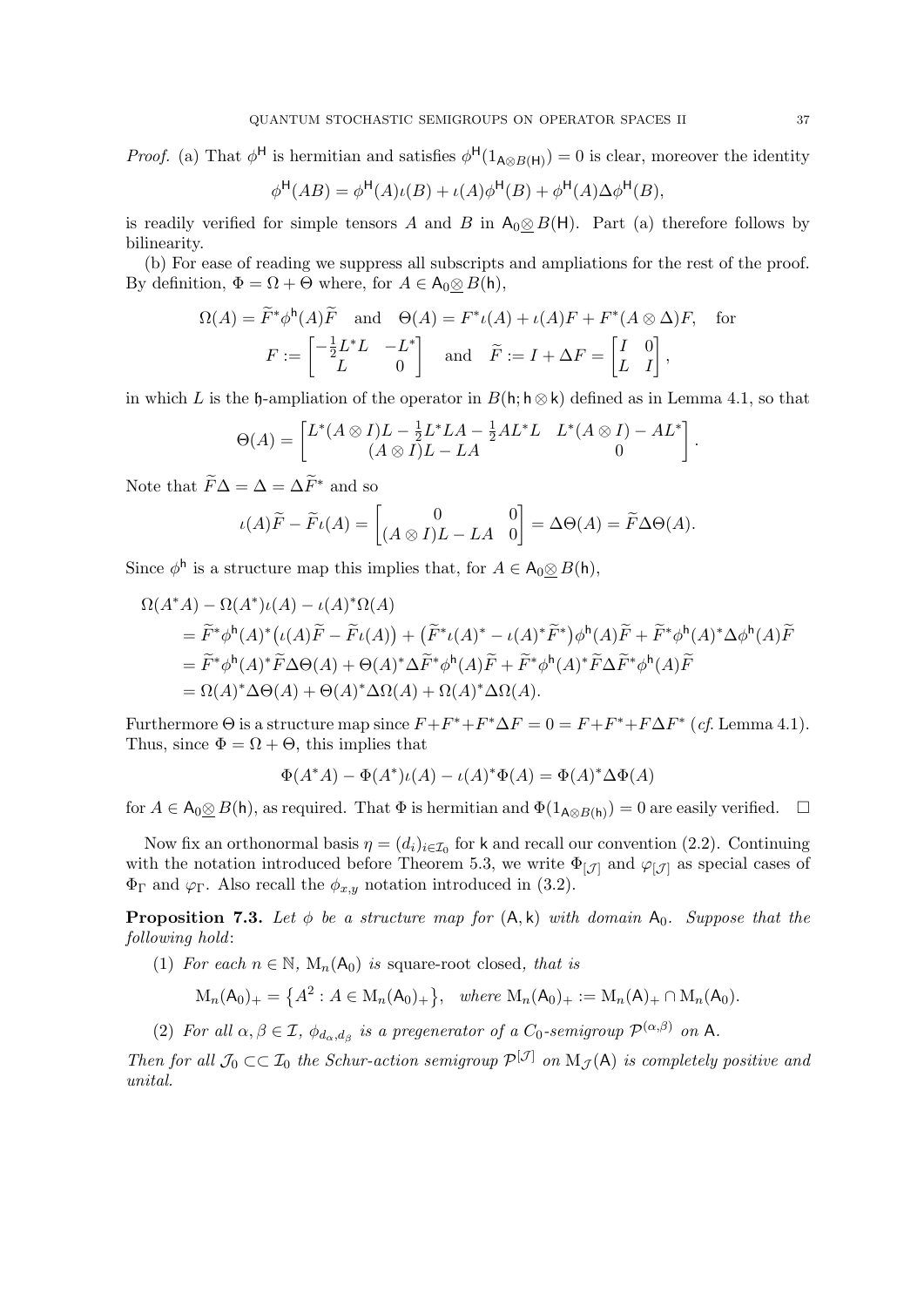*Proof.* (a) That $\phi^{\mathsf{H}}$ is hermitian and satisfies $\phi^{\mathsf{H}}(1_{\mathsf{A}\otimes B(\mathsf{H})}) = 0$ is clear, moreover the identity

$$\phi^{\mathsf{H}}(AB) = \phi^{\mathsf{H}}(A)\iota(B) + \iota(A)\phi^{\mathsf{H}}(B) + \phi^{\mathsf{H}}(A)\Delta\phi^{\mathsf{H}}(B),$$

is readily verified for simple tensors $A$ and $B$ in $\mathsf{A}_0\underline{\otimes}\, B(\mathsf{H})$. Part (a) therefore follows by bilinearity.

(b) For ease of reading we suppress all subscripts and ampliations for the rest of the proof. By definition, $\Phi = \Omega + \Theta$ where, for $A \in \mathsf{A}_0\underline{\otimes}\, B(\mathsf{h})$,

$$\Omega(A) = \widetilde{F}^*\phi^{\mathsf{h}}(A)\widetilde{F} \quad \text{and} \quad \Theta(A) = F^*\iota(A) + \iota(A)F + F^*(A\otimes\Delta)F, \quad \text{for}$$
$$F := \begin{bmatrix} -\frac{1}{2}L^*L & -L^* \\ L & 0 \end{bmatrix} \quad \text{and} \quad \widetilde{F} := I + \Delta F = \begin{bmatrix} I & 0 \\ L & I \end{bmatrix},$$

in which $L$ is the $\mathfrak{h}$-ampliation of the operator in $B(\mathsf{h};\mathsf{h}\otimes\mathsf{k})$ defined as in Lemma 4.1, so that

$$\Theta(A) = \begin{bmatrix} L^*(A\otimes I)L - \frac{1}{2}L^*LA - \frac{1}{2}AL^*L & L^*(A\otimes I) - AL^* \\ (A\otimes I)L - LA & 0 \end{bmatrix}.$$

Note that $\widetilde{F}\Delta = \Delta = \Delta\widetilde{F}^*$ and so

$$\iota(A)\widetilde{F} - \widetilde{F}\iota(A) = \begin{bmatrix} 0 & 0 \\ (A\otimes I)L - LA & 0 \end{bmatrix} = \Delta\Theta(A) = \widetilde{F}\Delta\Theta(A).$$

Since $\phi^{\mathsf{h}}$ is a structure map this implies that, for $A \in \mathsf{A}_0\underline{\otimes}\, B(\mathsf{h})$,

$$\begin{aligned}
&\Omega(A^*A) - \Omega(A^*)\iota(A) - \iota(A)^*\Omega(A) \\
&= \widetilde{F}^*\phi^{\mathsf{h}}(A)^*\big(\iota(A)\widetilde{F} - \widetilde{F}\iota(A)\big) + \big(\widetilde{F}^*\iota(A)^* - \iota(A)^*\widetilde{F}^*\big)\phi^{\mathsf{h}}(A)\widetilde{F} + \widetilde{F}^*\phi^{\mathsf{h}}(A)^*\Delta\phi^{\mathsf{h}}(A)\widetilde{F} \\
&= \widetilde{F}^*\phi^{\mathsf{h}}(A)^*\widetilde{F}\Delta\Theta(A) + \Theta(A)^*\Delta\widetilde{F}^*\phi^{\mathsf{h}}(A)\widetilde{F} + \widetilde{F}^*\phi^{\mathsf{h}}(A)^*\widetilde{F}\Delta\widetilde{F}^*\phi^{\mathsf{h}}(A)\widetilde{F} \\
&= \Omega(A)^*\Delta\Theta(A) + \Theta(A)^*\Delta\Omega(A) + \Omega(A)^*\Delta\Omega(A).
\end{aligned}$$

Furthermore $\Theta$ is a structure map since $F + F^* + F^*\Delta F = 0 = F + F^* + F\Delta F^*$ (*cf.* Lemma 4.1). Thus, since $\Phi = \Omega + \Theta$, this implies that

$$\Phi(A^*A) - \Phi(A^*)\iota(A) - \iota(A)^*\Phi(A) = \Phi(A)^*\Delta\Phi(A)$$

for $A \in \mathsf{A}_0\underline{\otimes}\, B(\mathsf{h})$, as required. That $\Phi$ is hermitian and $\Phi(1_{\mathsf{A}\otimes B(\mathsf{h})}) = 0$ are easily verified. $\square$

Now fix an orthonormal basis $\eta = (d_i)_{i\in\mathcal{I}_0}$ for $\mathsf{k}$ and recall our convention (2.2). Continuing with the notation introduced before Theorem 5.3, we write $\Phi_{[\mathcal{J}]}$ and $\varphi_{[\mathcal{J}]}$ as special cases of $\Phi_\Gamma$ and $\varphi_\Gamma$. Also recall the $\phi_{x,y}$ notation introduced in (3.2).

**Proposition 7.3.** *Let $\phi$ be a structure map for $(\mathsf{A},\mathsf{k})$ with domain $\mathsf{A}_0$. Suppose that the following hold*:

1. *For each $n \in \mathbb{N}$, $\mathrm{M}_n(\mathsf{A}_0)$ is* square-root closed*, that is*
$$\mathrm{M}_n(\mathsf{A}_0)_+ = \big\{A^2 : A \in \mathrm{M}_n(\mathsf{A}_0)_+\big\}, \quad \textit{where } \mathrm{M}_n(\mathsf{A}_0)_+ := \mathrm{M}_n(\mathsf{A})_+ \cap \mathrm{M}_n(\mathsf{A}_0).$$
2. *For all $\alpha,\beta \in \mathcal{I}$, $\phi_{d_\alpha,d_\beta}$ is a pregenerator of a $C_0$-semigroup $\mathcal{P}^{(\alpha,\beta)}$ on $\mathsf{A}$.*

*Then for all $\mathcal{J}_0 \subset\subset \mathcal{I}_0$ the Schur-action semigroup $\mathcal{P}^{[\mathcal{J}]}$ on $\mathrm{M}_{\mathcal{J}}(\mathsf{A})$ is completely positive and unital.*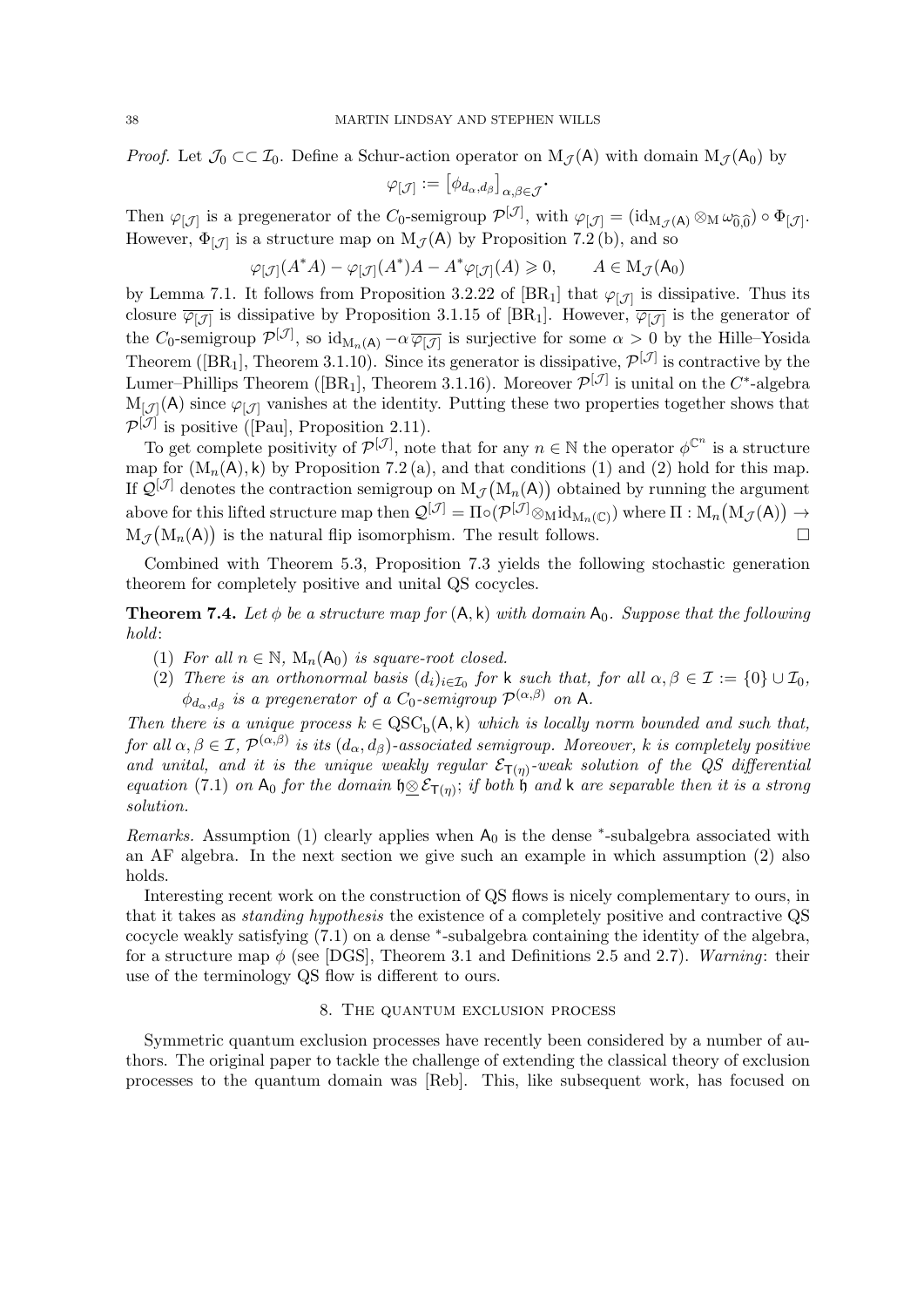*Proof.* Let $\mathcal{J}_0 \subset\subset \mathcal{I}_0$. Define a Schur-action operator on $\mathrm{M}_{\mathcal{J}}(\mathsf{A})$ with domain $\mathrm{M}_{\mathcal{J}}(\mathsf{A}_0)$ by

$$\varphi_{[\mathcal{J}]} := \big[\phi_{d_\alpha,d_\beta}\big]_{\alpha,\beta\in\mathcal{J}}.$$

Then $\varphi_{[\mathcal{J}]}$ is a pregenerator of the $C_0$-semigroup $\mathcal{P}^{[\mathcal{J}]}$, with $\varphi_{[\mathcal{J}]} = (\mathrm{id}_{\mathrm{M}_{\mathcal{J}}(\mathsf{A})} \otimes_{\mathrm{M}} \omega_{\widehat{0},\widehat{0}}) \circ \Phi_{[\mathcal{J}]}$. However, $\Phi_{[\mathcal{J}]}$ is a structure map on $\mathrm{M}_{\mathcal{J}}(\mathsf{A})$ by Proposition 7.2 (b), and so

$$\varphi_{[\mathcal{J}]}(A^*A) - \varphi_{[\mathcal{J}]}(A^*)A - A^*\varphi_{[\mathcal{J}]}(A) \geqslant 0, \qquad A \in \mathrm{M}_{\mathcal{J}}(\mathsf{A}_0)$$

by Lemma 7.1. It follows from Proposition 3.2.22 of [BR$_1$] that $\varphi_{[\mathcal{J}]}$ is dissipative. Thus its closure $\overline{\varphi_{[\mathcal{J}]}}$ is dissipative by Proposition 3.1.15 of [BR$_1$]. However, $\overline{\varphi_{[\mathcal{J}]}}$ is the generator of the $C_0$-semigroup $\mathcal{P}^{[\mathcal{J}]}$, so $\mathrm{id}_{\mathrm{M}_n(\mathsf{A})} - \alpha\overline{\varphi_{[\mathcal{J}]}}$ is surjective for some $\alpha > 0$ by the Hille–Yosida Theorem ([BR$_1$], Theorem 3.1.10). Since its generator is dissipative, $\mathcal{P}^{[\mathcal{J}]}$ is contractive by the Lumer–Phillips Theorem ([BR$_1$], Theorem 3.1.16). Moreover $\mathcal{P}^{[\mathcal{J}]}$ is unital on the $C^*$-algebra $\mathrm{M}_{[\mathcal{J}]}(\mathsf{A})$ since $\varphi_{[\mathcal{J}]}$ vanishes at the identity. Putting these two properties together shows that $\mathcal{P}^{[\mathcal{J}]}$ is positive ([Pau], Proposition 2.11).

To get complete positivity of $\mathcal{P}^{[\mathcal{J}]}$, note that for any $n \in \mathbb{N}$ the operator $\phi^{\mathbb{C}^n}$ is a structure map for $(\mathrm{M}_n(\mathsf{A}), \mathsf{k})$ by Proposition 7.2 (a), and that conditions (1) and (2) hold for this map. If $\mathcal{Q}^{[\mathcal{J}]}$ denotes the contraction semigroup on $\mathrm{M}_{\mathcal{J}}\big(\mathrm{M}_n(\mathsf{A})\big)$ obtained by running the argument above for this lifted structure map then $\mathcal{Q}^{[\mathcal{J}]} = \Pi\circ(\mathcal{P}^{[\mathcal{J}]}\otimes_{\mathrm{M}}\mathrm{id}_{\mathrm{M}_n(\mathbb{C})})$ where $\Pi : \mathrm{M}_n\big(\mathrm{M}_{\mathcal{J}}(\mathsf{A})\big) \to \mathrm{M}_{\mathcal{J}}\big(\mathrm{M}_n(\mathsf{A})\big)$ is the natural flip isomorphism. The result follows. □

Combined with Theorem 5.3, Proposition 7.3 yields the following stochastic generation theorem for completely positive and unital QS cocycles.

**Theorem 7.4.** *Let $\phi$ be a structure map for $(\mathsf{A}, \mathsf{k})$ with domain $\mathsf{A}_0$. Suppose that the following hold*:

1. *For all $n \in \mathbb{N}$, $\mathrm{M}_n(\mathsf{A}_0)$ is square-root closed.*
2. *There is an orthonormal basis $(d_i)_{i\in\mathcal{I}_0}$ for $\mathsf{k}$ such that, for all $\alpha, \beta \in \mathcal{I} := \{0\} \cup \mathcal{I}_0$, $\phi_{d_\alpha,d_\beta}$ is a pregenerator of a $C_0$-semigroup $\mathcal{P}^{(\alpha,\beta)}$ on $\mathsf{A}$.*

*Then there is a unique process $k \in \mathrm{QSC_b}(\mathsf{A}, \mathsf{k})$ which is locally norm bounded and such that, for all $\alpha, \beta \in \mathcal{I}$, $\mathcal{P}^{(\alpha,\beta)}$ is its $(d_\alpha, d_\beta)$-associated semigroup. Moreover, $k$ is completely positive and unital, and it is the unique weakly regular $\mathcal{E}_{\mathsf{T}(\eta)}$-weak solution of the QS differential equation* (7.1) *on $\mathsf{A}_0$ for the domain $\mathfrak{h}\underline{\otimes}\mathcal{E}_{\mathsf{T}(\eta)}$; if both $\mathfrak{h}$ and $\mathsf{k}$ are separable then it is a strong solution.*

*Remarks.* Assumption (1) clearly applies when $\mathsf{A}_0$ is the dense *-subalgebra associated with an AF algebra. In the next section we give such an example in which assumption (2) also holds.

Interesting recent work on the construction of QS flows is nicely complementary to ours, in that it takes as *standing hypothesis* the existence of a completely positive and contractive QS cocycle weakly satisfying (7.1) on a dense *-subalgebra containing the identity of the algebra, for a structure map $\phi$ (see [DGS], Theorem 3.1 and Definitions 2.5 and 2.7). *Warning*: their use of the terminology QS flow is different to ours.

## 8. The quantum exclusion process

Symmetric quantum exclusion processes have recently been considered by a number of authors. The original paper to tackle the challenge of extending the classical theory of exclusion processes to the quantum domain was [Reb]. This, like subsequent work, has focused on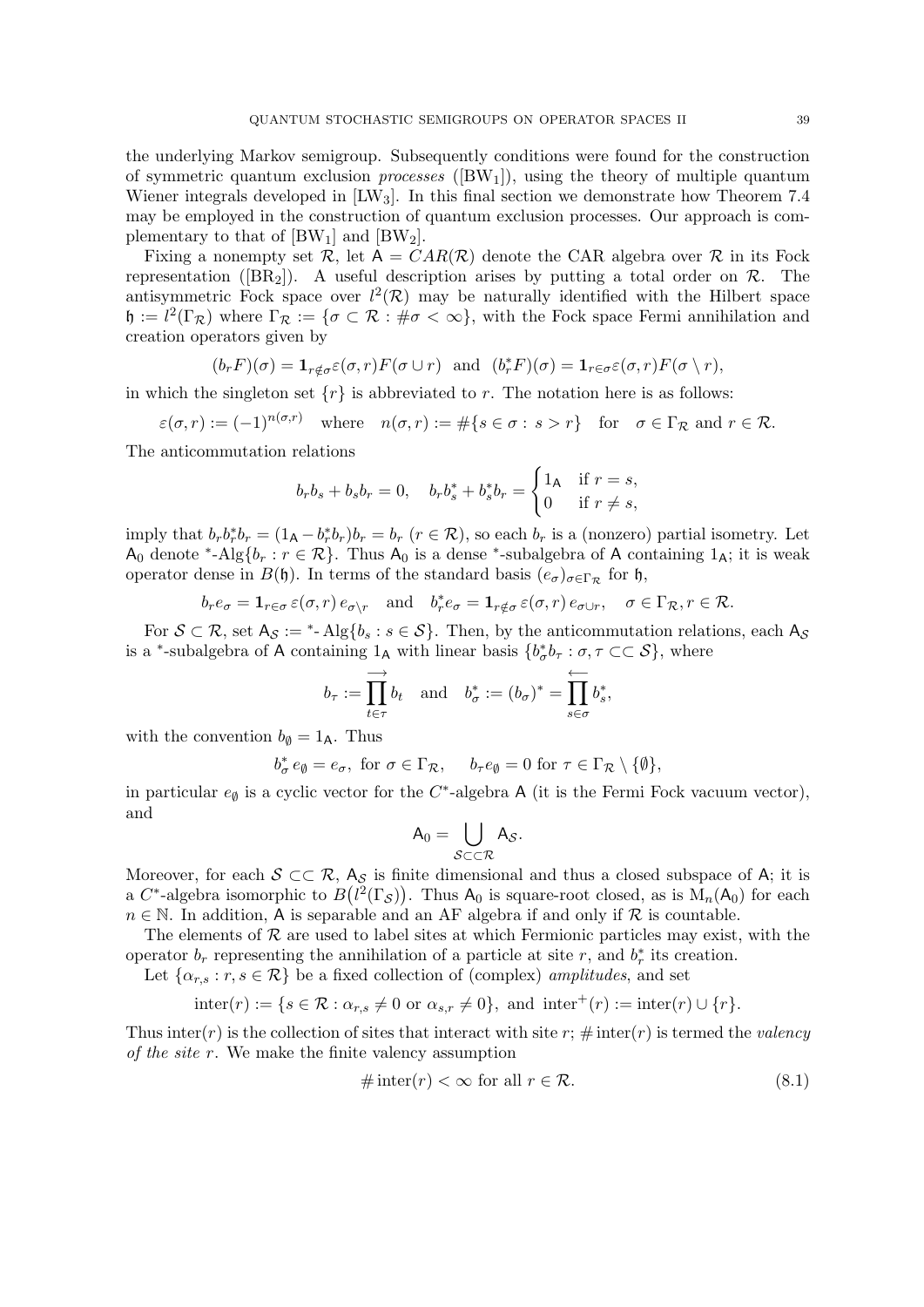the underlying Markov semigroup. Subsequently conditions were found for the construction of symmetric quantum exclusion *processes* ([BW$_1$]), using the theory of multiple quantum Wiener integrals developed in [LW$_3$]. In this final section we demonstrate how Theorem 7.4 may be employed in the construction of quantum exclusion processes. Our approach is complementary to that of [BW$_1$] and [BW$_2$].

Fixing a nonempty set $\mathcal{R}$, let $\mathsf{A} = CAR(\mathcal{R})$ denote the CAR algebra over $\mathcal{R}$ in its Fock representation ([BR$_2$]). A useful description arises by putting a total order on $\mathcal{R}$. The antisymmetric Fock space over $l^2(\mathcal{R})$ may be naturally identified with the Hilbert space $\mathfrak{h} := l^2(\Gamma_{\mathcal{R}})$ where $\Gamma_{\mathcal{R}} := \{\sigma \subset \mathcal{R} : \#\sigma < \infty\}$, with the Fock space Fermi annihilation and creation operators given by

$$(b_r F)(\sigma) = \mathbf{1}_{r \notin \sigma} \varepsilon(\sigma, r) F(\sigma \cup r) \quad \text{and} \quad (b_r^* F)(\sigma) = \mathbf{1}_{r \in \sigma} \varepsilon(\sigma, r) F(\sigma \setminus r),$$

in which the singleton set $\{r\}$ is abbreviated to $r$. The notation here is as follows:

$$\varepsilon(\sigma, r) := (-1)^{n(\sigma,r)} \quad \text{where} \quad n(\sigma, r) := \#\{s \in \sigma : \, s > r\} \quad \text{for} \quad \sigma \in \Gamma_{\mathcal{R}} \text{ and } r \in \mathcal{R}.$$

The anticommutation relations

$$b_r b_s + b_s b_r = 0, \quad b_r b_s^* + b_s^* b_r = \begin{cases} 1_{\mathsf{A}} & \text{if } r = s, \\ 0 & \text{if } r \neq s, \end{cases}$$

imply that $b_r b_r^* b_r = (1_{\mathsf{A}} - b_r^* b_r) b_r = b_r$ ($r \in \mathcal{R}$), so each $b_r$ is a (nonzero) partial isometry. Let $\mathsf{A}_0$ denote $^*$-$\mathrm{Alg}\{b_r : r \in \mathcal{R}\}$. Thus $\mathsf{A}_0$ is a dense $^*$-subalgebra of $\mathsf{A}$ containing $1_{\mathsf{A}}$; it is weak operator dense in $B(\mathfrak{h})$. In terms of the standard basis $(e_\sigma)_{\sigma \in \Gamma_{\mathcal{R}}}$ for $\mathfrak{h}$,

$$b_r e_\sigma = \mathbf{1}_{r \in \sigma} \, \varepsilon(\sigma, r) \, e_{\sigma \setminus r} \quad \text{and} \quad b_r^* e_\sigma = \mathbf{1}_{r \notin \sigma} \, \varepsilon(\sigma, r) \, e_{\sigma \cup r}, \quad \sigma \in \Gamma_{\mathcal{R}}, r \in \mathcal{R}.$$

For $\mathcal{S} \subset \mathcal{R}$, set $\mathsf{A}_{\mathcal{S}} := {}^*\text{-}\,\mathrm{Alg}\{b_s : s \in \mathcal{S}\}$. Then, by the anticommutation relations, each $\mathsf{A}_{\mathcal{S}}$ is a $^*$-subalgebra of $\mathsf{A}$ containing $1_{\mathsf{A}}$ with linear basis $\{b_\sigma^* b_\tau : \sigma, \tau \subset\subset \mathcal{S}\}$, where

$$b_\tau := \overrightarrow{\prod_{t \in \tau}} b_t \quad \text{and} \quad b_\sigma^* := (b_\sigma)^* = \overleftarrow{\prod_{s \in \sigma}} b_s^*,$$

with the convention $b_\emptyset = 1_{\mathsf{A}}$. Thus

$$b_\sigma^* \, e_\emptyset = e_\sigma, \text{ for } \sigma \in \Gamma_{\mathcal{R}}, \quad b_\tau e_\emptyset = 0 \text{ for } \tau \in \Gamma_{\mathcal{R}} \setminus \{\emptyset\},$$

in particular $e_\emptyset$ is a cyclic vector for the $C^*$-algebra $\mathsf{A}$ (it is the Fermi Fock vacuum vector), and

$$\mathsf{A}_0 = \bigcup_{\mathcal{S} \subset\subset \mathcal{R}} \mathsf{A}_{\mathcal{S}}.$$

Moreover, for each $\mathcal{S} \subset\subset \mathcal{R}$, $\mathsf{A}_{\mathcal{S}}$ is finite dimensional and thus a closed subspace of $\mathsf{A}$; it is a $C^*$-algebra isomorphic to $B\big(l^2(\Gamma_{\mathcal{S}})\big)$. Thus $\mathsf{A}_0$ is square-root closed, as is $\mathrm{M}_n(\mathsf{A}_0)$ for each $n \in \mathbb{N}$. In addition, $\mathsf{A}$ is separable and an AF algebra if and only if $\mathcal{R}$ is countable.

The elements of $\mathcal{R}$ are used to label sites at which Fermionic particles may exist, with the operator $b_r$ representing the annihilation of a particle at site $r$, and $b_r^*$ its creation.

Let $\{\alpha_{r,s} : r, s \in \mathcal{R}\}$ be a fixed collection of (complex) *amplitudes*, and set

$$\mathrm{inter}(r) := \{s \in \mathcal{R} : \alpha_{r,s} \neq 0 \text{ or } \alpha_{s,r} \neq 0\}, \text{ and } \mathrm{inter}^+(r) := \mathrm{inter}(r) \cup \{r\}.$$

Thus $\mathrm{inter}(r)$ is the collection of sites that interact with site $r$; $\# \, \mathrm{inter}(r)$ is termed the *valency of the site* $r$. We make the finite valency assumption

$$\# \, \mathrm{inter}(r) < \infty \text{ for all } r \in \mathcal{R}. \tag{8.1}$$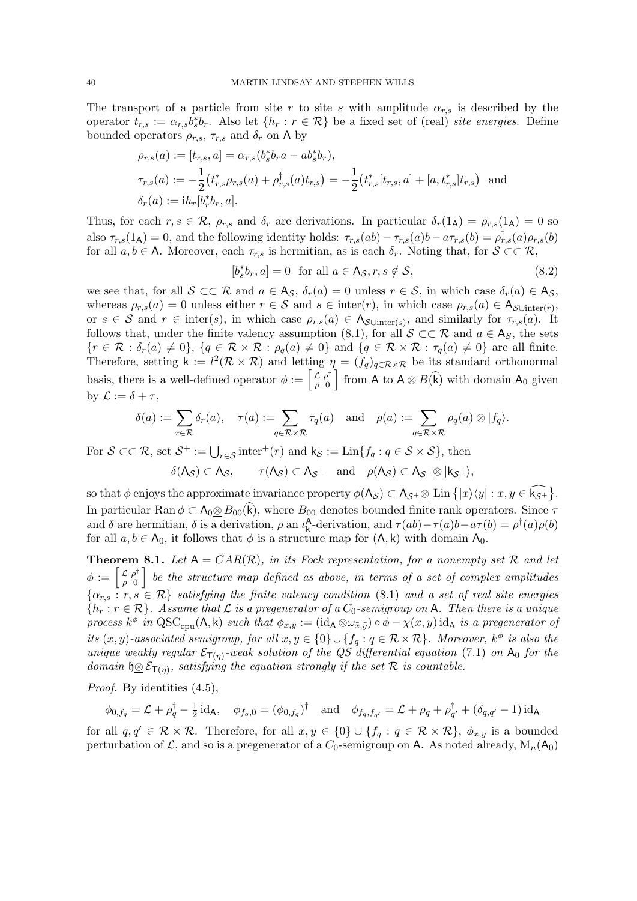The transport of a particle from site $r$ to site $s$ with amplitude $\alpha_{r,s}$ is described by the operator $t_{r,s} := \alpha_{r,s} b_s^* b_r$. Also let $\{h_r : r \in \mathcal{R}\}$ be a fixed set of (real) *site energies*. Define bounded operators $\rho_{r,s}$, $\tau_{r,s}$ and $\delta_r$ on $\mathsf{A}$ by

$$\rho_{r,s}(a) := [t_{r,s}, a] = \alpha_{r,s}(b_s^* b_r a - a b_s^* b_r),$$
$$\tau_{r,s}(a) := -\frac{1}{2}\big(t_{r,s}^* \rho_{r,s}(a) + \rho_{r,s}^\dagger(a) t_{r,s}\big) = -\frac{1}{2}\big(t_{r,s}^*[t_{r,s}, a] + [a, t_{r,s}^*]t_{r,s}\big) \quad \text{and}$$
$$\delta_r(a) := \mathrm{i} h_r [b_r^* b_r, a].$$

Thus, for each $r, s \in \mathcal{R}$, $\rho_{r,s}$ and $\delta_r$ are derivations. In particular $\delta_r(1_\mathsf{A}) = \rho_{r,s}(1_\mathsf{A}) = 0$ so also $\tau_{r,s}(1_\mathsf{A}) = 0$, and the following identity holds: $\tau_{r,s}(ab) - \tau_{r,s}(a)b - a\tau_{r,s}(b) = \rho_{r,s}^\dagger(a)\rho_{r,s}(b)$ for all $a, b \in \mathsf{A}$. Moreover, each $\tau_{r,s}$ is hermitian, as is each $\delta_r$. Noting that, for $\mathcal{S} \subset\subset \mathcal{R}$,

$$[b_s^* b_r, a] = 0 \quad \text{for all } a \in \mathsf{A}_\mathcal{S}, r, s \notin \mathcal{S}, \tag{8.2}$$

we see that, for all $\mathcal{S} \subset\subset \mathcal{R}$ and $a \in \mathsf{A}_\mathcal{S}$, $\delta_r(a) = 0$ unless $r \in \mathcal{S}$, in which case $\delta_r(a) \in \mathsf{A}_\mathcal{S}$, whereas $\rho_{r,s}(a) = 0$ unless either $r \in \mathcal{S}$ and $s \in \mathrm{inter}(r)$, in which case $\rho_{r,s}(a) \in \mathsf{A}_{\mathcal{S}\cup\mathrm{inter}(r)}$, or $s \in \mathcal{S}$ and $r \in \mathrm{inter}(s)$, in which case $\rho_{r,s}(a) \in \mathsf{A}_{\mathcal{S}\cup\mathrm{inter}(s)}$, and similarly for $\tau_{r,s}(a)$. It follows that, under the finite valency assumption (8.1), for all $\mathcal{S} \subset\subset \mathcal{R}$ and $a \in \mathsf{A}_\mathcal{S}$, the sets $\{r \in \mathcal{R} : \delta_r(a) \neq 0\}$, $\{q \in \mathcal{R} \times \mathcal{R} : \rho_q(a) \neq 0\}$ and $\{q \in \mathcal{R} \times \mathcal{R} : \tau_q(a) \neq 0\}$ are all finite. Therefore, setting $\mathsf{k} := l^2(\mathcal{R} \times \mathcal{R})$ and letting $\eta = (f_q)_{q \in \mathcal{R}\times\mathcal{R}}$ be its standard orthonormal basis, there is a well-defined operator $\phi := \left[\begin{smallmatrix} \mathcal{L} & \rho^\dagger \\ \rho & 0 \end{smallmatrix}\right]$ from $\mathsf{A}$ to $\mathsf{A} \otimes B(\widehat{\mathsf{k}})$ with domain $\mathsf{A}_0$ given by $\mathcal{L} := \delta + \tau$,

$$\delta(a) := \sum_{r \in \mathcal{R}} \delta_r(a), \quad \tau(a) := \sum_{q \in \mathcal{R}\times\mathcal{R}} \tau_q(a) \quad \text{and} \quad \rho(a) := \sum_{q \in \mathcal{R}\times\mathcal{R}} \rho_q(a) \otimes |f_q\rangle.$$

For $\mathcal{S} \subset\subset \mathcal{R}$, set $\mathcal{S}^+ := \bigcup_{r \in \mathcal{S}} \mathrm{inter}^+(r)$ and $\mathsf{k}_\mathcal{S} := \mathrm{Lin}\{f_q : q \in \mathcal{S} \times \mathcal{S}\}$, then

$$\delta(\mathsf{A}_\mathcal{S}) \subset \mathsf{A}_\mathcal{S}, \qquad \tau(\mathsf{A}_\mathcal{S}) \subset \mathsf{A}_{\mathcal{S}^+} \quad \text{and} \quad \rho(\mathsf{A}_\mathcal{S}) \subset \mathsf{A}_{\mathcal{S}^+} \underline{\otimes} |\mathsf{k}_{\mathcal{S}^+}\rangle,$$

so that $\phi$ enjoys the approximate invariance property $\phi(\mathsf{A}_\mathcal{S}) \subset \mathsf{A}_{\mathcal{S}^+} \underline{\otimes}\, \mathrm{Lin}\big\{|x\rangle\langle y| : x, y \in \widehat{\mathsf{k}_{\mathcal{S}^+}}\big\}$. In particular $\mathrm{Ran}\,\phi \subset \mathsf{A}_0 \underline{\otimes} B_{00}(\widehat{\mathsf{k}})$, where $B_{00}$ denotes bounded finite rank operators. Since $\tau$ and $\delta$ are hermitian, $\delta$ is a derivation, $\rho$ an $\iota_\mathsf{k}^\mathsf{A}$-derivation, and $\tau(ab) - \tau(a)b - a\tau(b) = \rho^\dagger(a)\rho(b)$ for all $a, b \in \mathsf{A}_0$, it follows that $\phi$ is a structure map for $(\mathsf{A}, \mathsf{k})$ with domain $\mathsf{A}_0$.

**Theorem 8.1.** *Let $\mathsf{A} = CAR(\mathcal{R})$, in its Fock representation, for a nonempty set $\mathcal{R}$ and let $\phi := \left[\begin{smallmatrix} \mathcal{L} & \rho^\dagger \\ \rho & 0 \end{smallmatrix}\right]$ be the structure map defined as above, in terms of a set of complex amplitudes $\{\alpha_{r,s} : r, s \in \mathcal{R}\}$ satisfying the finite valency condition (8.1) and a set of real site energies $\{h_r : r \in \mathcal{R}\}$. Assume that $\mathcal{L}$ is a pregenerator of a $C_0$-semigroup on $\mathsf{A}$. Then there is a unique process $k^\phi$ in $\mathrm{QSC}_{\mathrm{cpu}}(\mathsf{A}, \mathsf{k})$ such that $\phi_{x,y} := (\mathrm{id}_\mathsf{A} \otimes \omega_{\widehat{x},\widehat{y}}) \circ \phi - \chi(x,y)\,\mathrm{id}_\mathsf{A}$ is a pregenerator of its $(x,y)$-associated semigroup, for all $x, y \in \{0\} \cup \{f_q : q \in \mathcal{R} \times \mathcal{R}\}$. Moreover, $k^\phi$ is also the unique weakly regular $\mathcal{E}_{\mathsf{T}(\eta)}$-weak solution of the QS differential equation (7.1) on $\mathsf{A}_0$ for the domain $\mathfrak{h} \underline{\otimes} \mathcal{E}_{\mathsf{T}(\eta)}$, satisfying the equation strongly if the set $\mathcal{R}$ is countable.*

*Proof.* By identities (4.5),

$$\phi_{0,f_q} = \mathcal{L} + \rho_q^\dagger - \tfrac{1}{2}\,\mathrm{id}_\mathsf{A}, \quad \phi_{f_q,0} = (\phi_{0,f_q})^\dagger \quad \text{and} \quad \phi_{f_q,f_{q'}} = \mathcal{L} + \rho_q + \rho_{q'}^\dagger + (\delta_{q,q'} - 1)\,\mathrm{id}_\mathsf{A}$$

for all $q, q' \in \mathcal{R} \times \mathcal{R}$. Therefore, for all $x, y \in \{0\} \cup \{f_q : q \in \mathcal{R} \times \mathcal{R}\}$, $\phi_{x,y}$ is a bounded perturbation of $\mathcal{L}$, and so is a pregenerator of a $C_0$-semigroup on $\mathsf{A}$. As noted already, $\mathrm{M}_n(\mathsf{A}_0)$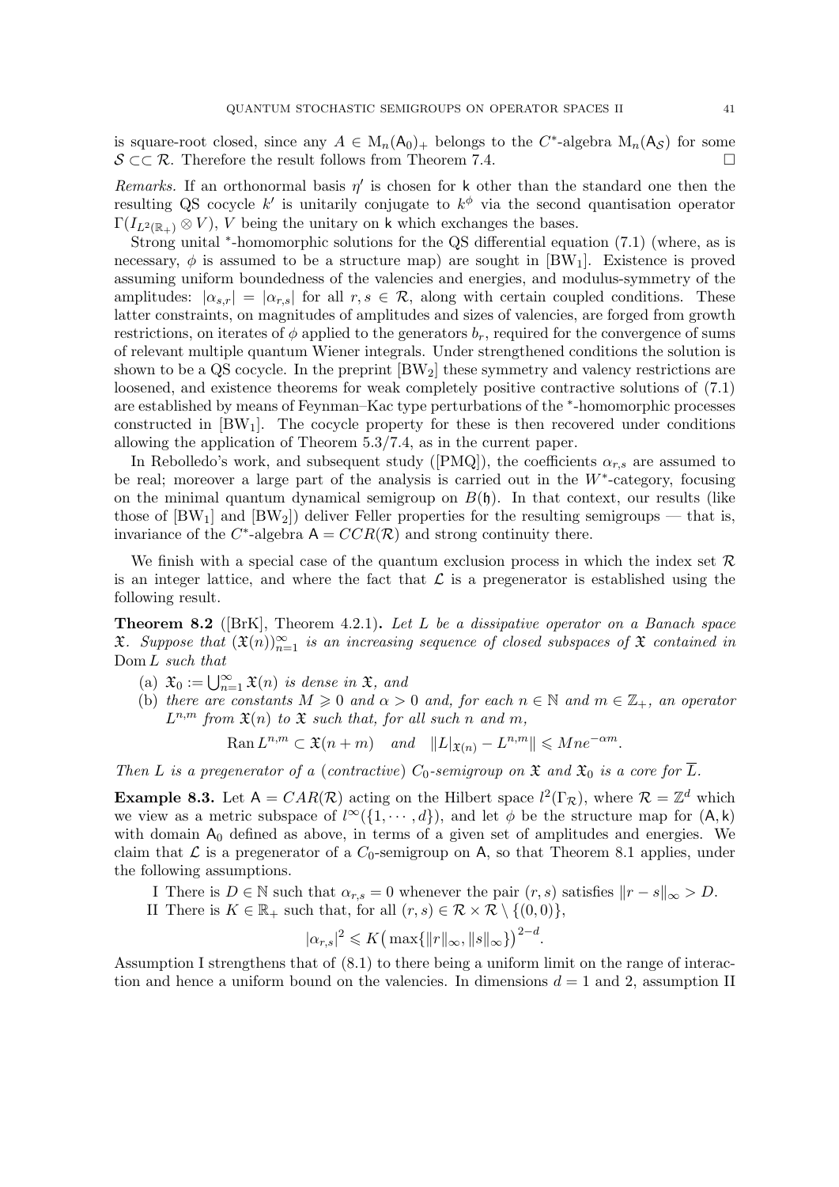is square-root closed, since any $A \in \mathrm{M}_n(\mathsf{A}_0)_+$ belongs to the $C^*$-algebra $\mathrm{M}_n(\mathsf{A}_\mathcal{S})$ for some $\mathcal{S} \subset\subset \mathcal{R}$. Therefore the result follows from Theorem 7.4. □

*Remarks.* If an orthonormal basis $\eta'$ is chosen for $\mathsf{k}$ other than the standard one then the resulting QS cocycle $k'$ is unitarily conjugate to $k^\phi$ via the second quantisation operator $\Gamma(I_{L^2(\mathbb{R}_+)} \otimes V)$, $V$ being the unitary on $\mathsf{k}$ which exchanges the bases.

Strong unital $^*$-homomorphic solutions for the QS differential equation (7.1) (where, as is necessary, $\phi$ is assumed to be a structure map) are sought in [BW$_1$]. Existence is proved assuming uniform boundedness of the valencies and energies, and modulus-symmetry of the amplitudes: $|\alpha_{s,r}| = |\alpha_{r,s}|$ for all $r, s \in \mathcal{R}$, along with certain coupled conditions. These latter constraints, on magnitudes of amplitudes and sizes of valencies, are forged from growth restrictions, on iterates of $\phi$ applied to the generators $b_r$, required for the convergence of sums of relevant multiple quantum Wiener integrals. Under strengthened conditions the solution is shown to be a QS cocycle. In the preprint [BW$_2$] these symmetry and valency restrictions are loosened, and existence theorems for weak completely positive contractive solutions of (7.1) are established by means of Feynman–Kac type perturbations of the $^*$-homomorphic processes constructed in [BW$_1$]. The cocycle property for these is then recovered under conditions allowing the application of Theorem 5.3/7.4, as in the current paper.

In Rebolledo's work, and subsequent study ([PMQ]), the coefficients $\alpha_{r,s}$ are assumed to be real; moreover a large part of the analysis is carried out in the $W^*$-category, focusing on the minimal quantum dynamical semigroup on $B(\mathfrak{h})$. In that context, our results (like those of [BW$_1$] and [BW$_2$]) deliver Feller properties for the resulting semigroups — that is, invariance of the $C^*$-algebra $\mathsf{A} = CCR(\mathcal{R})$ and strong continuity there.

We finish with a special case of the quantum exclusion process in which the index set $\mathcal{R}$ is an integer lattice, and where the fact that $\mathcal{L}$ is a pregenerator is established using the following result.

**Theorem 8.2** ([BrK], Theorem 4.2.1)**.** *Let $L$ be a dissipative operator on a Banach space $\mathfrak{X}$. Suppose that $(\mathfrak{X}(n))_{n=1}^\infty$ is an increasing sequence of closed subspaces of $\mathfrak{X}$ contained in $\operatorname{Dom} L$ such that*

(a) *$\mathfrak{X}_0 := \bigcup_{n=1}^\infty \mathfrak{X}(n)$ is dense in $\mathfrak{X}$, and*
(b) *there are constants $M \geqslant 0$ and $\alpha > 0$ and, for each $n \in \mathbb{N}$ and $m \in \mathbb{Z}_+$, an operator $L^{n,m}$ from $\mathfrak{X}(n)$ to $\mathfrak{X}$ such that, for all such $n$ and $m$,*

$$\operatorname{Ran} L^{n,m} \subset \mathfrak{X}(n+m) \quad \text{and} \quad \|L|_{\mathfrak{X}(n)} - L^{n,m}\| \leqslant Mne^{-\alpha m}.$$

*Then $L$ is a pregenerator of a (contractive) $C_0$-semigroup on $\mathfrak{X}$ and $\mathfrak{X}_0$ is a core for $\overline{L}$.*

**Example 8.3.** Let $\mathsf{A} = CAR(\mathcal{R})$ acting on the Hilbert space $l^2(\Gamma_\mathcal{R})$, where $\mathcal{R} = \mathbb{Z}^d$ which we view as a metric subspace of $l^\infty(\{1, \cdots, d\})$, and let $\phi$ be the structure map for $(\mathsf{A}, \mathsf{k})$ with domain $\mathsf{A}_0$ defined as above, in terms of a given set of amplitudes and energies. We claim that $\mathcal{L}$ is a pregenerator of a $C_0$-semigroup on $\mathsf{A}$, so that Theorem 8.1 applies, under the following assumptions.

I There is $D \in \mathbb{N}$ such that $\alpha_{r,s} = 0$ whenever the pair $(r, s)$ satisfies $\|r - s\|_\infty > D$.
II There is $K \in \mathbb{R}_+$ such that, for all $(r, s) \in \mathcal{R} \times \mathcal{R} \setminus \{(0, 0)\}$,

$$|\alpha_{r,s}|^2 \leqslant K\big(\max\{\|r\|_\infty, \|s\|_\infty\}\big)^{2-d}.$$

Assumption I strengthens that of (8.1) to there being a uniform limit on the range of interaction and hence a uniform bound on the valencies. In dimensions $d = 1$ and 2, assumption II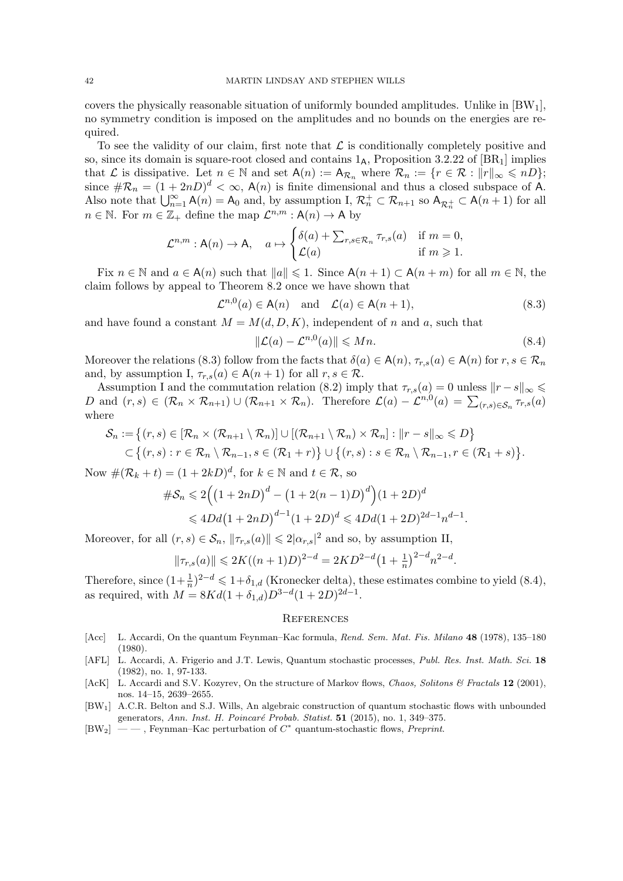covers the physically reasonable situation of uniformly bounded amplitudes. Unlike in [BW$_1$], no symmetry condition is imposed on the amplitudes and no bounds on the energies are required.

To see the validity of our claim, first note that $\mathcal{L}$ is conditionally completely positive and so, since its domain is square-root closed and contains $1_{\mathsf{A}}$, Proposition 3.2.22 of [BR$_1$] implies that $\mathcal{L}$ is dissipative. Let $n \in \mathbb{N}$ and set $\mathsf{A}(n) := \mathsf{A}_{\mathcal{R}_n}$ where $\mathcal{R}_n := \{r \in \mathcal{R} : \|r\|_\infty \leqslant nD\}$; since $\#\mathcal{R}_n = (1+2nD)^d < \infty$, $\mathsf{A}(n)$ is finite dimensional and thus a closed subspace of $\mathsf{A}$. Also note that $\bigcup_{n=1}^\infty \mathsf{A}(n) = \mathsf{A}_0$ and, by assumption I, $\mathcal{R}_n^+ \subset \mathcal{R}_{n+1}$ so $\mathsf{A}_{\mathcal{R}_n^+} \subset \mathsf{A}(n+1)$ for all $n \in \mathbb{N}$. For $m \in \mathbb{Z}_+$ define the map $\mathcal{L}^{n,m} : \mathsf{A}(n) \to \mathsf{A}$ by

$$\mathcal{L}^{n,m} : \mathsf{A}(n) \to \mathsf{A}, \quad a \mapsto \begin{cases} \delta(a) + \sum_{r,s \in \mathcal{R}_n} \tau_{r,s}(a) & \text{if } m = 0, \\ \mathcal{L}(a) & \text{if } m \geqslant 1. \end{cases}$$

Fix $n \in \mathbb{N}$ and $a \in \mathsf{A}(n)$ such that $\|a\| \leqslant 1$. Since $\mathsf{A}(n+1) \subset \mathsf{A}(n+m)$ for all $m \in \mathbb{N}$, the claim follows by appeal to Theorem 8.2 once we have shown that

$$\mathcal{L}^{n,0}(a) \in \mathsf{A}(n) \quad \text{and} \quad \mathcal{L}(a) \in \mathsf{A}(n+1), \tag{8.3}$$

and have found a constant $M = M(d, D, K)$, independent of $n$ and $a$, such that

$$\|\mathcal{L}(a) - \mathcal{L}^{n,0}(a)\| \leqslant Mn. \tag{8.4}$$

Moreover the relations (8.3) follow from the facts that $\delta(a) \in \mathsf{A}(n)$, $\tau_{r,s}(a) \in \mathsf{A}(n)$ for $r, s \in \mathcal{R}_n$ and, by assumption I, $\tau_{r,s}(a) \in \mathsf{A}(n+1)$ for all $r, s \in \mathcal{R}$.

Assumption I and the commutation relation (8.2) imply that $\tau_{r,s}(a) = 0$ unless $\|r - s\|_\infty \leqslant D$ and $(r,s) \in (\mathcal{R}_n \times \mathcal{R}_{n+1}) \cup (\mathcal{R}_{n+1} \times \mathcal{R}_n)$. Therefore $\mathcal{L}(a) - \mathcal{L}^{n,0}(a) = \sum_{(r,s) \in \mathcal{S}_n} \tau_{r,s}(a)$ where

$$\begin{aligned} \mathcal{S}_n &:= \big\{(r,s) \in [\mathcal{R}_n \times (\mathcal{R}_{n+1} \setminus \mathcal{R}_n)] \cup [(\mathcal{R}_{n+1} \setminus \mathcal{R}_n) \times \mathcal{R}_n] : \|r - s\|_\infty \leqslant D\big\} \\ &\subset \big\{(r,s) : r \in \mathcal{R}_n \setminus \mathcal{R}_{n-1}, s \in (\mathcal{R}_1 + r)\big\} \cup \big\{(r,s) : s \in \mathcal{R}_n \setminus \mathcal{R}_{n-1}, r \in (\mathcal{R}_1 + s)\big\}. \end{aligned}$$

Now $\#(\mathcal{R}_k + t) = (1+2kD)^d$, for $k \in \mathbb{N}$ and $t \in \mathcal{R}$, so

$$\begin{aligned} \#\mathcal{S}_n &\leqslant 2\Big(\big(1+2nD\big)^d - \big(1+2(n-1)D\big)^d\Big)(1+2D)^d \\ &\leqslant 4Dd\big(1+2nD\big)^{d-1}(1+2D)^d \leqslant 4Dd(1+2D)^{2d-1}n^{d-1}. \end{aligned}$$

Moreover, for all $(r,s) \in \mathcal{S}_n$, $\|\tau_{r,s}(a)\| \leqslant 2|\alpha_{r,s}|^2$ and so, by assumption II,

$$\|\tau_{r,s}(a)\| \leqslant 2K((n+1)D)^{2-d} = 2KD^{2-d}\big(1+\tfrac{1}{n}\big)^{2-d}n^{2-d}.$$

Therefore, since $(1+\frac{1}{n})^{2-d} \leqslant 1 + \delta_{1,d}$ (Kronecker delta), these estimates combine to yield (8.4), as required, with $M = 8Kd(1+\delta_{1,d})D^{3-d}(1+2D)^{2d-1}$.

## References

- [Acc] L. Accardi, On the quantum Feynman–Kac formula, *Rend. Sem. Mat. Fis. Milano* **48** (1978), 135–180 (1980).
- [AFL] L. Accardi, A. Frigerio and J.T. Lewis, Quantum stochastic processes, *Publ. Res. Inst. Math. Sci.* **18** (1982), no. 1, 97-133.
- [AcK] L. Accardi and S.V. Kozyrev, On the structure of Markov flows, *Chaos, Solitons & Fractals* **12** (2001), nos. 14–15, 2639–2655.
- [BW$_1$] A.C.R. Belton and S.J. Wills, An algebraic construction of quantum stochastic flows with unbounded generators, *Ann. Inst. H. Poincaré Probab. Statist.* **51** (2015), no. 1, 349–375.
- [BW$_2$] — — , Feynman–Kac perturbation of $C^*$ quantum-stochastic flows, *Preprint.*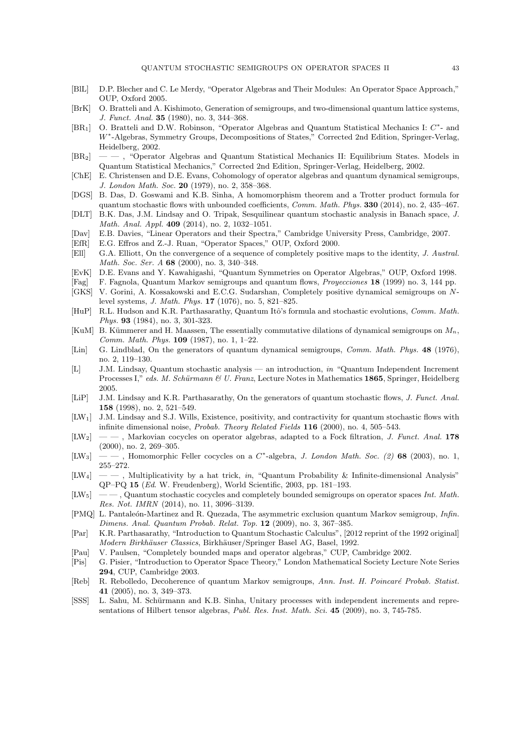[BlL] D.P. Blecher and C. Le Merdy, "Operator Algebras and Their Modules: An Operator Space Approach," OUP, Oxford 2005.

[BrK] O. Bratteli and A. Kishimoto, Generation of semigroups, and two-dimensional quantum lattice systems, *J. Funct. Anal.* **35** (1980), no. 3, 344–368.

[BR$_1$] O. Bratteli and D.W. Robinson, "Operator Algebras and Quantum Statistical Mechanics I: $C^*$- and $W^*$-Algebras, Symmetry Groups, Decompositions of States," Corrected 2nd Edition, Springer-Verlag, Heidelberg, 2002.

[BR$_2$] — — , "Operator Algebras and Quantum Statistical Mechanics II: Equilibrium States. Models in Quantum Statistical Mechanics," Corrected 2nd Edition, Springer-Verlag, Heidelberg, 2002.

[ChE] E. Christensen and D.E. Evans, Cohomology of operator algebras and quantum dynamical semigroups, *J. London Math. Soc.* **20** (1979), no. 2, 358–368.

[DGS] B. Das, D. Goswami and K.B. Sinha, A homomorphism theorem and a Trotter product formula for quantum stochastic flows with unbounded coefficients, *Comm. Math. Phys.* **330** (2014), no. 2, 435–467.

[DLT] B.K. Das, J.M. Lindsay and O. Tripak, Sesquilinear quantum stochastic analysis in Banach space, *J. Math. Anal. Appl.* **409** (2014), no. 2, 1032–1051.

[Dav] E.B. Davies, "Linear Operators and their Spectra," Cambridge University Press, Cambridge, 2007.

[EfR] E.G. Effros and Z.-J. Ruan, "Operator Spaces," OUP, Oxford 2000.

[Ell] G.A. Elliott, On the convergence of a sequence of completely positive maps to the identity, *J. Austral. Math. Soc. Ser. A* **68** (2000), no. 3, 340–348.

[EvK] D.E. Evans and Y. Kawahigashi, "Quantum Symmetries on Operator Algebras," OUP, Oxford 1998.

[Fag] F. Fagnola, Quantum Markov semigroups and quantum flows, *Proyecciones* **18** (1999) no. 3, 144 pp.

[GKS] V. Gorini, A. Kossakowski and E.C.G. Sudarshan, Completely positive dynamical semigroups on $N$-level systems, *J. Math. Phys.* **17** (1076), no. 5, 821–825.

[HuP] R.L. Hudson and K.R. Parthasarathy, Quantum Itô's formula and stochastic evolutions, *Comm. Math. Phys.* **93** (1984), no. 3, 301-323.

[KuM] B. Kümmerer and H. Maassen, The essentially commutative dilations of dynamical semigroups on $M_n$, *Comm. Math. Phys.* **109** (1987), no. 1, 1–22.

[Lin] G. Lindblad, On the generators of quantum dynamical semigroups, *Comm. Math. Phys.* **48** (1976), no. 2, 119–130.

[L] J.M. Lindsay, Quantum stochastic analysis — an introduction, *in* "Quantum Independent Increment Processes I," *eds. M. Schürmann & U. Franz*, Lecture Notes in Mathematics **1865**, Springer, Heidelberg 2005.

[LiP] J.M. Lindsay and K.R. Parthasarathy, On the generators of quantum stochastic flows, *J. Funct. Anal.* **158** (1998), no. 2, 521–549.

[LW$_1$] J.M. Lindsay and S.J. Wills, Existence, positivity, and contractivity for quantum stochastic flows with infinite dimensional noise, *Probab. Theory Related Fields* **116** (2000), no. 4, 505–543.

[LW$_2$] — — , Markovian cocycles on operator algebras, adapted to a Fock filtration, *J. Funct. Anal.* **178** (2000), no. 2, 269–305.

[LW$_3$] — — , Homomorphic Feller cocycles on a $C^*$-algebra, *J. London Math. Soc. (2)* **68** (2003), no. 1, 255–272.

[LW$_4$] — — , Multiplicativity by a hat trick, *in*, "Quantum Probability & Infinite-dimensional Analysis" QP–PQ **15** (*Ed*. W. Freudenberg), World Scientific, 2003, pp. 181–193.

[LW$_5$] — — , Quantum stochastic cocycles and completely bounded semigroups on operator spaces *Int. Math. Res. Not. IMRN* (2014), no. 11, 3096–3139.

[PMQ] L. Pantaleón-Martinez and R. Quezada, The asymmetric exclusion quantum Markov semigroup, *Infin. Dimens. Anal. Quantum Probab. Relat. Top.* **12** (2009), no. 3, 367–385.

[Par] K.R. Parthasarathy, "Introduction to Quantum Stochastic Calculus", [2012 reprint of the 1992 original] *Modern Birkhäuser Classics*, Birkhäuser/Springer Basel AG, Basel, 1992.

[Pau] V. Paulsen, "Completely bounded maps and operator algebras," CUP, Cambridge 2002.

[Pis] G. Pisier, "Introduction to Operator Space Theory," London Mathematical Society Lecture Note Series **294**, CUP, Cambridge 2003.

[Reb] R. Rebolledo, Decoherence of quantum Markov semigroups, *Ann. Inst. H. Poincaré Probab. Statist.* **41** (2005), no. 3, 349–373.

[SSS] L. Sahu, M. Schürmann and K.B. Sinha, Unitary processes with independent increments and representations of Hilbert tensor algebras, *Publ. Res. Inst. Math. Sci.* **45** (2009), no. 3, 745-785.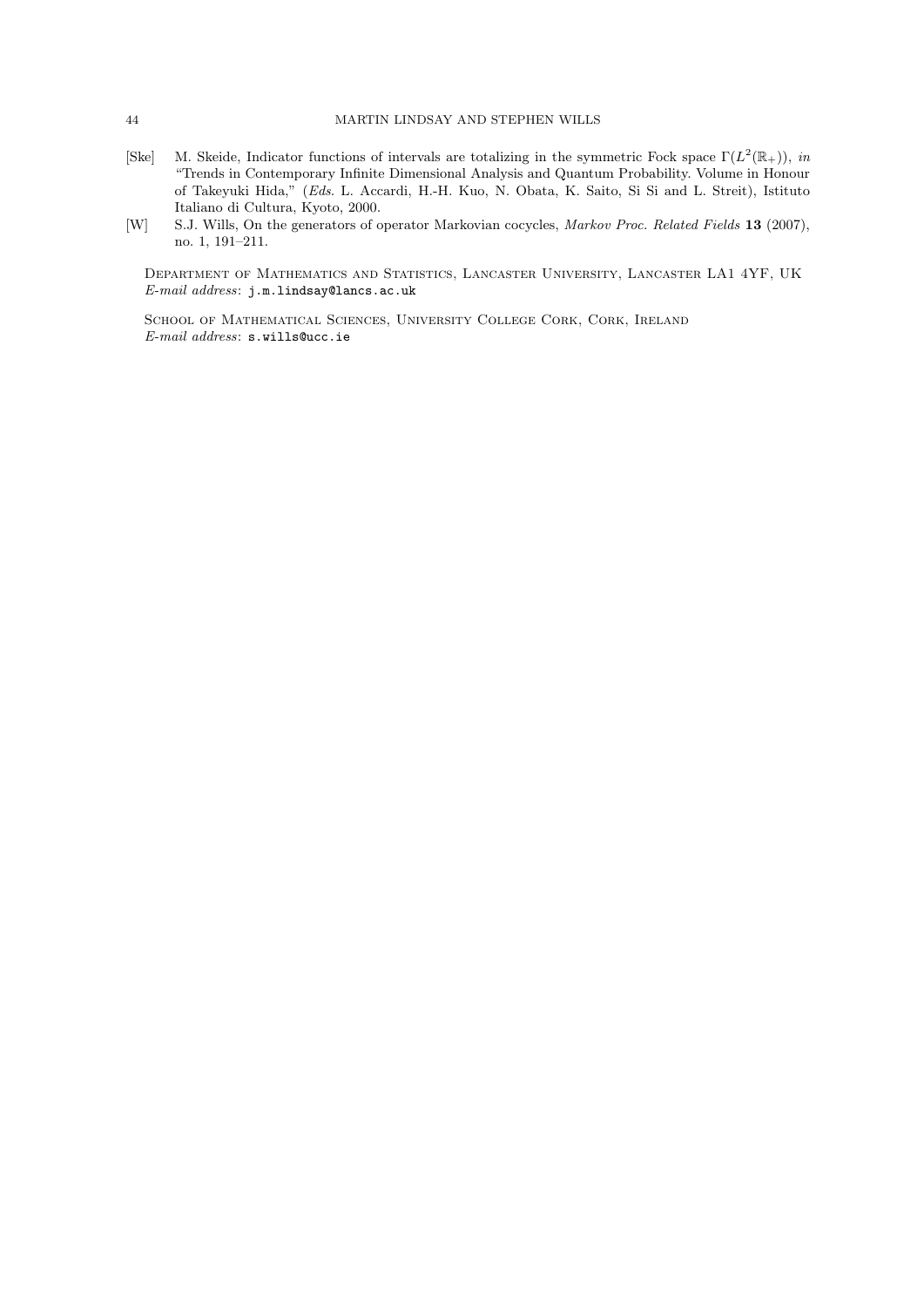[Ske] M. Skeide, Indicator functions of intervals are totalizing in the symmetric Fock space $\Gamma(L^2(\mathbb{R}_+))$, *in* "Trends in Contemporary Infinite Dimensional Analysis and Quantum Probability. Volume in Honour of Takeyuki Hida," (*Eds.* L. Accardi, H.-H. Kuo, N. Obata, K. Saito, Si Si and L. Streit), Istituto Italiano di Cultura, Kyoto, 2000.

[W] S.J. Wills, On the generators of operator Markovian cocycles, *Markov Proc. Related Fields* **13** (2007), no. 1, 191–211.

Department of Mathematics and Statistics, Lancaster University, Lancaster LA1 4YF, UK
*E-mail address*: `j.m.lindsay@lancs.ac.uk`

School of Mathematical Sciences, University College Cork, Cork, Ireland
*E-mail address*: `s.wills@ucc.ie`